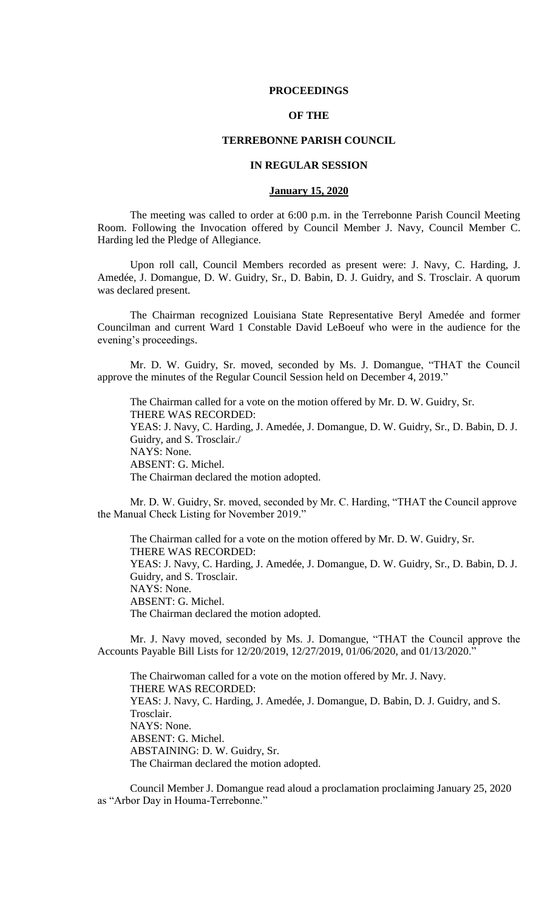# PROCEEDINGS

# OF THE

# TERREBONNE PARISH COUNCIL

# IN REGULAR SESSION

## January 15, 2020

The meeting was called to order at 6:00 p.m. in the Terrebonne Parish Council Meeting Room. Following the Invocation offered by Council Member J. Navy, Council Member C. Harding led the Pledge of Allegiance.

Upon roll call, Council Members recorded as present were: J. Navy, C. Harding, J. Amedée, J. Domangue, D. W. Guidry, Sr., D. Babin, D. J. Guidry, and S. Trosclair. A quorum was declared present.

The Chairman recognized Louisiana State Representative Beryl Amedée and former Councilman and current Ward 1 Constable David LeBoeuf who were in the audience for the evening's proceedings.

Mr. D. W. Guidry, Sr. moved, seconded by Ms. J. Domangue, "THAT the Council approve the minutes of the Regular Council Session held on December 4, 2019."

The Chairman called for a vote on the motion offered by Mr. D. W. Guidry, Sr.
THERE WAS RECORDED:
YEAS: J. Navy, C. Harding, J. Amedée, J. Domangue, D. W. Guidry, Sr., D. Babin, D. J. Guidry, and S. Trosclair./
NAYS: None.
ABSENT: G. Michel.
The Chairman declared the motion adopted.

Mr. D. W. Guidry, Sr. moved, seconded by Mr. C. Harding, "THAT the Council approve the Manual Check Listing for November 2019."

The Chairman called for a vote on the motion offered by Mr. D. W. Guidry, Sr.
THERE WAS RECORDED:
YEAS: J. Navy, C. Harding, J. Amedée, J. Domangue, D. W. Guidry, Sr., D. Babin, D. J. Guidry, and S. Trosclair.
NAYS: None.
ABSENT: G. Michel.
The Chairman declared the motion adopted.

Mr. J. Navy moved, seconded by Ms. J. Domangue, "THAT the Council approve the Accounts Payable Bill Lists for 12/20/2019, 12/27/2019, 01/06/2020, and 01/13/2020."

The Chairwoman called for a vote on the motion offered by Mr. J. Navy.
THERE WAS RECORDED:
YEAS: J. Navy, C. Harding, J. Amedée, J. Domangue, D. Babin, D. J. Guidry, and S. Trosclair.
NAYS: None.
ABSENT: G. Michel.
ABSTAINING: D. W. Guidry, Sr.
The Chairman declared the motion adopted.

Council Member J. Domangue read aloud a proclamation proclaiming January 25, 2020 as "Arbor Day in Houma-Terrebonne."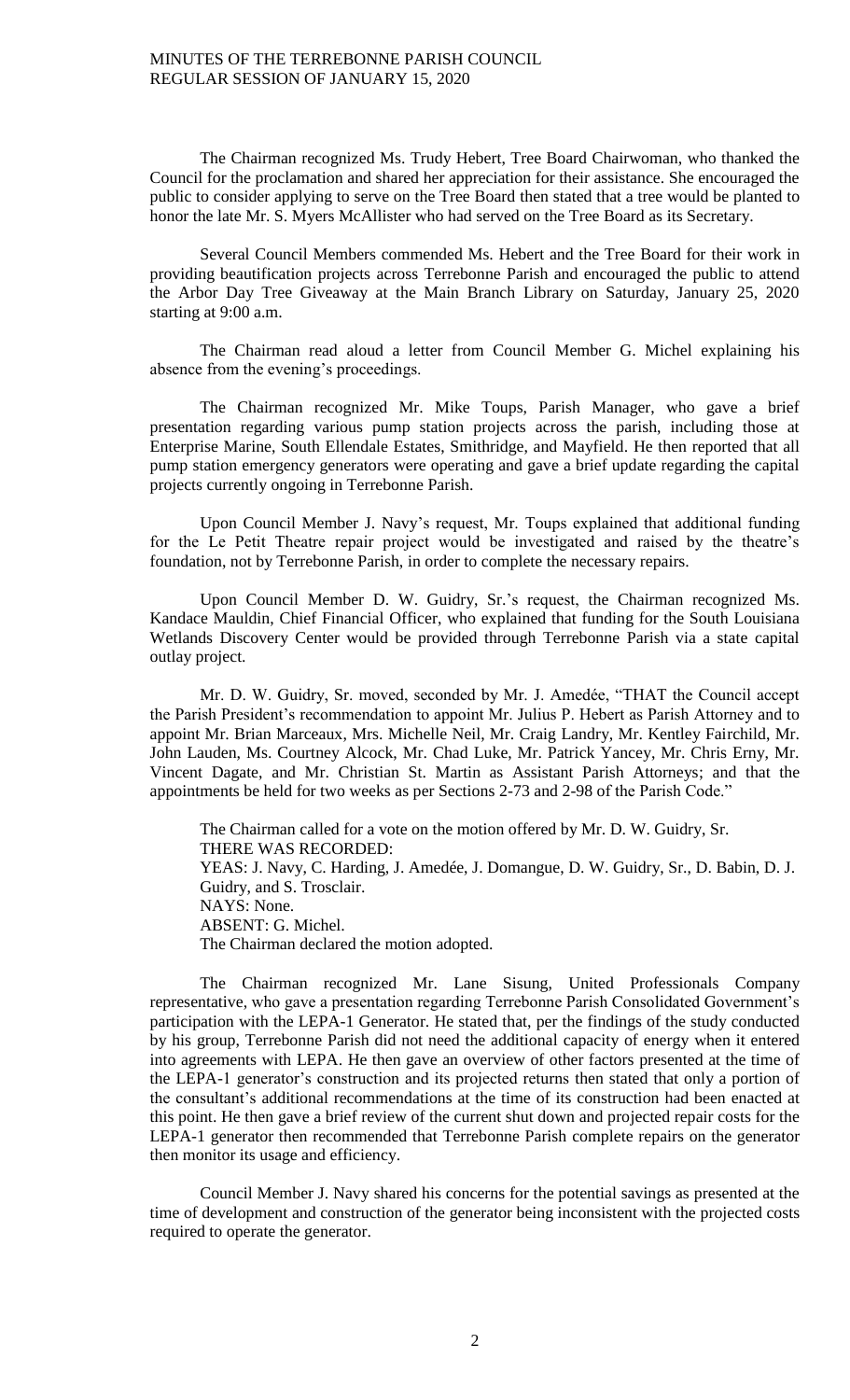The Chairman recognized Ms. Trudy Hebert, Tree Board Chairwoman, who thanked the Council for the proclamation and shared her appreciation for their assistance. She encouraged the public to consider applying to serve on the Tree Board then stated that a tree would be planted to honor the late Mr. S. Myers McAllister who had served on the Tree Board as its Secretary.

Several Council Members commended Ms. Hebert and the Tree Board for their work in providing beautification projects across Terrebonne Parish and encouraged the public to attend the Arbor Day Tree Giveaway at the Main Branch Library on Saturday, January 25, 2020 starting at 9:00 a.m.

The Chairman read aloud a letter from Council Member G. Michel explaining his absence from the evening's proceedings.

The Chairman recognized Mr. Mike Toups, Parish Manager, who gave a brief presentation regarding various pump station projects across the parish, including those at Enterprise Marine, South Ellendale Estates, Smithridge, and Mayfield. He then reported that all pump station emergency generators were operating and gave a brief update regarding the capital projects currently ongoing in Terrebonne Parish.

Upon Council Member J. Navy's request, Mr. Toups explained that additional funding for the Le Petit Theatre repair project would be investigated and raised by the theatre's foundation, not by Terrebonne Parish, in order to complete the necessary repairs.

Upon Council Member D. W. Guidry, Sr.'s request, the Chairman recognized Ms. Kandace Mauldin, Chief Financial Officer, who explained that funding for the South Louisiana Wetlands Discovery Center would be provided through Terrebonne Parish via a state capital outlay project.

Mr. D. W. Guidry, Sr. moved, seconded by Mr. J. Amedée, "THAT the Council accept the Parish President's recommendation to appoint Mr. Julius P. Hebert as Parish Attorney and to appoint Mr. Brian Marceaux, Mrs. Michelle Neil, Mr. Craig Landry, Mr. Kentley Fairchild, Mr. John Lauden, Ms. Courtney Alcock, Mr. Chad Luke, Mr. Patrick Yancey, Mr. Chris Erny, Mr. Vincent Dagate, and Mr. Christian St. Martin as Assistant Parish Attorneys; and that the appointments be held for two weeks as per Sections 2-73 and 2-98 of the Parish Code."

The Chairman called for a vote on the motion offered by Mr. D. W. Guidry, Sr.
THERE WAS RECORDED:
YEAS: J. Navy, C. Harding, J. Amedée, J. Domangue, D. W. Guidry, Sr., D. Babin, D. J. Guidry, and S. Trosclair.
NAYS: None.
ABSENT: G. Michel.
The Chairman declared the motion adopted.

The Chairman recognized Mr. Lane Sisung, United Professionals Company representative, who gave a presentation regarding Terrebonne Parish Consolidated Government's participation with the LEPA-1 Generator. He stated that, per the findings of the study conducted by his group, Terrebonne Parish did not need the additional capacity of energy when it entered into agreements with LEPA. He then gave an overview of other factors presented at the time of the LEPA-1 generator's construction and its projected returns then stated that only a portion of the consultant's additional recommendations at the time of its construction had been enacted at this point. He then gave a brief review of the current shut down and projected repair costs for the LEPA-1 generator then recommended that Terrebonne Parish complete repairs on the generator then monitor its usage and efficiency.

Council Member J. Navy shared his concerns for the potential savings as presented at the time of development and construction of the generator being inconsistent with the projected costs required to operate the generator.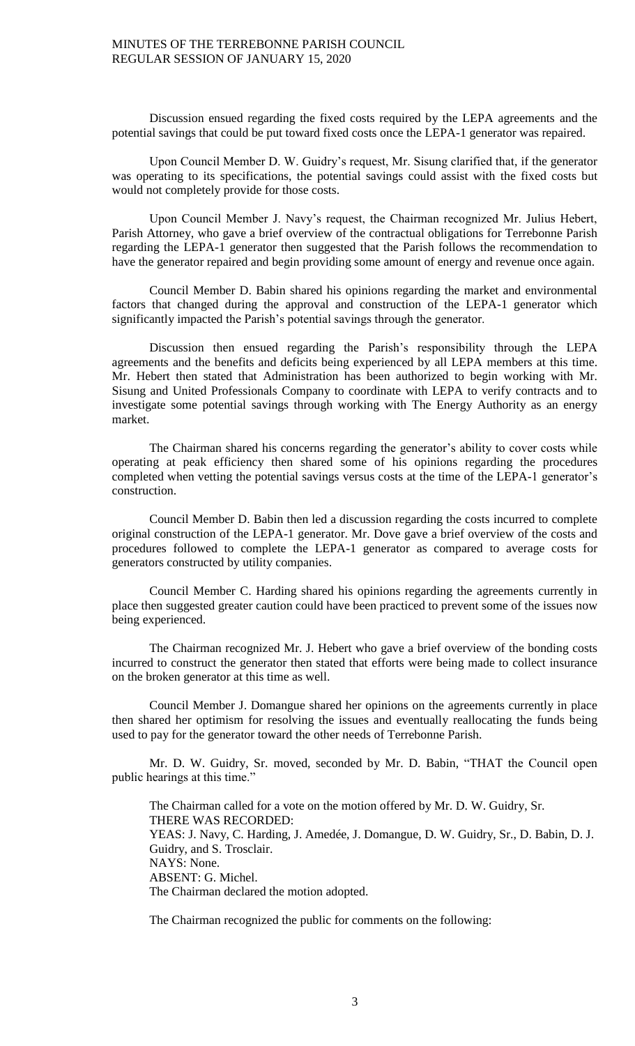Discussion ensued regarding the fixed costs required by the LEPA agreements and the potential savings that could be put toward fixed costs once the LEPA-1 generator was repaired.

Upon Council Member D. W. Guidry's request, Mr. Sisung clarified that, if the generator was operating to its specifications, the potential savings could assist with the fixed costs but would not completely provide for those costs.

Upon Council Member J. Navy's request, the Chairman recognized Mr. Julius Hebert, Parish Attorney, who gave a brief overview of the contractual obligations for Terrebonne Parish regarding the LEPA-1 generator then suggested that the Parish follows the recommendation to have the generator repaired and begin providing some amount of energy and revenue once again.

Council Member D. Babin shared his opinions regarding the market and environmental factors that changed during the approval and construction of the LEPA-1 generator which significantly impacted the Parish's potential savings through the generator.

Discussion then ensued regarding the Parish's responsibility through the LEPA agreements and the benefits and deficits being experienced by all LEPA members at this time. Mr. Hebert then stated that Administration has been authorized to begin working with Mr. Sisung and United Professionals Company to coordinate with LEPA to verify contracts and to investigate some potential savings through working with The Energy Authority as an energy market.

The Chairman shared his concerns regarding the generator's ability to cover costs while operating at peak efficiency then shared some of his opinions regarding the procedures completed when vetting the potential savings versus costs at the time of the LEPA-1 generator's construction.

Council Member D. Babin then led a discussion regarding the costs incurred to complete original construction of the LEPA-1 generator. Mr. Dove gave a brief overview of the costs and procedures followed to complete the LEPA-1 generator as compared to average costs for generators constructed by utility companies.

Council Member C. Harding shared his opinions regarding the agreements currently in place then suggested greater caution could have been practiced to prevent some of the issues now being experienced.

The Chairman recognized Mr. J. Hebert who gave a brief overview of the bonding costs incurred to construct the generator then stated that efforts were being made to collect insurance on the broken generator at this time as well.

Council Member J. Domangue shared her opinions on the agreements currently in place then shared her optimism for resolving the issues and eventually reallocating the funds being used to pay for the generator toward the other needs of Terrebonne Parish.

Mr. D. W. Guidry, Sr. moved, seconded by Mr. D. Babin, "THAT the Council open public hearings at this time."

The Chairman called for a vote on the motion offered by Mr. D. W. Guidry, Sr.
THERE WAS RECORDED:
YEAS: J. Navy, C. Harding, J. Amedée, J. Domangue, D. W. Guidry, Sr., D. Babin, D. J. Guidry, and S. Trosclair.
NAYS: None.
ABSENT: G. Michel.
The Chairman declared the motion adopted.

The Chairman recognized the public for comments on the following: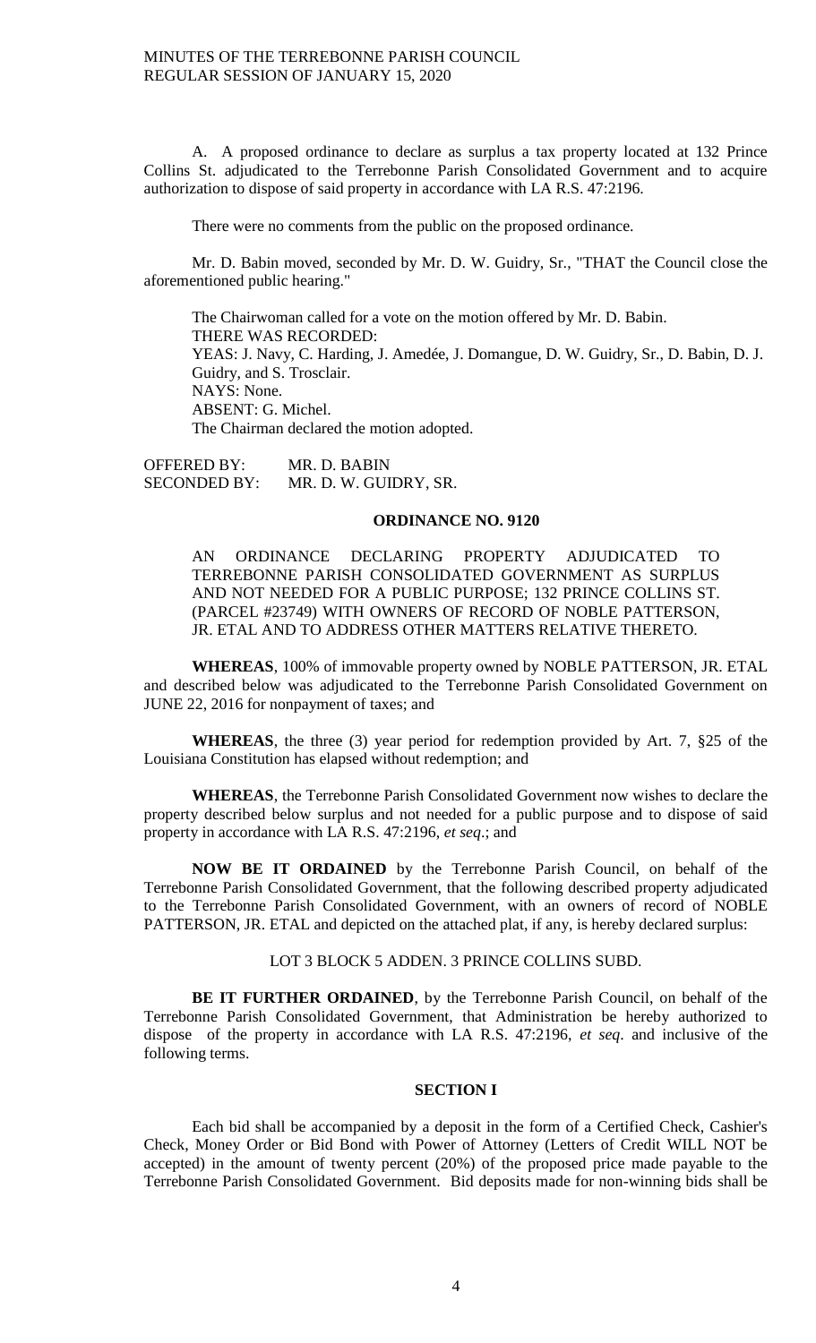A. A proposed ordinance to declare as surplus a tax property located at 132 Prince Collins St. adjudicated to the Terrebonne Parish Consolidated Government and to acquire authorization to dispose of said property in accordance with LA R.S. 47:2196.

There were no comments from the public on the proposed ordinance.

Mr. D. Babin moved, seconded by Mr. D. W. Guidry, Sr., "THAT the Council close the aforementioned public hearing."

The Chairwoman called for a vote on the motion offered by Mr. D. Babin.
THERE WAS RECORDED:
YEAS: J. Navy, C. Harding, J. Amedée, J. Domangue, D. W. Guidry, Sr., D. Babin, D. J. Guidry, and S. Trosclair.
NAYS: None.
ABSENT: G. Michel.
The Chairman declared the motion adopted.

OFFERED BY: MR. D. BABIN
SECONDED BY: MR. D. W. GUIDRY, SR.

## ORDINANCE NO. 9120

AN ORDINANCE DECLARING PROPERTY ADJUDICATED TO TERREBONNE PARISH CONSOLIDATED GOVERNMENT AS SURPLUS AND NOT NEEDED FOR A PUBLIC PURPOSE; 132 PRINCE COLLINS ST. (PARCEL #23749) WITH OWNERS OF RECORD OF NOBLE PATTERSON, JR. ETAL AND TO ADDRESS OTHER MATTERS RELATIVE THERETO.

**WHEREAS**, 100% of immovable property owned by NOBLE PATTERSON, JR. ETAL and described below was adjudicated to the Terrebonne Parish Consolidated Government on JUNE 22, 2016 for nonpayment of taxes; and

**WHEREAS**, the three (3) year period for redemption provided by Art. 7, §25 of the Louisiana Constitution has elapsed without redemption; and

**WHEREAS**, the Terrebonne Parish Consolidated Government now wishes to declare the property described below surplus and not needed for a public purpose and to dispose of said property in accordance with LA R.S. 47:2196, *et seq*.; and

**NOW BE IT ORDAINED** by the Terrebonne Parish Council, on behalf of the Terrebonne Parish Consolidated Government, that the following described property adjudicated to the Terrebonne Parish Consolidated Government, with an owners of record of NOBLE PATTERSON, JR. ETAL and depicted on the attached plat, if any, is hereby declared surplus:

LOT 3 BLOCK 5 ADDEN. 3 PRINCE COLLINS SUBD.

**BE IT FURTHER ORDAINED**, by the Terrebonne Parish Council, on behalf of the Terrebonne Parish Consolidated Government, that Administration be hereby authorized to dispose of the property in accordance with LA R.S. 47:2196, *et seq*. and inclusive of the following terms.

### SECTION I

Each bid shall be accompanied by a deposit in the form of a Certified Check, Cashier's Check, Money Order or Bid Bond with Power of Attorney (Letters of Credit WILL NOT be accepted) in the amount of twenty percent (20%) of the proposed price made payable to the Terrebonne Parish Consolidated Government. Bid deposits made for non-winning bids shall be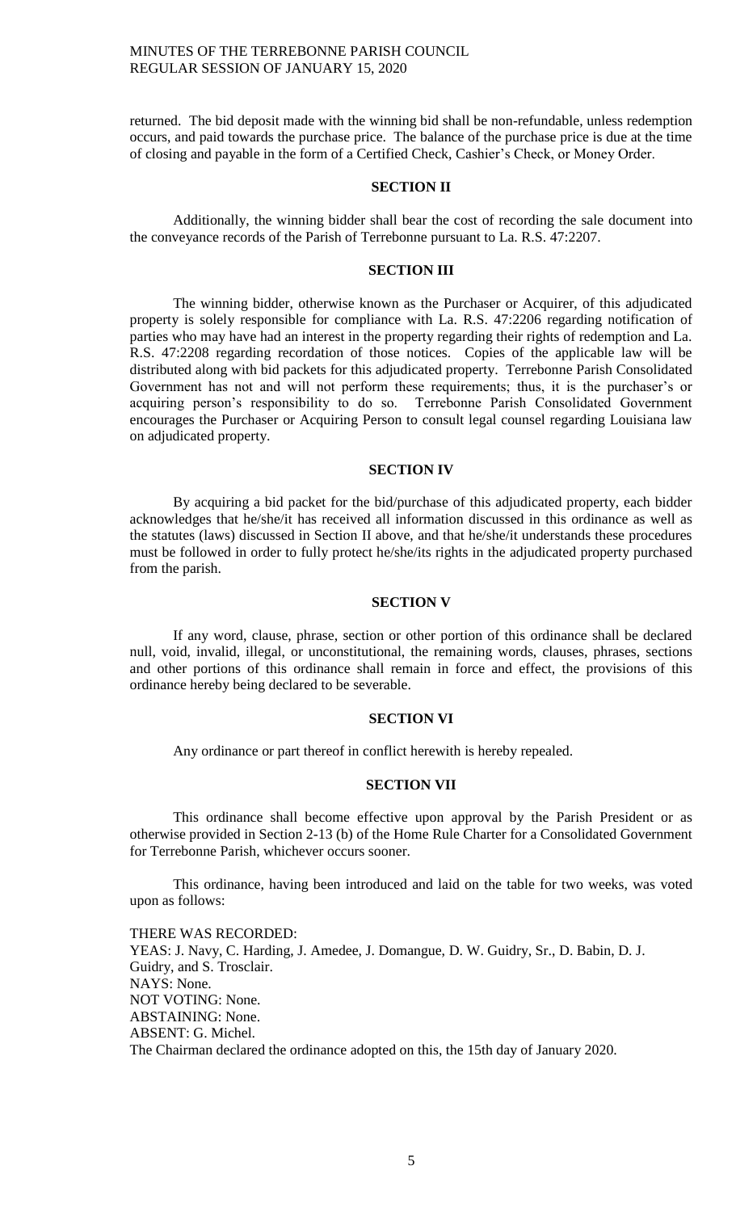returned. The bid deposit made with the winning bid shall be non-refundable, unless redemption occurs, and paid towards the purchase price. The balance of the purchase price is due at the time of closing and payable in the form of a Certified Check, Cashier's Check, or Money Order.

**SECTION II**

Additionally, the winning bidder shall bear the cost of recording the sale document into the conveyance records of the Parish of Terrebonne pursuant to La. R.S. 47:2207.

**SECTION III**

The winning bidder, otherwise known as the Purchaser or Acquirer, of this adjudicated property is solely responsible for compliance with La. R.S. 47:2206 regarding notification of parties who may have had an interest in the property regarding their rights of redemption and La. R.S. 47:2208 regarding recordation of those notices. Copies of the applicable law will be distributed along with bid packets for this adjudicated property. Terrebonne Parish Consolidated Government has not and will not perform these requirements; thus, it is the purchaser's or acquiring person's responsibility to do so. Terrebonne Parish Consolidated Government encourages the Purchaser or Acquiring Person to consult legal counsel regarding Louisiana law on adjudicated property.

**SECTION IV**

By acquiring a bid packet for the bid/purchase of this adjudicated property, each bidder acknowledges that he/she/it has received all information discussed in this ordinance as well as the statutes (laws) discussed in Section II above, and that he/she/it understands these procedures must be followed in order to fully protect he/she/its rights in the adjudicated property purchased from the parish.

**SECTION V**

If any word, clause, phrase, section or other portion of this ordinance shall be declared null, void, invalid, illegal, or unconstitutional, the remaining words, clauses, phrases, sections and other portions of this ordinance shall remain in force and effect, the provisions of this ordinance hereby being declared to be severable.

**SECTION VI**

Any ordinance or part thereof in conflict herewith is hereby repealed.

**SECTION VII**

This ordinance shall become effective upon approval by the Parish President or as otherwise provided in Section 2-13 (b) of the Home Rule Charter for a Consolidated Government for Terrebonne Parish, whichever occurs sooner.

This ordinance, having been introduced and laid on the table for two weeks, was voted upon as follows:

THERE WAS RECORDED:
YEAS: J. Navy, C. Harding, J. Amedee, J. Domangue, D. W. Guidry, Sr., D. Babin, D. J. Guidry, and S. Trosclair.
NAYS: None.
NOT VOTING: None.
ABSTAINING: None.
ABSENT: G. Michel.
The Chairman declared the ordinance adopted on this, the 15th day of January 2020.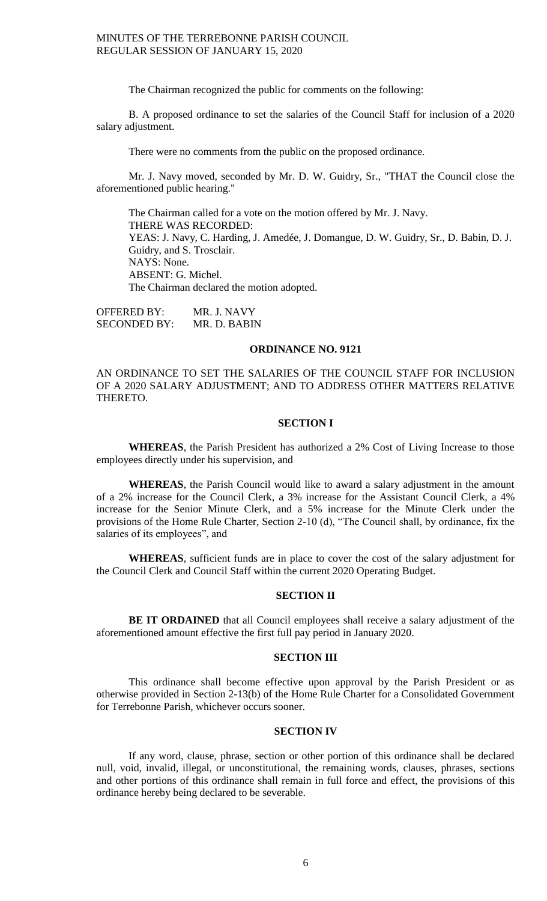The Chairman recognized the public for comments on the following:

B. A proposed ordinance to set the salaries of the Council Staff for inclusion of a 2020 salary adjustment.

There were no comments from the public on the proposed ordinance.

Mr. J. Navy moved, seconded by Mr. D. W. Guidry, Sr., "THAT the Council close the aforementioned public hearing."

The Chairman called for a vote on the motion offered by Mr. J. Navy.
THERE WAS RECORDED:
YEAS: J. Navy, C. Harding, J. Amedée, J. Domangue, D. W. Guidry, Sr., D. Babin, D. J. Guidry, and S. Trosclair.
NAYS: None.
ABSENT: G. Michel.
The Chairman declared the motion adopted.

OFFERED BY: MR. J. NAVY
SECONDED BY: MR. D. BABIN

## ORDINANCE NO. 9121

AN ORDINANCE TO SET THE SALARIES OF THE COUNCIL STAFF FOR INCLUSION OF A 2020 SALARY ADJUSTMENT; AND TO ADDRESS OTHER MATTERS RELATIVE THERETO.

### SECTION I

**WHEREAS**, the Parish President has authorized a 2% Cost of Living Increase to those employees directly under his supervision, and

**WHEREAS**, the Parish Council would like to award a salary adjustment in the amount of a 2% increase for the Council Clerk, a 3% increase for the Assistant Council Clerk, a 4% increase for the Senior Minute Clerk, and a 5% increase for the Minute Clerk under the provisions of the Home Rule Charter, Section 2-10 (d), "The Council shall, by ordinance, fix the salaries of its employees", and

**WHEREAS**, sufficient funds are in place to cover the cost of the salary adjustment for the Council Clerk and Council Staff within the current 2020 Operating Budget.

### SECTION II

**BE IT ORDAINED** that all Council employees shall receive a salary adjustment of the aforementioned amount effective the first full pay period in January 2020.

### SECTION III

This ordinance shall become effective upon approval by the Parish President or as otherwise provided in Section 2-13(b) of the Home Rule Charter for a Consolidated Government for Terrebonne Parish, whichever occurs sooner.

### SECTION IV

If any word, clause, phrase, section or other portion of this ordinance shall be declared null, void, invalid, illegal, or unconstitutional, the remaining words, clauses, phrases, sections and other portions of this ordinance shall remain in full force and effect, the provisions of this ordinance hereby being declared to be severable.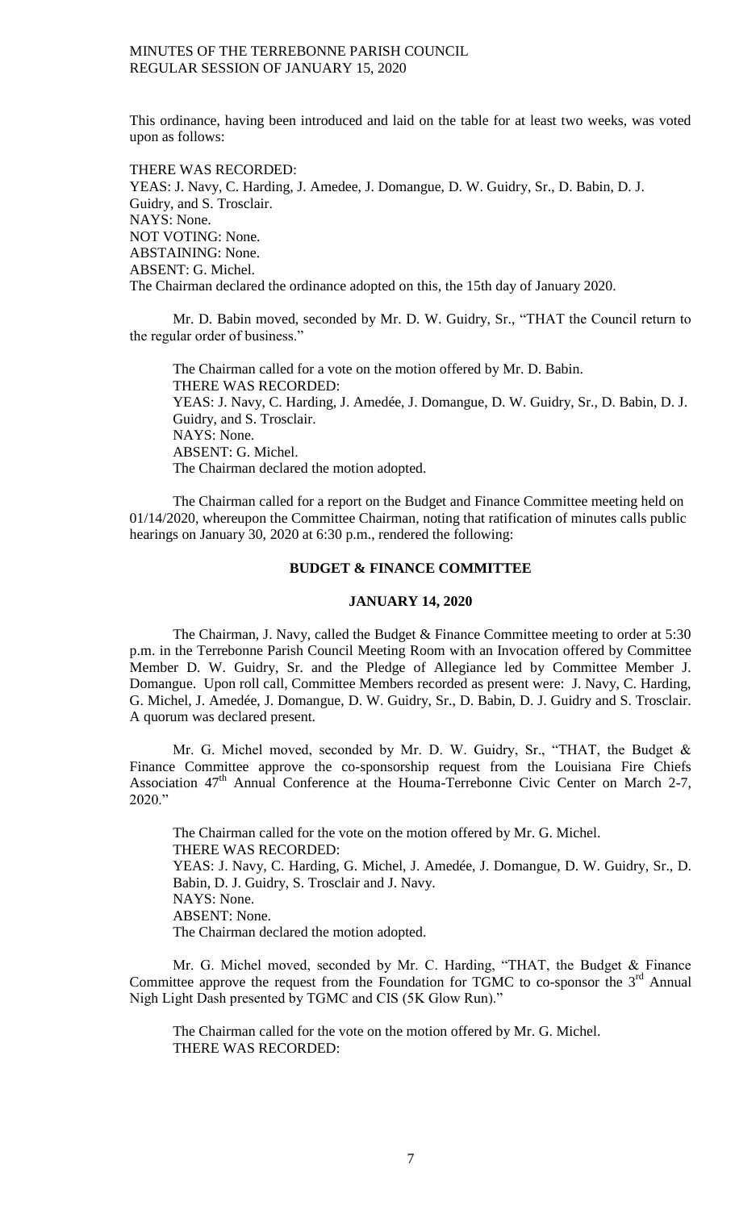This ordinance, having been introduced and laid on the table for at least two weeks, was voted upon as follows:

THERE WAS RECORDED:
YEAS: J. Navy, C. Harding, J. Amedee, J. Domangue, D. W. Guidry, Sr., D. Babin, D. J. Guidry, and S. Trosclair.
NAYS: None.
NOT VOTING: None.
ABSTAINING: None.
ABSENT: G. Michel.
The Chairman declared the ordinance adopted on this, the 15th day of January 2020.

Mr. D. Babin moved, seconded by Mr. D. W. Guidry, Sr., "THAT the Council return to the regular order of business."

The Chairman called for a vote on the motion offered by Mr. D. Babin.
THERE WAS RECORDED:
YEAS: J. Navy, C. Harding, J. Amedée, J. Domangue, D. W. Guidry, Sr., D. Babin, D. J. Guidry, and S. Trosclair.
NAYS: None.
ABSENT: G. Michel.
The Chairman declared the motion adopted.

The Chairman called for a report on the Budget and Finance Committee meeting held on 01/14/2020, whereupon the Committee Chairman, noting that ratification of minutes calls public hearings on January 30, 2020 at 6:30 p.m., rendered the following:

## BUDGET & FINANCE COMMITTEE

## JANUARY 14, 2020

The Chairman, J. Navy, called the Budget & Finance Committee meeting to order at 5:30 p.m. in the Terrebonne Parish Council Meeting Room with an Invocation offered by Committee Member D. W. Guidry, Sr. and the Pledge of Allegiance led by Committee Member J. Domangue. Upon roll call, Committee Members recorded as present were: J. Navy, C. Harding, G. Michel, J. Amedée, J. Domangue, D. W. Guidry, Sr., D. Babin, D. J. Guidry and S. Trosclair. A quorum was declared present.

Mr. G. Michel moved, seconded by Mr. D. W. Guidry, Sr., "THAT, the Budget & Finance Committee approve the co-sponsorship request from the Louisiana Fire Chiefs Association 47th Annual Conference at the Houma-Terrebonne Civic Center on March 2-7, 2020."

The Chairman called for the vote on the motion offered by Mr. G. Michel.
THERE WAS RECORDED:
YEAS: J. Navy, C. Harding, G. Michel, J. Amedée, J. Domangue, D. W. Guidry, Sr., D. Babin, D. J. Guidry, S. Trosclair and J. Navy.
NAYS: None.
ABSENT: None.
The Chairman declared the motion adopted.

Mr. G. Michel moved, seconded by Mr. C. Harding, "THAT, the Budget & Finance Committee approve the request from the Foundation for TGMC to co-sponsor the 3rd Annual Nigh Light Dash presented by TGMC and CIS (5K Glow Run)."

The Chairman called for the vote on the motion offered by Mr. G. Michel.
THERE WAS RECORDED: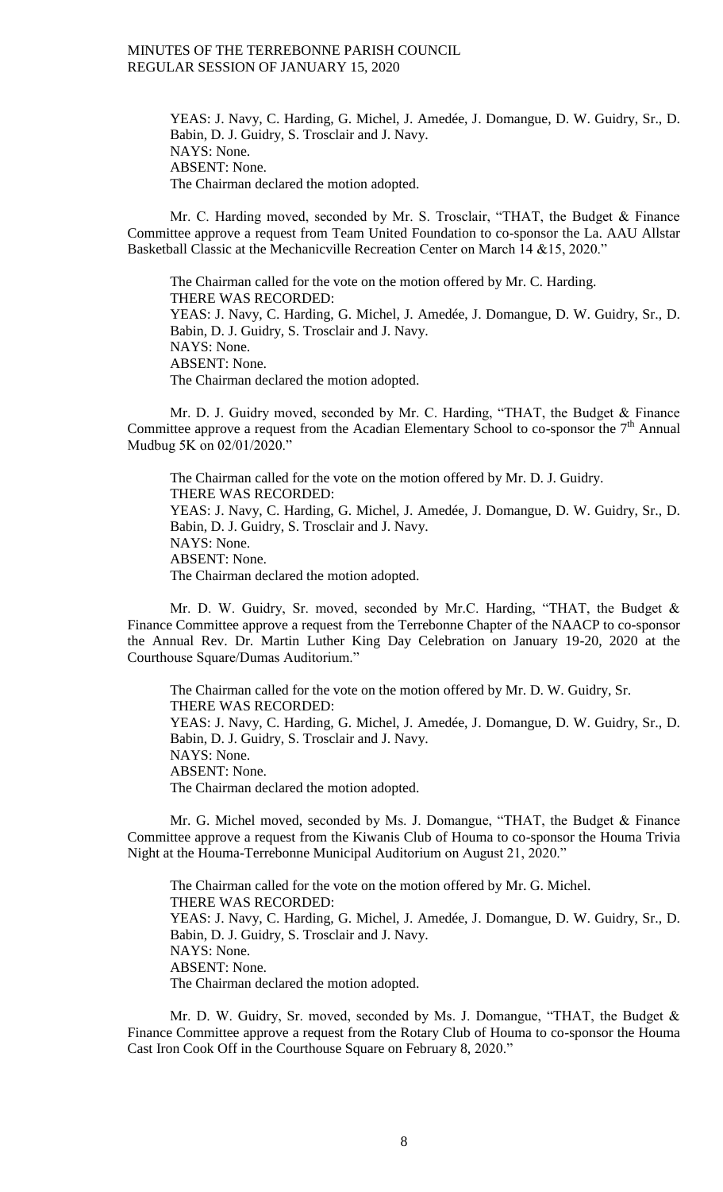YEAS: J. Navy, C. Harding, G. Michel, J. Amedée, J. Domangue, D. W. Guidry, Sr., D. Babin, D. J. Guidry, S. Trosclair and J. Navy.
NAYS: None.
ABSENT: None.
The Chairman declared the motion adopted.

Mr. C. Harding moved, seconded by Mr. S. Trosclair, "THAT, the Budget & Finance Committee approve a request from Team United Foundation to co-sponsor the La. AAU Allstar Basketball Classic at the Mechanicville Recreation Center on March 14 &15, 2020."

The Chairman called for the vote on the motion offered by Mr. C. Harding.
THERE WAS RECORDED:
YEAS: J. Navy, C. Harding, G. Michel, J. Amedée, J. Domangue, D. W. Guidry, Sr., D. Babin, D. J. Guidry, S. Trosclair and J. Navy.
NAYS: None.
ABSENT: None.
The Chairman declared the motion adopted.

Mr. D. J. Guidry moved, seconded by Mr. C. Harding, "THAT, the Budget & Finance Committee approve a request from the Acadian Elementary School to co-sponsor the 7th Annual Mudbug 5K on 02/01/2020."

The Chairman called for the vote on the motion offered by Mr. D. J. Guidry.
THERE WAS RECORDED:
YEAS: J. Navy, C. Harding, G. Michel, J. Amedée, J. Domangue, D. W. Guidry, Sr., D. Babin, D. J. Guidry, S. Trosclair and J. Navy.
NAYS: None.
ABSENT: None.
The Chairman declared the motion adopted.

Mr. D. W. Guidry, Sr. moved, seconded by Mr.C. Harding, "THAT, the Budget & Finance Committee approve a request from the Terrebonne Chapter of the NAACP to co-sponsor the Annual Rev. Dr. Martin Luther King Day Celebration on January 19-20, 2020 at the Courthouse Square/Dumas Auditorium."

The Chairman called for the vote on the motion offered by Mr. D. W. Guidry, Sr.
THERE WAS RECORDED:
YEAS: J. Navy, C. Harding, G. Michel, J. Amedée, J. Domangue, D. W. Guidry, Sr., D. Babin, D. J. Guidry, S. Trosclair and J. Navy.
NAYS: None.
ABSENT: None.
The Chairman declared the motion adopted.

Mr. G. Michel moved, seconded by Ms. J. Domangue, "THAT, the Budget & Finance Committee approve a request from the Kiwanis Club of Houma to co-sponsor the Houma Trivia Night at the Houma-Terrebonne Municipal Auditorium on August 21, 2020."

The Chairman called for the vote on the motion offered by Mr. G. Michel.
THERE WAS RECORDED:
YEAS: J. Navy, C. Harding, G. Michel, J. Amedée, J. Domangue, D. W. Guidry, Sr., D. Babin, D. J. Guidry, S. Trosclair and J. Navy.
NAYS: None.
ABSENT: None.
The Chairman declared the motion adopted.

Mr. D. W. Guidry, Sr. moved, seconded by Ms. J. Domangue, "THAT, the Budget & Finance Committee approve a request from the Rotary Club of Houma to co-sponsor the Houma Cast Iron Cook Off in the Courthouse Square on February 8, 2020."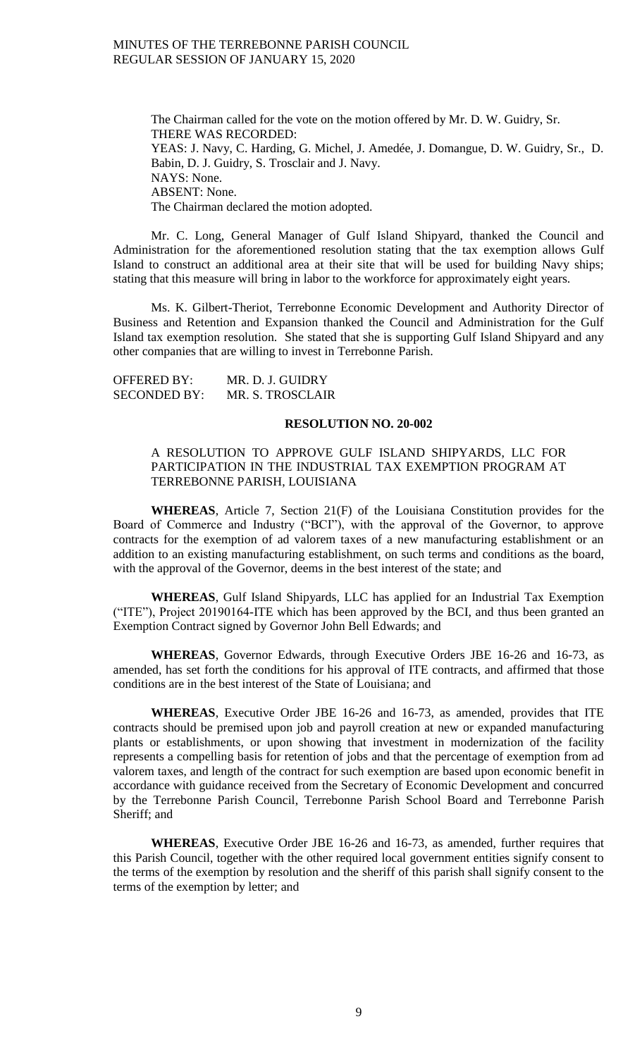The Chairman called for the vote on the motion offered by Mr. D. W. Guidry, Sr.
THERE WAS RECORDED:
YEAS: J. Navy, C. Harding, G. Michel, J. Amedée, J. Domangue, D. W. Guidry, Sr., D. Babin, D. J. Guidry, S. Trosclair and J. Navy.
NAYS: None.
ABSENT: None.
The Chairman declared the motion adopted.

Mr. C. Long, General Manager of Gulf Island Shipyard, thanked the Council and Administration for the aforementioned resolution stating that the tax exemption allows Gulf Island to construct an additional area at their site that will be used for building Navy ships; stating that this measure will bring in labor to the workforce for approximately eight years.

Ms. K. Gilbert-Theriot, Terrebonne Economic Development and Authority Director of Business and Retention and Expansion thanked the Council and Administration for the Gulf Island tax exemption resolution. She stated that she is supporting Gulf Island Shipyard and any other companies that are willing to invest in Terrebonne Parish.

OFFERED BY: MR. D. J. GUIDRY
SECONDED BY: MR. S. TROSCLAIR

**RESOLUTION NO. 20-002**

A RESOLUTION TO APPROVE GULF ISLAND SHIPYARDS, LLC FOR PARTICIPATION IN THE INDUSTRIAL TAX EXEMPTION PROGRAM AT TERREBONNE PARISH, LOUISIANA

**WHEREAS**, Article 7, Section 21(F) of the Louisiana Constitution provides for the Board of Commerce and Industry ("BCI"), with the approval of the Governor, to approve contracts for the exemption of ad valorem taxes of a new manufacturing establishment or an addition to an existing manufacturing establishment, on such terms and conditions as the board, with the approval of the Governor, deems in the best interest of the state; and

**WHEREAS**, Gulf Island Shipyards, LLC has applied for an Industrial Tax Exemption ("ITE"), Project 20190164-ITE which has been approved by the BCI, and thus been granted an Exemption Contract signed by Governor John Bell Edwards; and

**WHEREAS**, Governor Edwards, through Executive Orders JBE 16-26 and 16-73, as amended, has set forth the conditions for his approval of ITE contracts, and affirmed that those conditions are in the best interest of the State of Louisiana; and

**WHEREAS**, Executive Order JBE 16-26 and 16-73, as amended, provides that ITE contracts should be premised upon job and payroll creation at new or expanded manufacturing plants or establishments, or upon showing that investment in modernization of the facility represents a compelling basis for retention of jobs and that the percentage of exemption from ad valorem taxes, and length of the contract for such exemption are based upon economic benefit in accordance with guidance received from the Secretary of Economic Development and concurred by the Terrebonne Parish Council, Terrebonne Parish School Board and Terrebonne Parish Sheriff; and

**WHEREAS**, Executive Order JBE 16-26 and 16-73, as amended, further requires that this Parish Council, together with the other required local government entities signify consent to the terms of the exemption by resolution and the sheriff of this parish shall signify consent to the terms of the exemption by letter; and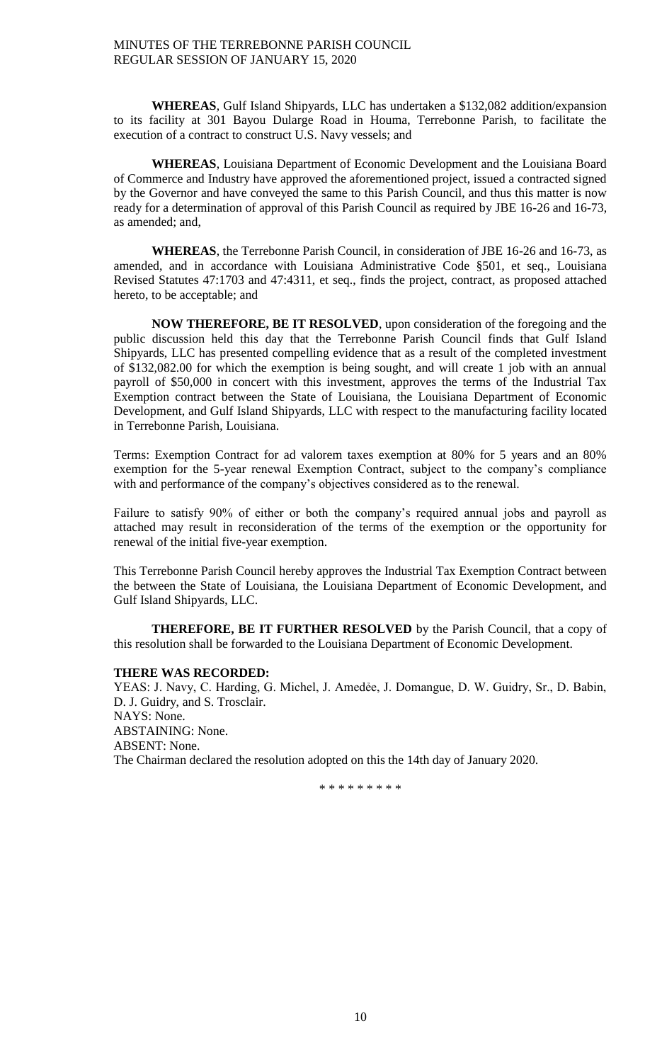**WHEREAS**, Gulf Island Shipyards, LLC has undertaken a $132,082 addition/expansion to its facility at 301 Bayou Dularge Road in Houma, Terrebonne Parish, to facilitate the execution of a contract to construct U.S. Navy vessels; and

**WHEREAS**, Louisiana Department of Economic Development and the Louisiana Board of Commerce and Industry have approved the aforementioned project, issued a contracted signed by the Governor and have conveyed the same to this Parish Council, and thus this matter is now ready for a determination of approval of this Parish Council as required by JBE 16-26 and 16-73, as amended; and,

**WHEREAS**, the Terrebonne Parish Council, in consideration of JBE 16-26 and 16-73, as amended, and in accordance with Louisiana Administrative Code §501, et seq., Louisiana Revised Statutes 47:1703 and 47:4311, et seq., finds the project, contract, as proposed attached hereto, to be acceptable; and

**NOW THEREFORE, BE IT RESOLVED**, upon consideration of the foregoing and the public discussion held this day that the Terrebonne Parish Council finds that Gulf Island Shipyards, LLC has presented compelling evidence that as a result of the completed investment of $132,082.00 for which the exemption is being sought, and will create 1 job with an annual payroll of $50,000 in concert with this investment, approves the terms of the Industrial Tax Exemption contract between the State of Louisiana, the Louisiana Department of Economic Development, and Gulf Island Shipyards, LLC with respect to the manufacturing facility located in Terrebonne Parish, Louisiana.

Terms: Exemption Contract for ad valorem taxes exemption at 80% for 5 years and an 80% exemption for the 5-year renewal Exemption Contract, subject to the company's compliance with and performance of the company's objectives considered as to the renewal.

Failure to satisfy 90% of either or both the company's required annual jobs and payroll as attached may result in reconsideration of the terms of the exemption or the opportunity for renewal of the initial five-year exemption.

This Terrebonne Parish Council hereby approves the Industrial Tax Exemption Contract between the between the State of Louisiana, the Louisiana Department of Economic Development, and Gulf Island Shipyards, LLC.

**THEREFORE, BE IT FURTHER RESOLVED** by the Parish Council, that a copy of this resolution shall be forwarded to the Louisiana Department of Economic Development.

**THERE WAS RECORDED:**

YEAS: J. Navy, C. Harding, G. Michel, J. Amedėe, J. Domangue, D. W. Guidry, Sr., D. Babin, D. J. Guidry, and S. Trosclair.

NAYS: None.

ABSTAINING: None.

ABSENT: None.

The Chairman declared the resolution adopted on this the 14th day of January 2020.

\* \* \* \* \* \* \* \* \*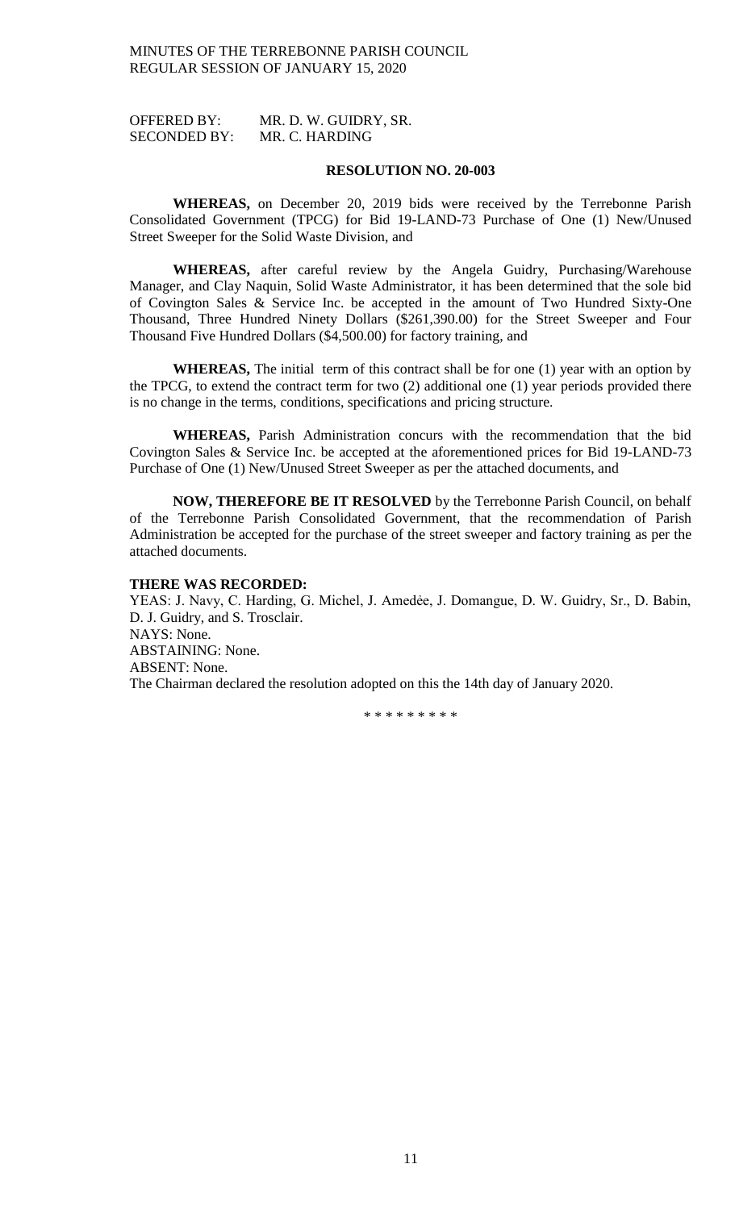OFFERED BY: MR. D. W. GUIDRY, SR.
SECONDED BY: MR. C. HARDING

**RESOLUTION NO. 20-003**

**WHEREAS,** on December 20, 2019 bids were received by the Terrebonne Parish Consolidated Government (TPCG) for Bid 19-LAND-73 Purchase of One (1) New/Unused Street Sweeper for the Solid Waste Division, and

**WHEREAS,** after careful review by the Angela Guidry, Purchasing/Warehouse Manager, and Clay Naquin, Solid Waste Administrator, it has been determined that the sole bid of Covington Sales & Service Inc. be accepted in the amount of Two Hundred Sixty-One Thousand, Three Hundred Ninety Dollars ($261,390.00) for the Street Sweeper and Four Thousand Five Hundred Dollars ($4,500.00) for factory training, and

**WHEREAS,** The initial term of this contract shall be for one (1) year with an option by the TPCG, to extend the contract term for two (2) additional one (1) year periods provided there is no change in the terms, conditions, specifications and pricing structure.

**WHEREAS,** Parish Administration concurs with the recommendation that the bid Covington Sales & Service Inc. be accepted at the aforementioned prices for Bid 19-LAND-73 Purchase of One (1) New/Unused Street Sweeper as per the attached documents, and

**NOW, THEREFORE BE IT RESOLVED** by the Terrebonne Parish Council, on behalf of the Terrebonne Parish Consolidated Government, that the recommendation of Parish Administration be accepted for the purchase of the street sweeper and factory training as per the attached documents.

**THERE WAS RECORDED:**
YEAS: J. Navy, C. Harding, G. Michel, J. Amedėe, J. Domangue, D. W. Guidry, Sr., D. Babin, D. J. Guidry, and S. Trosclair.
NAYS: None.
ABSTAINING: None.
ABSENT: None.
The Chairman declared the resolution adopted on this the 14th day of January 2020.

\* \* \* \* \* \* \* \* \*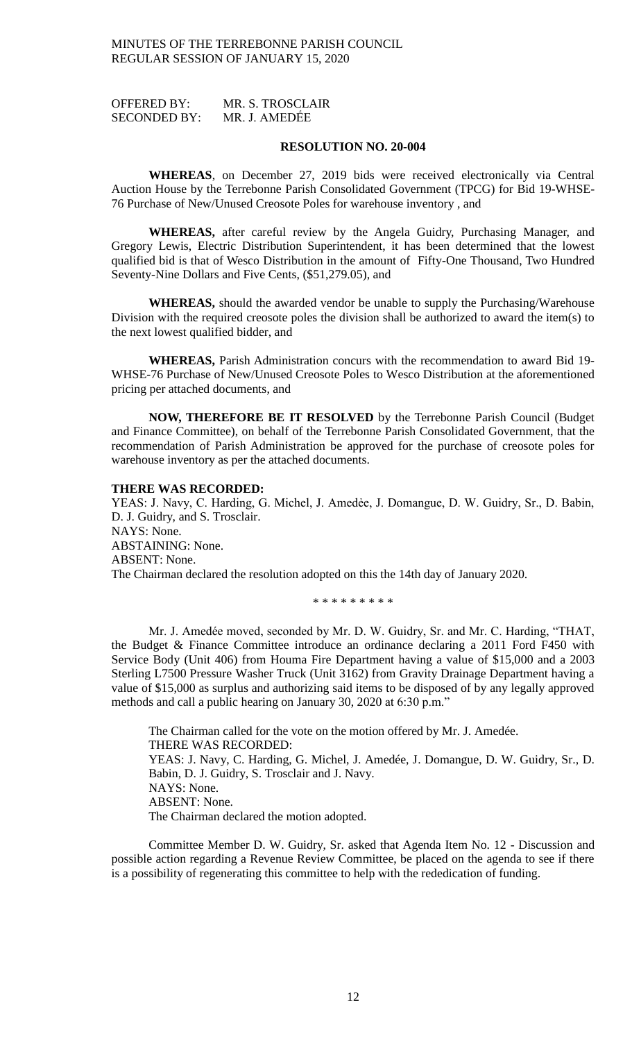OFFERED BY: MR. S. TROSCLAIR
SECONDED BY: MR. J. AMEDÉE

**RESOLUTION NO. 20-004**

**WHEREAS**, on December 27, 2019 bids were received electronically via Central Auction House by the Terrebonne Parish Consolidated Government (TPCG) for Bid 19-WHSE-76 Purchase of New/Unused Creosote Poles for warehouse inventory , and

**WHEREAS,** after careful review by the Angela Guidry, Purchasing Manager, and Gregory Lewis, Electric Distribution Superintendent, it has been determined that the lowest qualified bid is that of Wesco Distribution in the amount of Fifty-One Thousand, Two Hundred Seventy-Nine Dollars and Five Cents, ($51,279.05), and

**WHEREAS,** should the awarded vendor be unable to supply the Purchasing/Warehouse Division with the required creosote poles the division shall be authorized to award the item(s) to the next lowest qualified bidder, and

**WHEREAS,** Parish Administration concurs with the recommendation to award Bid 19-WHSE-76 Purchase of New/Unused Creosote Poles to Wesco Distribution at the aforementioned pricing per attached documents, and

**NOW, THEREFORE BE IT RESOLVED** by the Terrebonne Parish Council (Budget and Finance Committee), on behalf of the Terrebonne Parish Consolidated Government, that the recommendation of Parish Administration be approved for the purchase of creosote poles for warehouse inventory as per the attached documents.

**THERE WAS RECORDED:**
YEAS: J. Navy, C. Harding, G. Michel, J. Amedée, J. Domangue, D. W. Guidry, Sr., D. Babin, D. J. Guidry, and S. Trosclair.
NAYS: None.
ABSTAINING: None.
ABSENT: None.
The Chairman declared the resolution adopted on this the 14th day of January 2020.

\* \* \* \* \* \* \* \* \*

Mr. J. Amedée moved, seconded by Mr. D. W. Guidry, Sr. and Mr. C. Harding, "THAT, the Budget & Finance Committee introduce an ordinance declaring a 2011 Ford F450 with Service Body (Unit 406) from Houma Fire Department having a value of $15,000 and a 2003 Sterling L7500 Pressure Washer Truck (Unit 3162) from Gravity Drainage Department having a value of $15,000 as surplus and authorizing said items to be disposed of by any legally approved methods and call a public hearing on January 30, 2020 at 6:30 p.m."

The Chairman called for the vote on the motion offered by Mr. J. Amedée.
THERE WAS RECORDED:
YEAS: J. Navy, C. Harding, G. Michel, J. Amedée, J. Domangue, D. W. Guidry, Sr., D. Babin, D. J. Guidry, S. Trosclair and J. Navy.
NAYS: None.
ABSENT: None.
The Chairman declared the motion adopted.

Committee Member D. W. Guidry, Sr. asked that Agenda Item No. 12 - Discussion and possible action regarding a Revenue Review Committee, be placed on the agenda to see if there is a possibility of regenerating this committee to help with the rededication of funding.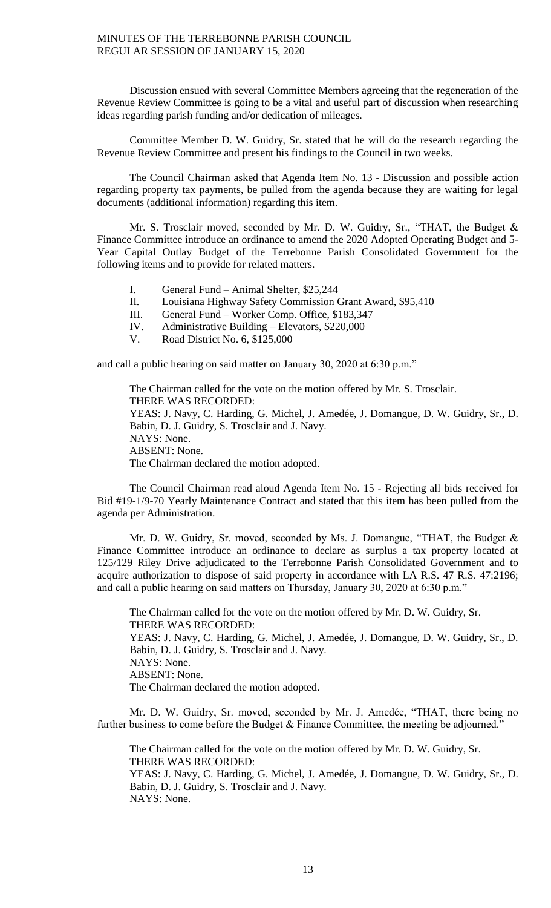Discussion ensued with several Committee Members agreeing that the regeneration of the Revenue Review Committee is going to be a vital and useful part of discussion when researching ideas regarding parish funding and/or dedication of mileages.

Committee Member D. W. Guidry, Sr. stated that he will do the research regarding the Revenue Review Committee and present his findings to the Council in two weeks.

The Council Chairman asked that Agenda Item No. 13 - Discussion and possible action regarding property tax payments, be pulled from the agenda because they are waiting for legal documents (additional information) regarding this item.

Mr. S. Trosclair moved, seconded by Mr. D. W. Guidry, Sr., "THAT, the Budget & Finance Committee introduce an ordinance to amend the 2020 Adopted Operating Budget and 5-Year Capital Outlay Budget of the Terrebonne Parish Consolidated Government for the following items and to provide for related matters.

I. General Fund – Animal Shelter, $25,244
II. Louisiana Highway Safety Commission Grant Award, $95,410
III. General Fund – Worker Comp. Office, $183,347
IV. Administrative Building – Elevators, $220,000
V. Road District No. 6, $125,000

and call a public hearing on said matter on January 30, 2020 at 6:30 p.m."

The Chairman called for the vote on the motion offered by Mr. S. Trosclair.
THERE WAS RECORDED:
YEAS: J. Navy, C. Harding, G. Michel, J. Amedée, J. Domangue, D. W. Guidry, Sr., D. Babin, D. J. Guidry, S. Trosclair and J. Navy.
NAYS: None.
ABSENT: None.
The Chairman declared the motion adopted.

The Council Chairman read aloud Agenda Item No. 15 - Rejecting all bids received for Bid #19-1/9-70 Yearly Maintenance Contract and stated that this item has been pulled from the agenda per Administration.

Mr. D. W. Guidry, Sr. moved, seconded by Ms. J. Domangue, "THAT, the Budget & Finance Committee introduce an ordinance to declare as surplus a tax property located at 125/129 Riley Drive adjudicated to the Terrebonne Parish Consolidated Government and to acquire authorization to dispose of said property in accordance with LA R.S. 47 R.S. 47:2196; and call a public hearing on said matters on Thursday, January 30, 2020 at 6:30 p.m."

The Chairman called for the vote on the motion offered by Mr. D. W. Guidry, Sr.
THERE WAS RECORDED:
YEAS: J. Navy, C. Harding, G. Michel, J. Amedée, J. Domangue, D. W. Guidry, Sr., D. Babin, D. J. Guidry, S. Trosclair and J. Navy.
NAYS: None.
ABSENT: None.
The Chairman declared the motion adopted.

Mr. D. W. Guidry, Sr. moved, seconded by Mr. J. Amedée, "THAT, there being no further business to come before the Budget & Finance Committee, the meeting be adjourned."

The Chairman called for the vote on the motion offered by Mr. D. W. Guidry, Sr.
THERE WAS RECORDED:
YEAS: J. Navy, C. Harding, G. Michel, J. Amedée, J. Domangue, D. W. Guidry, Sr., D. Babin, D. J. Guidry, S. Trosclair and J. Navy.
NAYS: None.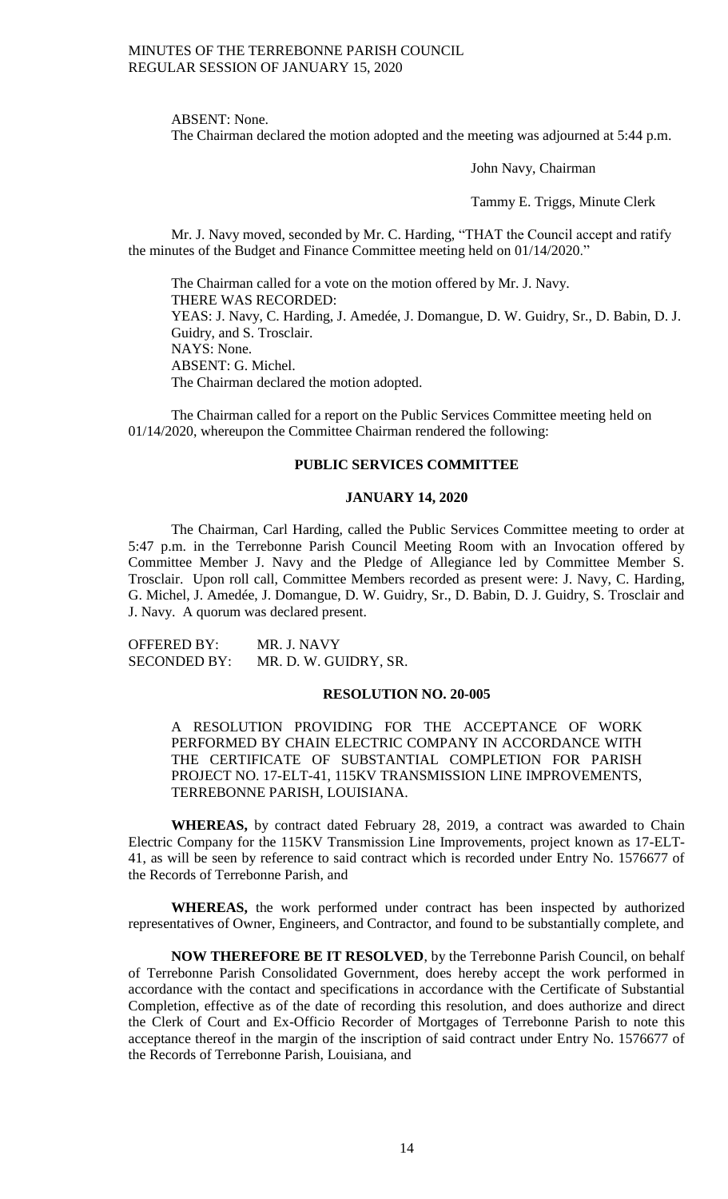ABSENT: None.

The Chairman declared the motion adopted and the meeting was adjourned at 5:44 p.m.

John Navy, Chairman

Tammy E. Triggs, Minute Clerk

Mr. J. Navy moved, seconded by Mr. C. Harding, "THAT the Council accept and ratify the minutes of the Budget and Finance Committee meeting held on 01/14/2020."

The Chairman called for a vote on the motion offered by Mr. J. Navy.
THERE WAS RECORDED:
YEAS: J. Navy, C. Harding, J. Amedée, J. Domangue, D. W. Guidry, Sr., D. Babin, D. J. Guidry, and S. Trosclair.
NAYS: None.
ABSENT: G. Michel.
The Chairman declared the motion adopted.

The Chairman called for a report on the Public Services Committee meeting held on 01/14/2020, whereupon the Committee Chairman rendered the following:

**PUBLIC SERVICES COMMITTEE**

**JANUARY 14, 2020**

The Chairman, Carl Harding, called the Public Services Committee meeting to order at 5:47 p.m. in the Terrebonne Parish Council Meeting Room with an Invocation offered by Committee Member J. Navy and the Pledge of Allegiance led by Committee Member S. Trosclair. Upon roll call, Committee Members recorded as present were: J. Navy, C. Harding, G. Michel, J. Amedée, J. Domangue, D. W. Guidry, Sr., D. Babin, D. J. Guidry, S. Trosclair and J. Navy. A quorum was declared present.

OFFERED BY: MR. J. NAVY
SECONDED BY: MR. D. W. GUIDRY, SR.

**RESOLUTION NO. 20-005**

A RESOLUTION PROVIDING FOR THE ACCEPTANCE OF WORK PERFORMED BY CHAIN ELECTRIC COMPANY IN ACCORDANCE WITH THE CERTIFICATE OF SUBSTANTIAL COMPLETION FOR PARISH PROJECT NO. 17-ELT-41, 115KV TRANSMISSION LINE IMPROVEMENTS, TERREBONNE PARISH, LOUISIANA.

**WHEREAS,** by contract dated February 28, 2019, a contract was awarded to Chain Electric Company for the 115KV Transmission Line Improvements, project known as 17-ELT-41, as will be seen by reference to said contract which is recorded under Entry No. 1576677 of the Records of Terrebonne Parish, and

**WHEREAS,** the work performed under contract has been inspected by authorized representatives of Owner, Engineers, and Contractor, and found to be substantially complete, and

**NOW THEREFORE BE IT RESOLVED**, by the Terrebonne Parish Council, on behalf of Terrebonne Parish Consolidated Government, does hereby accept the work performed in accordance with the contact and specifications in accordance with the Certificate of Substantial Completion, effective as of the date of recording this resolution, and does authorize and direct the Clerk of Court and Ex-Officio Recorder of Mortgages of Terrebonne Parish to note this acceptance thereof in the margin of the inscription of said contract under Entry No. 1576677 of the Records of Terrebonne Parish, Louisiana, and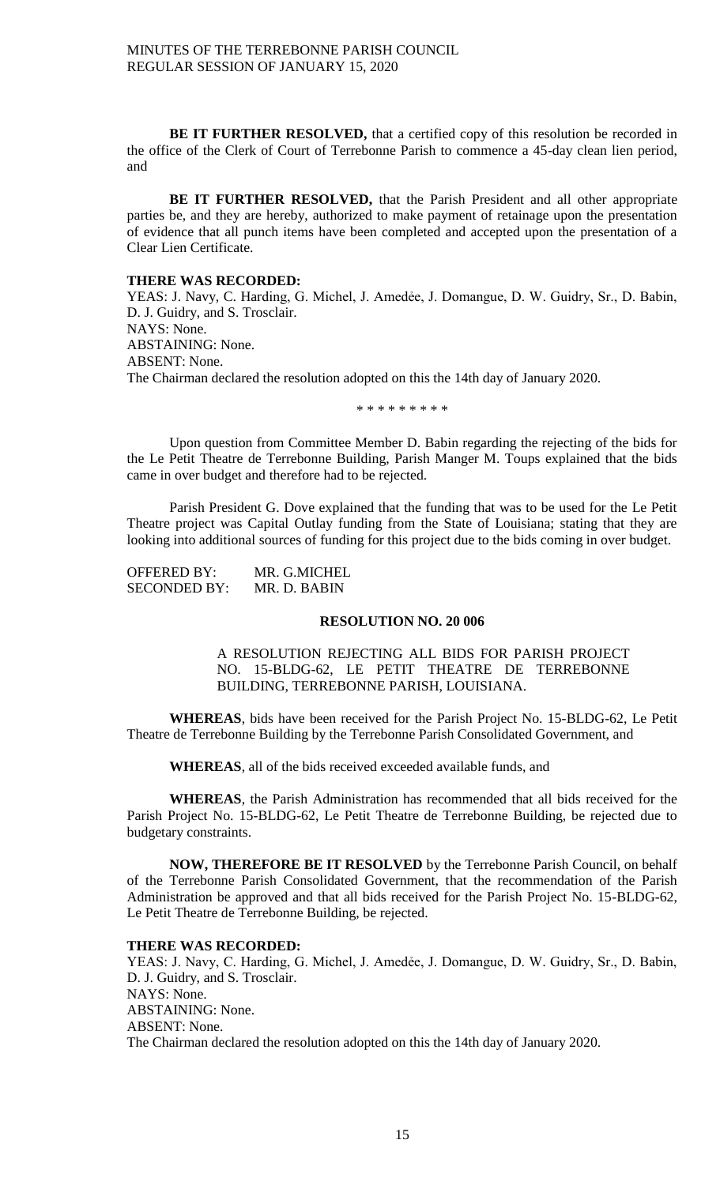**BE IT FURTHER RESOLVED,** that a certified copy of this resolution be recorded in the office of the Clerk of Court of Terrebonne Parish to commence a 45-day clean lien period, and

**BE IT FURTHER RESOLVED,** that the Parish President and all other appropriate parties be, and they are hereby, authorized to make payment of retainage upon the presentation of evidence that all punch items have been completed and accepted upon the presentation of a Clear Lien Certificate.

**THERE WAS RECORDED:**
YEAS: J. Navy, C. Harding, G. Michel, J. Amedėe, J. Domangue, D. W. Guidry, Sr., D. Babin, D. J. Guidry, and S. Trosclair.
NAYS: None.
ABSTAINING: None.
ABSENT: None.
The Chairman declared the resolution adopted on this the 14th day of January 2020.

\* \* \* \* \* \* \* \* \*

Upon question from Committee Member D. Babin regarding the rejecting of the bids for the Le Petit Theatre de Terrebonne Building, Parish Manger M. Toups explained that the bids came in over budget and therefore had to be rejected.

Parish President G. Dove explained that the funding that was to be used for the Le Petit Theatre project was Capital Outlay funding from the State of Louisiana; stating that they are looking into additional sources of funding for this project due to the bids coming in over budget.

OFFERED BY: MR. G.MICHEL
SECONDED BY: MR. D. BABIN

**RESOLUTION NO. 20 006**

A RESOLUTION REJECTING ALL BIDS FOR PARISH PROJECT NO. 15-BLDG-62, LE PETIT THEATRE DE TERREBONNE BUILDING, TERREBONNE PARISH, LOUISIANA.

**WHEREAS**, bids have been received for the Parish Project No. 15-BLDG-62, Le Petit Theatre de Terrebonne Building by the Terrebonne Parish Consolidated Government, and

**WHEREAS**, all of the bids received exceeded available funds, and

**WHEREAS**, the Parish Administration has recommended that all bids received for the Parish Project No. 15-BLDG-62, Le Petit Theatre de Terrebonne Building, be rejected due to budgetary constraints.

**NOW, THEREFORE BE IT RESOLVED** by the Terrebonne Parish Council, on behalf of the Terrebonne Parish Consolidated Government, that the recommendation of the Parish Administration be approved and that all bids received for the Parish Project No. 15-BLDG-62, Le Petit Theatre de Terrebonne Building, be rejected.

**THERE WAS RECORDED:**
YEAS: J. Navy, C. Harding, G. Michel, J. Amedėe, J. Domangue, D. W. Guidry, Sr., D. Babin, D. J. Guidry, and S. Trosclair.
NAYS: None.
ABSTAINING: None.
ABSENT: None.
The Chairman declared the resolution adopted on this the 14th day of January 2020.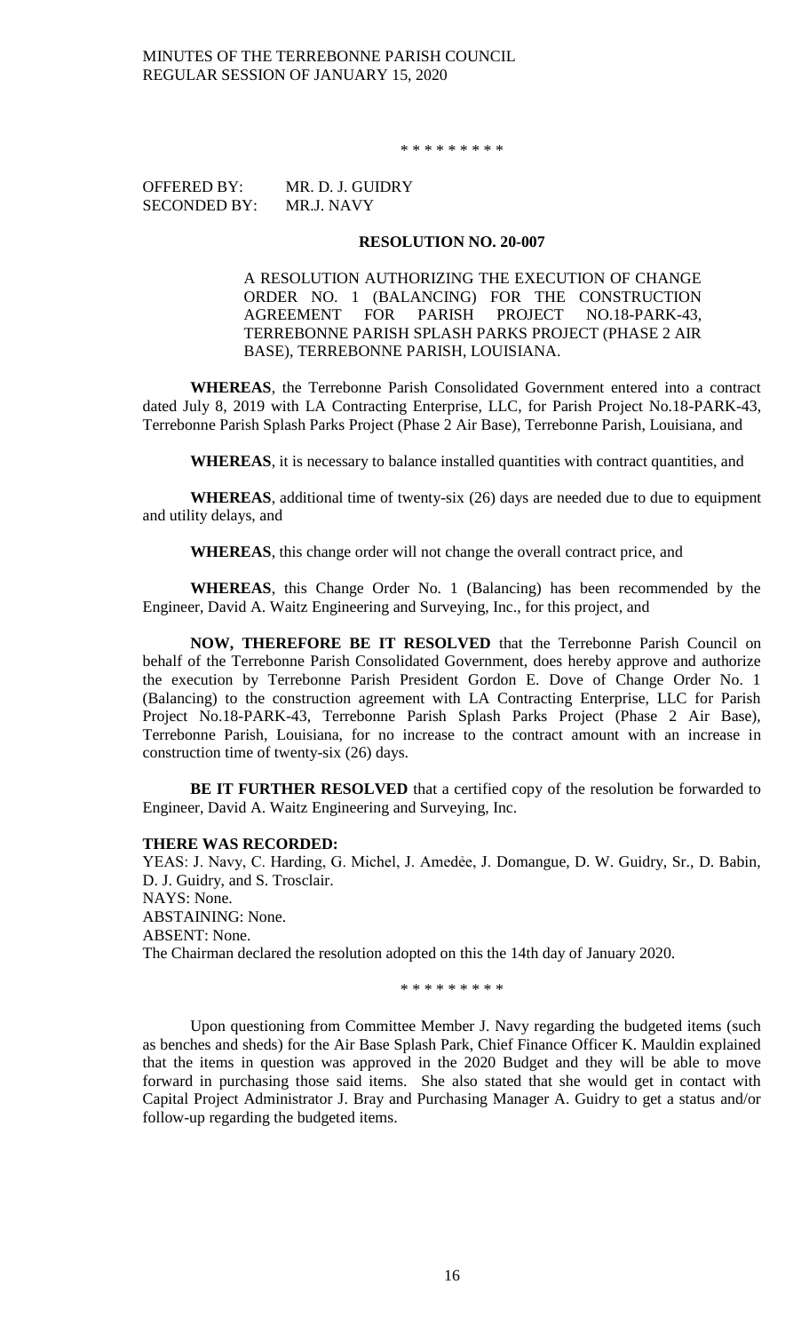\* \* \* \* \* \* \* \* \*

OFFERED BY: MR. D. J. GUIDRY
SECONDED BY: MR.J. NAVY

**RESOLUTION NO. 20-007**

A RESOLUTION AUTHORIZING THE EXECUTION OF CHANGE ORDER NO. 1 (BALANCING) FOR THE CONSTRUCTION AGREEMENT FOR PARISH PROJECT NO.18-PARK-43, TERREBONNE PARISH SPLASH PARKS PROJECT (PHASE 2 AIR BASE), TERREBONNE PARISH, LOUISIANA.

**WHEREAS**, the Terrebonne Parish Consolidated Government entered into a contract dated July 8, 2019 with LA Contracting Enterprise, LLC, for Parish Project No.18-PARK-43, Terrebonne Parish Splash Parks Project (Phase 2 Air Base), Terrebonne Parish, Louisiana, and

**WHEREAS**, it is necessary to balance installed quantities with contract quantities, and

**WHEREAS**, additional time of twenty-six (26) days are needed due to due to equipment and utility delays, and

**WHEREAS**, this change order will not change the overall contract price, and

**WHEREAS**, this Change Order No. 1 (Balancing) has been recommended by the Engineer, David A. Waitz Engineering and Surveying, Inc., for this project, and

**NOW, THEREFORE BE IT RESOLVED** that the Terrebonne Parish Council on behalf of the Terrebonne Parish Consolidated Government, does hereby approve and authorize the execution by Terrebonne Parish President Gordon E. Dove of Change Order No. 1 (Balancing) to the construction agreement with LA Contracting Enterprise, LLC for Parish Project No.18-PARK-43, Terrebonne Parish Splash Parks Project (Phase 2 Air Base), Terrebonne Parish, Louisiana, for no increase to the contract amount with an increase in construction time of twenty-six (26) days.

**BE IT FURTHER RESOLVED** that a certified copy of the resolution be forwarded to Engineer, David A. Waitz Engineering and Surveying, Inc.

**THERE WAS RECORDED:**
YEAS: J. Navy, C. Harding, G. Michel, J. Amedẻe, J. Domangue, D. W. Guidry, Sr., D. Babin, D. J. Guidry, and S. Trosclair.
NAYS: None.
ABSTAINING: None.
ABSENT: None.
The Chairman declared the resolution adopted on this the 14th day of January 2020.

\* \* \* \* \* \* \* \* \*

Upon questioning from Committee Member J. Navy regarding the budgeted items (such as benches and sheds) for the Air Base Splash Park, Chief Finance Officer K. Mauldin explained that the items in question was approved in the 2020 Budget and they will be able to move forward in purchasing those said items. She also stated that she would get in contact with Capital Project Administrator J. Bray and Purchasing Manager A. Guidry to get a status and/or follow-up regarding the budgeted items.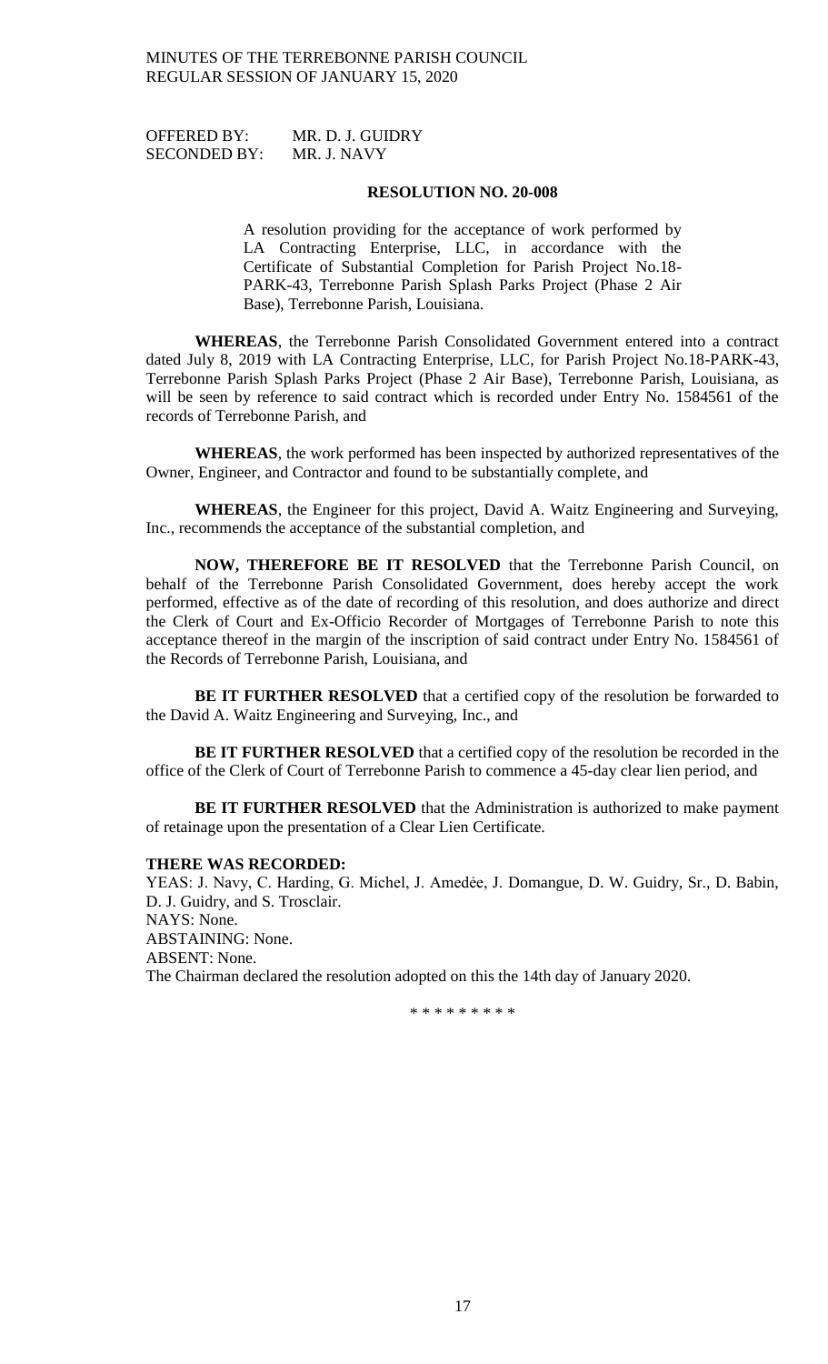OFFERED BY: MR. D. J. GUIDRY
SECONDED BY: MR. J. NAVY

**RESOLUTION NO. 20-008**

A resolution providing for the acceptance of work performed by LA Contracting Enterprise, LLC, in accordance with the Certificate of Substantial Completion for Parish Project No.18-PARK-43, Terrebonne Parish Splash Parks Project (Phase 2 Air Base), Terrebonne Parish, Louisiana.

**WHEREAS**, the Terrebonne Parish Consolidated Government entered into a contract dated July 8, 2019 with LA Contracting Enterprise, LLC, for Parish Project No.18-PARK-43, Terrebonne Parish Splash Parks Project (Phase 2 Air Base), Terrebonne Parish, Louisiana, as will be seen by reference to said contract which is recorded under Entry No. 1584561 of the records of Terrebonne Parish, and

**WHEREAS**, the work performed has been inspected by authorized representatives of the Owner, Engineer, and Contractor and found to be substantially complete, and

**WHEREAS**, the Engineer for this project, David A. Waitz Engineering and Surveying, Inc., recommends the acceptance of the substantial completion, and

**NOW, THEREFORE BE IT RESOLVED** that the Terrebonne Parish Council, on behalf of the Terrebonne Parish Consolidated Government, does hereby accept the work performed, effective as of the date of recording of this resolution, and does authorize and direct the Clerk of Court and Ex-Officio Recorder of Mortgages of Terrebonne Parish to note this acceptance thereof in the margin of the inscription of said contract under Entry No. 1584561 of the Records of Terrebonne Parish, Louisiana, and

**BE IT FURTHER RESOLVED** that a certified copy of the resolution be forwarded to the David A. Waitz Engineering and Surveying, Inc., and

**BE IT FURTHER RESOLVED** that a certified copy of the resolution be recorded in the office of the Clerk of Court of Terrebonne Parish to commence a 45-day clear lien period, and

**BE IT FURTHER RESOLVED** that the Administration is authorized to make payment of retainage upon the presentation of a Clear Lien Certificate.

**THERE WAS RECORDED:**

YEAS: J. Navy, C. Harding, G. Michel, J. Amedèe, J. Domangue, D. W. Guidry, Sr., D. Babin, D. J. Guidry, and S. Trosclair.
NAYS: None.
ABSTAINING: None.
ABSENT: None.
The Chairman declared the resolution adopted on this the 14th day of January 2020.

\* \* \* \* \* \* \* \* \*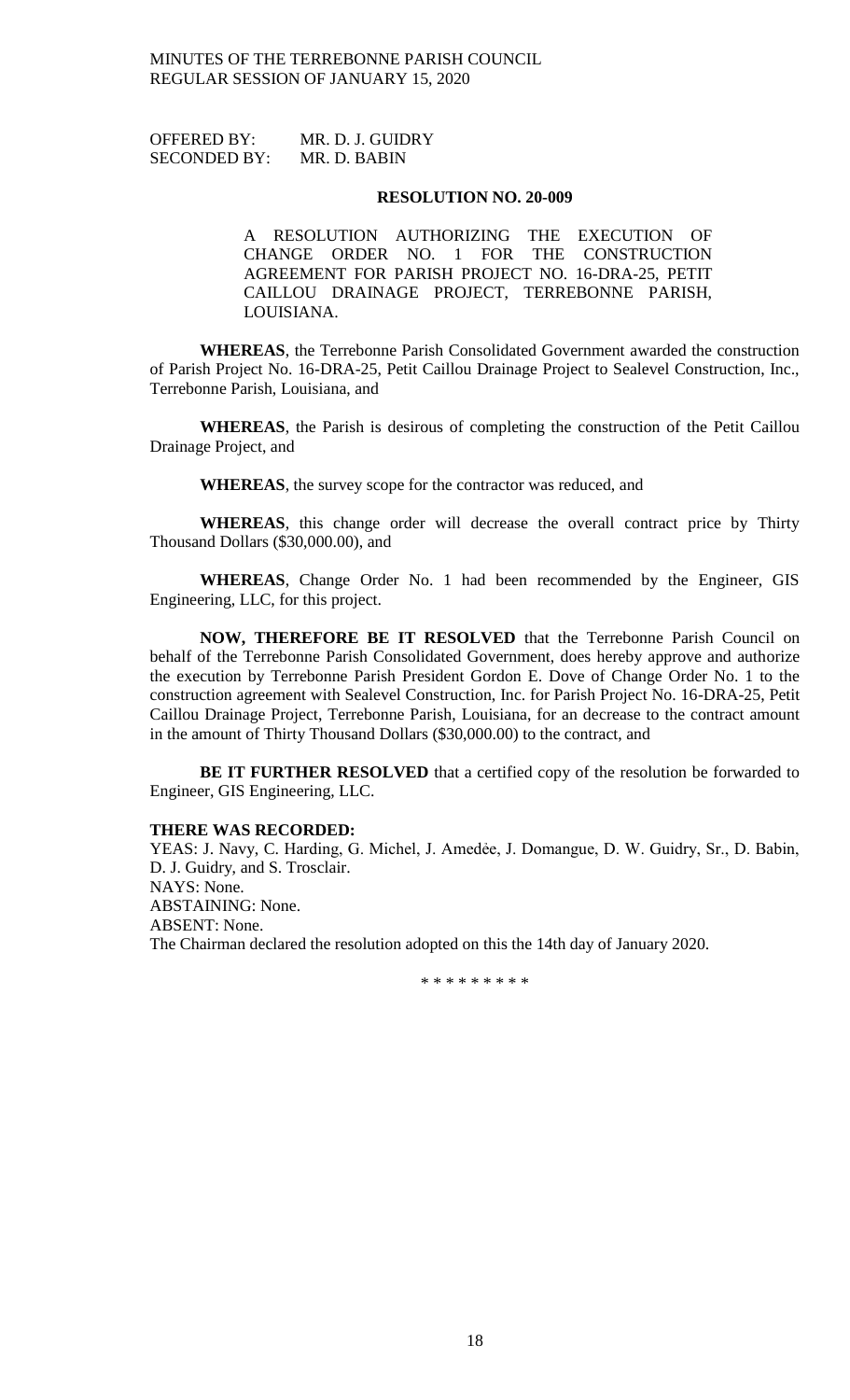OFFERED BY: MR. D. J. GUIDRY
SECONDED BY: MR. D. BABIN

**RESOLUTION NO. 20-009**

A RESOLUTION AUTHORIZING THE EXECUTION OF CHANGE ORDER NO. 1 FOR THE CONSTRUCTION AGREEMENT FOR PARISH PROJECT NO. 16-DRA-25, PETIT CAILLOU DRAINAGE PROJECT, TERREBONNE PARISH, LOUISIANA.

**WHEREAS**, the Terrebonne Parish Consolidated Government awarded the construction of Parish Project No. 16-DRA-25, Petit Caillou Drainage Project to Sealevel Construction, Inc., Terrebonne Parish, Louisiana, and

**WHEREAS**, the Parish is desirous of completing the construction of the Petit Caillou Drainage Project, and

**WHEREAS**, the survey scope for the contractor was reduced, and

**WHEREAS**, this change order will decrease the overall contract price by Thirty Thousand Dollars ($30,000.00), and

**WHEREAS**, Change Order No. 1 had been recommended by the Engineer, GIS Engineering, LLC, for this project.

**NOW, THEREFORE BE IT RESOLVED** that the Terrebonne Parish Council on behalf of the Terrebonne Parish Consolidated Government, does hereby approve and authorize the execution by Terrebonne Parish President Gordon E. Dove of Change Order No. 1 to the construction agreement with Sealevel Construction, Inc. for Parish Project No. 16-DRA-25, Petit Caillou Drainage Project, Terrebonne Parish, Louisiana, for an decrease to the contract amount in the amount of Thirty Thousand Dollars ($30,000.00) to the contract, and

**BE IT FURTHER RESOLVED** that a certified copy of the resolution be forwarded to Engineer, GIS Engineering, LLC.

**THERE WAS RECORDED:**
YEAS: J. Navy, C. Harding, G. Michel, J. Amedėe, J. Domangue, D. W. Guidry, Sr., D. Babin, D. J. Guidry, and S. Trosclair.
NAYS: None.
ABSTAINING: None.
ABSENT: None.
The Chairman declared the resolution adopted on this the 14th day of January 2020.

\* \* \* \* \* \* \* \* \*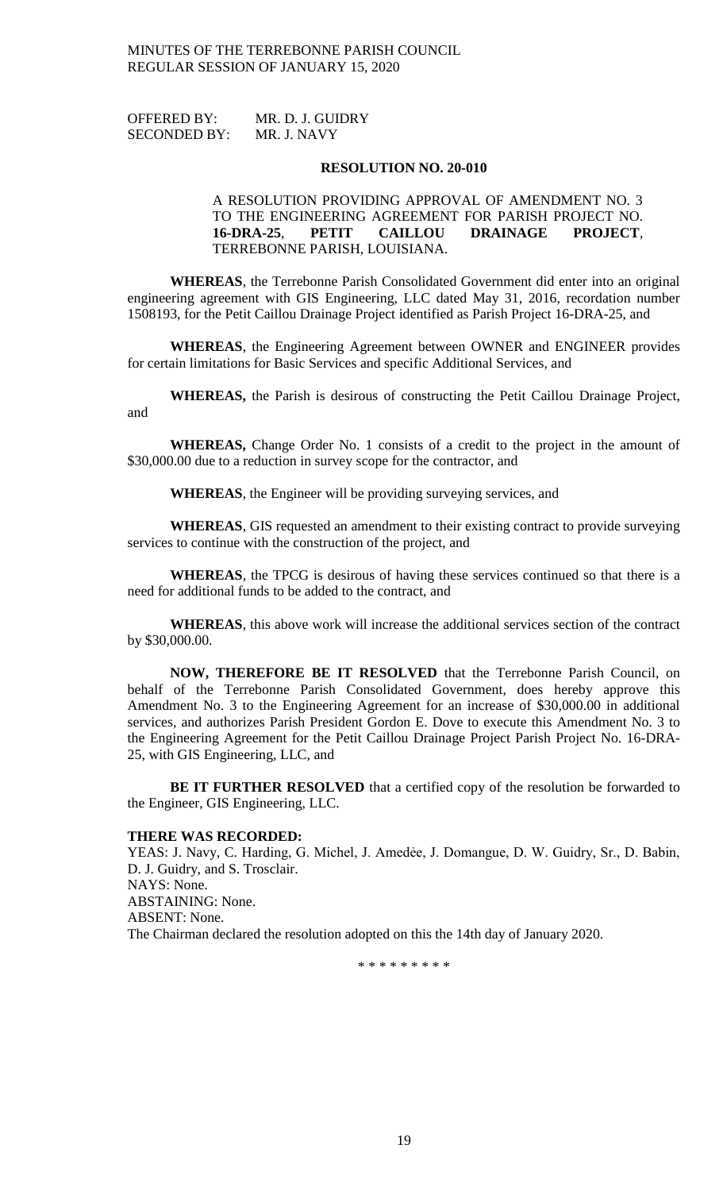OFFERED BY: MR. D. J. GUIDRY
SECONDED BY: MR. J. NAVY

**RESOLUTION NO. 20-010**

A RESOLUTION PROVIDING APPROVAL OF AMENDMENT NO. 3 TO THE ENGINEERING AGREEMENT FOR PARISH PROJECT NO. **16-DRA-25**, **PETIT CAILLOU DRAINAGE PROJECT**, TERREBONNE PARISH, LOUISIANA.

**WHEREAS**, the Terrebonne Parish Consolidated Government did enter into an original engineering agreement with GIS Engineering, LLC dated May 31, 2016, recordation number 1508193, for the Petit Caillou Drainage Project identified as Parish Project 16-DRA-25, and

**WHEREAS**, the Engineering Agreement between OWNER and ENGINEER provides for certain limitations for Basic Services and specific Additional Services, and

**WHEREAS,** the Parish is desirous of constructing the Petit Caillou Drainage Project, and

**WHEREAS,** Change Order No. 1 consists of a credit to the project in the amount of $30,000.00 due to a reduction in survey scope for the contractor, and

**WHEREAS**, the Engineer will be providing surveying services, and

**WHEREAS**, GIS requested an amendment to their existing contract to provide surveying services to continue with the construction of the project, and

**WHEREAS**, the TPCG is desirous of having these services continued so that there is a need for additional funds to be added to the contract, and

**WHEREAS**, this above work will increase the additional services section of the contract by $30,000.00.

**NOW, THEREFORE BE IT RESOLVED** that the Terrebonne Parish Council, on behalf of the Terrebonne Parish Consolidated Government, does hereby approve this Amendment No. 3 to the Engineering Agreement for an increase of $30,000.00 in additional services, and authorizes Parish President Gordon E. Dove to execute this Amendment No. 3 to the Engineering Agreement for the Petit Caillou Drainage Project Parish Project No. 16-DRA-25, with GIS Engineering, LLC, and

**BE IT FURTHER RESOLVED** that a certified copy of the resolution be forwarded to the Engineer, GIS Engineering, LLC.

**THERE WAS RECORDED:**
YEAS: J. Navy, C. Harding, G. Michel, J. Amedée, J. Domangue, D. W. Guidry, Sr., D. Babin, D. J. Guidry, and S. Trosclair.
NAYS: None.
ABSTAINING: None.
ABSENT: None.
The Chairman declared the resolution adopted on this the 14th day of January 2020.

\* \* \* \* \* \* \* \* \*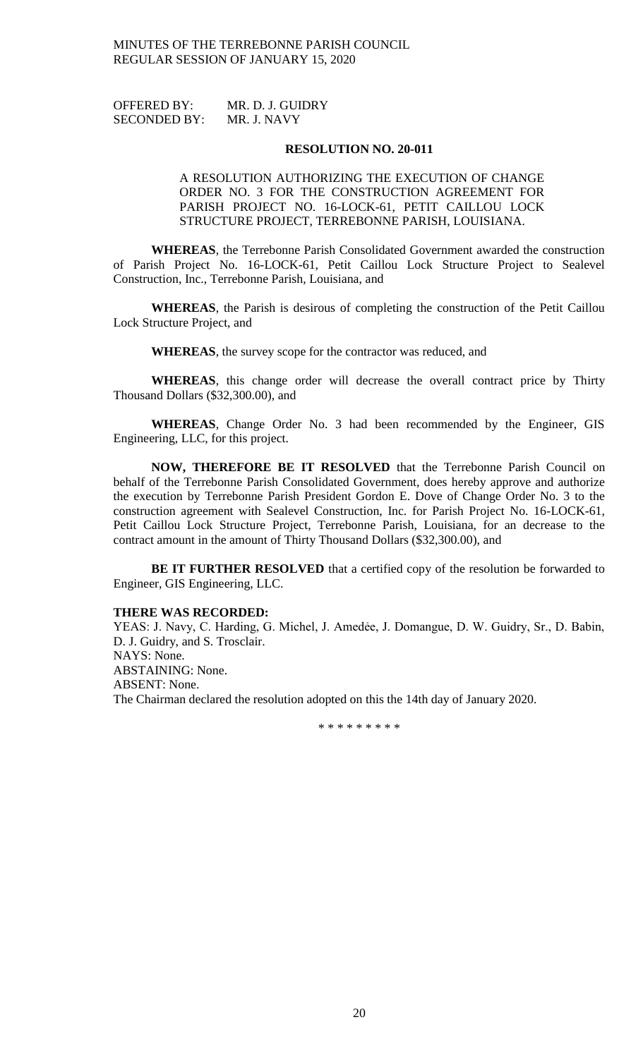OFFERED BY: MR. D. J. GUIDRY
SECONDED BY: MR. J. NAVY

**RESOLUTION NO. 20-011**

A RESOLUTION AUTHORIZING THE EXECUTION OF CHANGE ORDER NO. 3 FOR THE CONSTRUCTION AGREEMENT FOR PARISH PROJECT NO. 16-LOCK-61, PETIT CAILLOU LOCK STRUCTURE PROJECT, TERREBONNE PARISH, LOUISIANA.

**WHEREAS**, the Terrebonne Parish Consolidated Government awarded the construction of Parish Project No. 16-LOCK-61, Petit Caillou Lock Structure Project to Sealevel Construction, Inc., Terrebonne Parish, Louisiana, and

**WHEREAS**, the Parish is desirous of completing the construction of the Petit Caillou Lock Structure Project, and

**WHEREAS**, the survey scope for the contractor was reduced, and

**WHEREAS**, this change order will decrease the overall contract price by Thirty Thousand Dollars ($32,300.00), and

**WHEREAS**, Change Order No. 3 had been recommended by the Engineer, GIS Engineering, LLC, for this project.

**NOW, THEREFORE BE IT RESOLVED** that the Terrebonne Parish Council on behalf of the Terrebonne Parish Consolidated Government, does hereby approve and authorize the execution by Terrebonne Parish President Gordon E. Dove of Change Order No. 3 to the construction agreement with Sealevel Construction, Inc. for Parish Project No. 16-LOCK-61, Petit Caillou Lock Structure Project, Terrebonne Parish, Louisiana, for an decrease to the contract amount in the amount of Thirty Thousand Dollars ($32,300.00), and

**BE IT FURTHER RESOLVED** that a certified copy of the resolution be forwarded to Engineer, GIS Engineering, LLC.

**THERE WAS RECORDED:**
YEAS: J. Navy, C. Harding, G. Michel, J. Amedẻe, J. Domangue, D. W. Guidry, Sr., D. Babin, D. J. Guidry, and S. Trosclair.
NAYS: None.
ABSTAINING: None.
ABSENT: None.
The Chairman declared the resolution adopted on this the 14th day of January 2020.

\* \* \* \* \* \* \* \* \*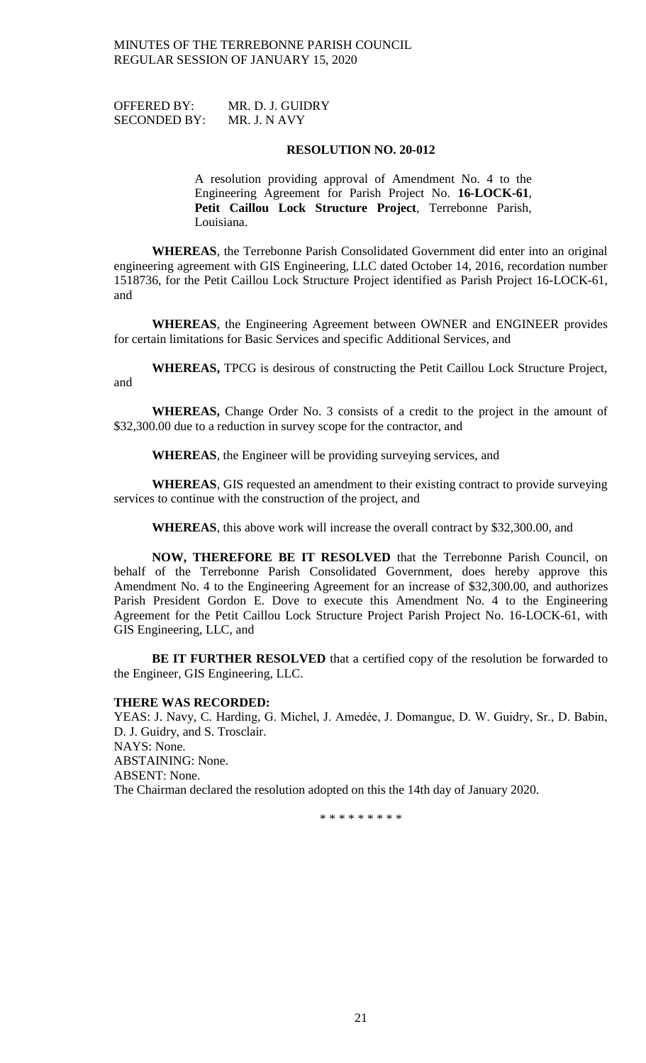OFFERED BY: MR. D. J. GUIDRY
SECONDED BY: MR. J. N AVY

**RESOLUTION NO. 20-012**

A resolution providing approval of Amendment No. 4 to the Engineering Agreement for Parish Project No. **16-LOCK-61**, **Petit Caillou Lock Structure Project**, Terrebonne Parish, Louisiana.

**WHEREAS**, the Terrebonne Parish Consolidated Government did enter into an original engineering agreement with GIS Engineering, LLC dated October 14, 2016, recordation number 1518736, for the Petit Caillou Lock Structure Project identified as Parish Project 16-LOCK-61, and

**WHEREAS**, the Engineering Agreement between OWNER and ENGINEER provides for certain limitations for Basic Services and specific Additional Services, and

**WHEREAS,** TPCG is desirous of constructing the Petit Caillou Lock Structure Project, and

**WHEREAS,** Change Order No. 3 consists of a credit to the project in the amount of $32,300.00 due to a reduction in survey scope for the contractor, and

**WHEREAS**, the Engineer will be providing surveying services, and

**WHEREAS**, GIS requested an amendment to their existing contract to provide surveying services to continue with the construction of the project, and

**WHEREAS**, this above work will increase the overall contract by $32,300.00, and

**NOW, THEREFORE BE IT RESOLVED** that the Terrebonne Parish Council, on behalf of the Terrebonne Parish Consolidated Government, does hereby approve this Amendment No. 4 to the Engineering Agreement for an increase of $32,300.00, and authorizes Parish President Gordon E. Dove to execute this Amendment No. 4 to the Engineering Agreement for the Petit Caillou Lock Structure Project Parish Project No. 16-LOCK-61, with GIS Engineering, LLC, and

**BE IT FURTHER RESOLVED** that a certified copy of the resolution be forwarded to the Engineer, GIS Engineering, LLC.

**THERE WAS RECORDED:**
YEAS: J. Navy, C. Harding, G. Michel, J. Amedée, J. Domangue, D. W. Guidry, Sr., D. Babin, D. J. Guidry, and S. Trosclair.
NAYS: None.
ABSTAINING: None.
ABSENT: None.
The Chairman declared the resolution adopted on this the 14th day of January 2020.

* * * * * * * * *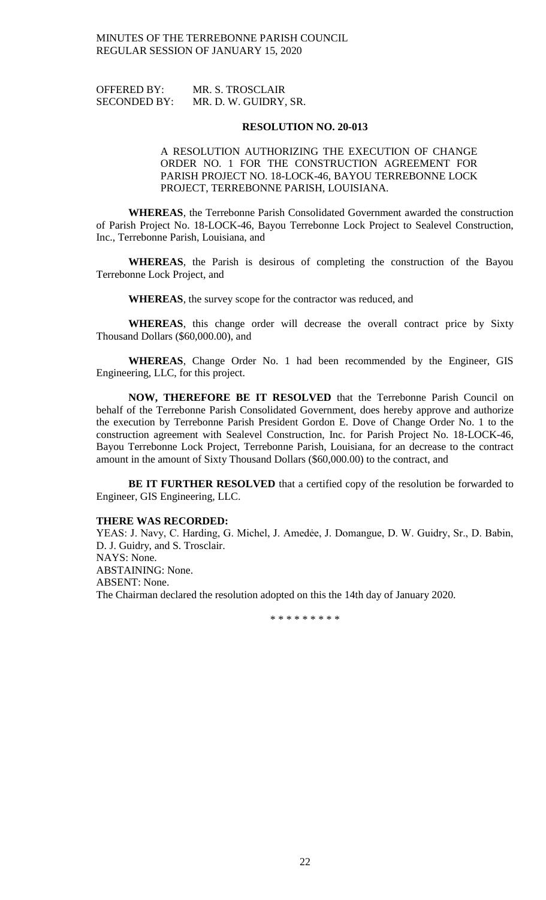OFFERED BY: MR. S. TROSCLAIR
SECONDED BY: MR. D. W. GUIDRY, SR.

**RESOLUTION NO. 20-013**

A RESOLUTION AUTHORIZING THE EXECUTION OF CHANGE ORDER NO. 1 FOR THE CONSTRUCTION AGREEMENT FOR PARISH PROJECT NO. 18-LOCK-46, BAYOU TERREBONNE LOCK PROJECT, TERREBONNE PARISH, LOUISIANA.

**WHEREAS**, the Terrebonne Parish Consolidated Government awarded the construction of Parish Project No. 18-LOCK-46, Bayou Terrebonne Lock Project to Sealevel Construction, Inc., Terrebonne Parish, Louisiana, and

**WHEREAS**, the Parish is desirous of completing the construction of the Bayou Terrebonne Lock Project, and

**WHEREAS**, the survey scope for the contractor was reduced, and

**WHEREAS**, this change order will decrease the overall contract price by Sixty Thousand Dollars ($60,000.00), and

**WHEREAS**, Change Order No. 1 had been recommended by the Engineer, GIS Engineering, LLC, for this project.

**NOW, THEREFORE BE IT RESOLVED** that the Terrebonne Parish Council on behalf of the Terrebonne Parish Consolidated Government, does hereby approve and authorize the execution by Terrebonne Parish President Gordon E. Dove of Change Order No. 1 to the construction agreement with Sealevel Construction, Inc. for Parish Project No. 18-LOCK-46, Bayou Terrebonne Lock Project, Terrebonne Parish, Louisiana, for an decrease to the contract amount in the amount of Sixty Thousand Dollars ($60,000.00) to the contract, and

**BE IT FURTHER RESOLVED** that a certified copy of the resolution be forwarded to Engineer, GIS Engineering, LLC.

**THERE WAS RECORDED:**
YEAS: J. Navy, C. Harding, G. Michel, J. Amedėe, J. Domangue, D. W. Guidry, Sr., D. Babin, D. J. Guidry, and S. Trosclair.
NAYS: None.
ABSTAINING: None.
ABSENT: None.
The Chairman declared the resolution adopted on this the 14th day of January 2020.

\* \* \* \* \* \* \* \* \*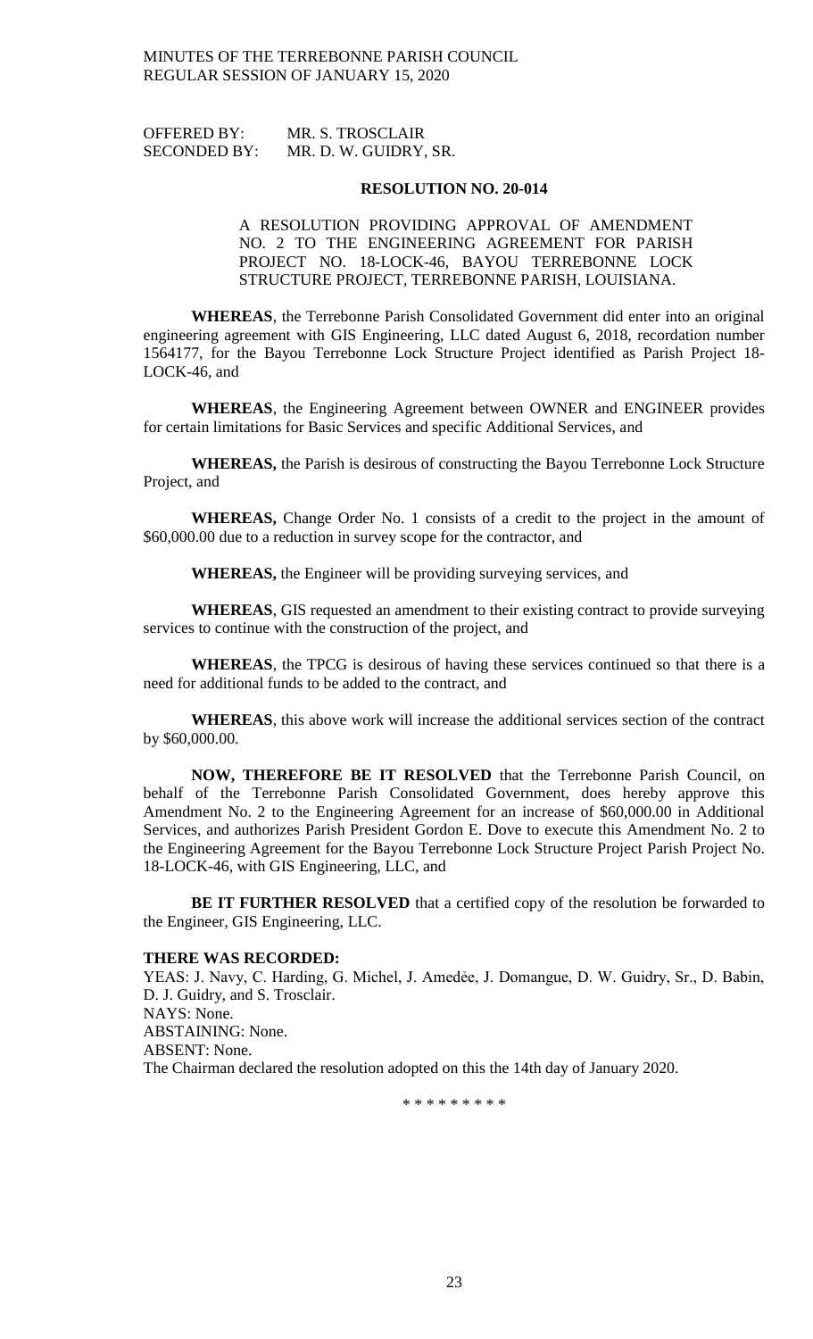OFFERED BY: MR. S. TROSCLAIR
SECONDED BY: MR. D. W. GUIDRY, SR.

**RESOLUTION NO. 20-014**

A RESOLUTION PROVIDING APPROVAL OF AMENDMENT NO. 2 TO THE ENGINEERING AGREEMENT FOR PARISH PROJECT NO. 18-LOCK-46, BAYOU TERREBONNE LOCK STRUCTURE PROJECT, TERREBONNE PARISH, LOUISIANA.

**WHEREAS**, the Terrebonne Parish Consolidated Government did enter into an original engineering agreement with GIS Engineering, LLC dated August 6, 2018, recordation number 1564177, for the Bayou Terrebonne Lock Structure Project identified as Parish Project 18-LOCK-46, and

**WHEREAS**, the Engineering Agreement between OWNER and ENGINEER provides for certain limitations for Basic Services and specific Additional Services, and

**WHEREAS,** the Parish is desirous of constructing the Bayou Terrebonne Lock Structure Project, and

**WHEREAS,** Change Order No. 1 consists of a credit to the project in the amount of $60,000.00 due to a reduction in survey scope for the contractor, and

**WHEREAS,** the Engineer will be providing surveying services, and

**WHEREAS**, GIS requested an amendment to their existing contract to provide surveying services to continue with the construction of the project, and

**WHEREAS**, the TPCG is desirous of having these services continued so that there is a need for additional funds to be added to the contract, and

**WHEREAS**, this above work will increase the additional services section of the contract by $60,000.00.

**NOW, THEREFORE BE IT RESOLVED** that the Terrebonne Parish Council, on behalf of the Terrebonne Parish Consolidated Government, does hereby approve this Amendment No. 2 to the Engineering Agreement for an increase of $60,000.00 in Additional Services, and authorizes Parish President Gordon E. Dove to execute this Amendment No. 2 to the Engineering Agreement for the Bayou Terrebonne Lock Structure Project Parish Project No. 18-LOCK-46, with GIS Engineering, LLC, and

**BE IT FURTHER RESOLVED** that a certified copy of the resolution be forwarded to the Engineer, GIS Engineering, LLC.

**THERE WAS RECORDED:**
YEAS: J. Navy, C. Harding, G. Michel, J. Amedėe, J. Domangue, D. W. Guidry, Sr., D. Babin, D. J. Guidry, and S. Trosclair.
NAYS: None.
ABSTAINING: None.
ABSENT: None.
The Chairman declared the resolution adopted on this the 14th day of January 2020.

\* \* \* \* \* \* \* \* \*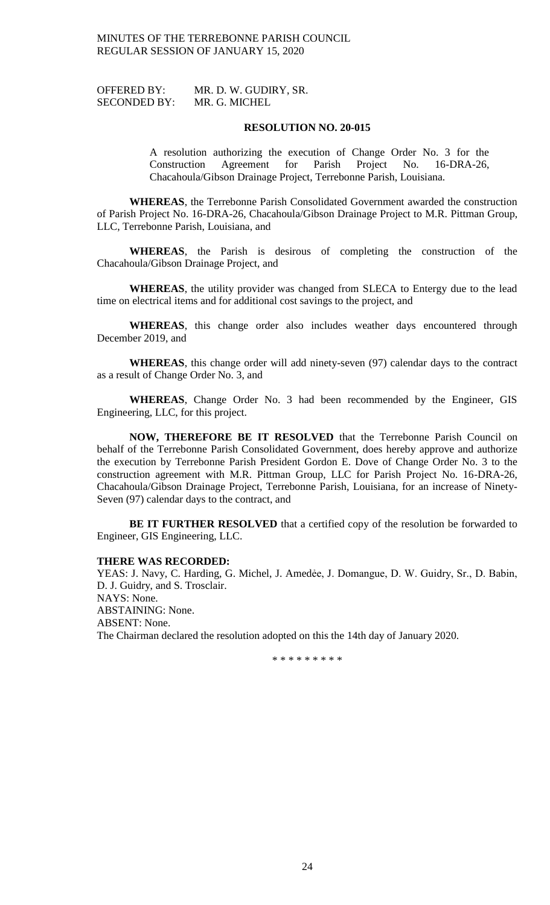OFFERED BY: MR. D. W. GUDIRY, SR.
SECONDED BY: MR. G. MICHEL

**RESOLUTION NO. 20-015**

A resolution authorizing the execution of Change Order No. 3 for the Construction Agreement for Parish Project No. 16-DRA-26, Chacahoula/Gibson Drainage Project, Terrebonne Parish, Louisiana.

**WHEREAS**, the Terrebonne Parish Consolidated Government awarded the construction of Parish Project No. 16-DRA-26, Chacahoula/Gibson Drainage Project to M.R. Pittman Group, LLC, Terrebonne Parish, Louisiana, and

**WHEREAS**, the Parish is desirous of completing the construction of the Chacahoula/Gibson Drainage Project, and

**WHEREAS**, the utility provider was changed from SLECA to Entergy due to the lead time on electrical items and for additional cost savings to the project, and

**WHEREAS**, this change order also includes weather days encountered through December 2019, and

**WHEREAS**, this change order will add ninety-seven (97) calendar days to the contract as a result of Change Order No. 3, and

**WHEREAS**, Change Order No. 3 had been recommended by the Engineer, GIS Engineering, LLC, for this project.

**NOW, THEREFORE BE IT RESOLVED** that the Terrebonne Parish Council on behalf of the Terrebonne Parish Consolidated Government, does hereby approve and authorize the execution by Terrebonne Parish President Gordon E. Dove of Change Order No. 3 to the construction agreement with M.R. Pittman Group, LLC for Parish Project No. 16-DRA-26, Chacahoula/Gibson Drainage Project, Terrebonne Parish, Louisiana, for an increase of Ninety-Seven (97) calendar days to the contract, and

**BE IT FURTHER RESOLVED** that a certified copy of the resolution be forwarded to Engineer, GIS Engineering, LLC.

**THERE WAS RECORDED:**
YEAS: J. Navy, C. Harding, G. Michel, J. Amedẻe, J. Domangue, D. W. Guidry, Sr., D. Babin, D. J. Guidry, and S. Trosclair.
NAYS: None.
ABSTAINING: None.
ABSENT: None.
The Chairman declared the resolution adopted on this the 14th day of January 2020.

\* \* \* \* \* \* \* \* \*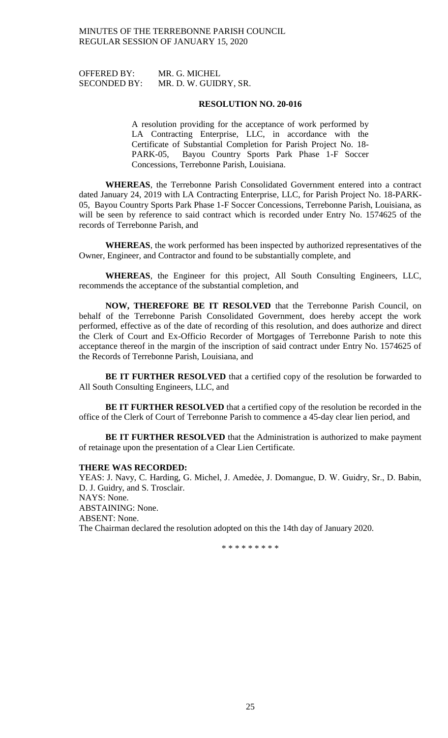OFFERED BY: MR. G. MICHEL
SECONDED BY: MR. D. W. GUIDRY, SR.

**RESOLUTION NO. 20-016**

A resolution providing for the acceptance of work performed by LA Contracting Enterprise, LLC, in accordance with the Certificate of Substantial Completion for Parish Project No. 18-PARK-05, Bayou Country Sports Park Phase 1-F Soccer Concessions, Terrebonne Parish, Louisiana.

**WHEREAS**, the Terrebonne Parish Consolidated Government entered into a contract dated January 24, 2019 with LA Contracting Enterprise, LLC, for Parish Project No. 18-PARK-05, Bayou Country Sports Park Phase 1-F Soccer Concessions, Terrebonne Parish, Louisiana, as will be seen by reference to said contract which is recorded under Entry No. 1574625 of the records of Terrebonne Parish, and

**WHEREAS**, the work performed has been inspected by authorized representatives of the Owner, Engineer, and Contractor and found to be substantially complete, and

**WHEREAS**, the Engineer for this project, All South Consulting Engineers, LLC, recommends the acceptance of the substantial completion, and

**NOW, THEREFORE BE IT RESOLVED** that the Terrebonne Parish Council, on behalf of the Terrebonne Parish Consolidated Government, does hereby accept the work performed, effective as of the date of recording of this resolution, and does authorize and direct the Clerk of Court and Ex-Officio Recorder of Mortgages of Terrebonne Parish to note this acceptance thereof in the margin of the inscription of said contract under Entry No. 1574625 of the Records of Terrebonne Parish, Louisiana, and

**BE IT FURTHER RESOLVED** that a certified copy of the resolution be forwarded to All South Consulting Engineers, LLC, and

**BE IT FURTHER RESOLVED** that a certified copy of the resolution be recorded in the office of the Clerk of Court of Terrebonne Parish to commence a 45-day clear lien period, and

**BE IT FURTHER RESOLVED** that the Administration is authorized to make payment of retainage upon the presentation of a Clear Lien Certificate.

**THERE WAS RECORDED:**

YEAS: J. Navy, C. Harding, G. Michel, J. Amedẻe, J. Domangue, D. W. Guidry, Sr., D. Babin, D. J. Guidry, and S. Trosclair.

NAYS: None.

ABSTAINING: None.

ABSENT: None.

The Chairman declared the resolution adopted on this the 14th day of January 2020.

\* \* \* \* \* \* \* \* \*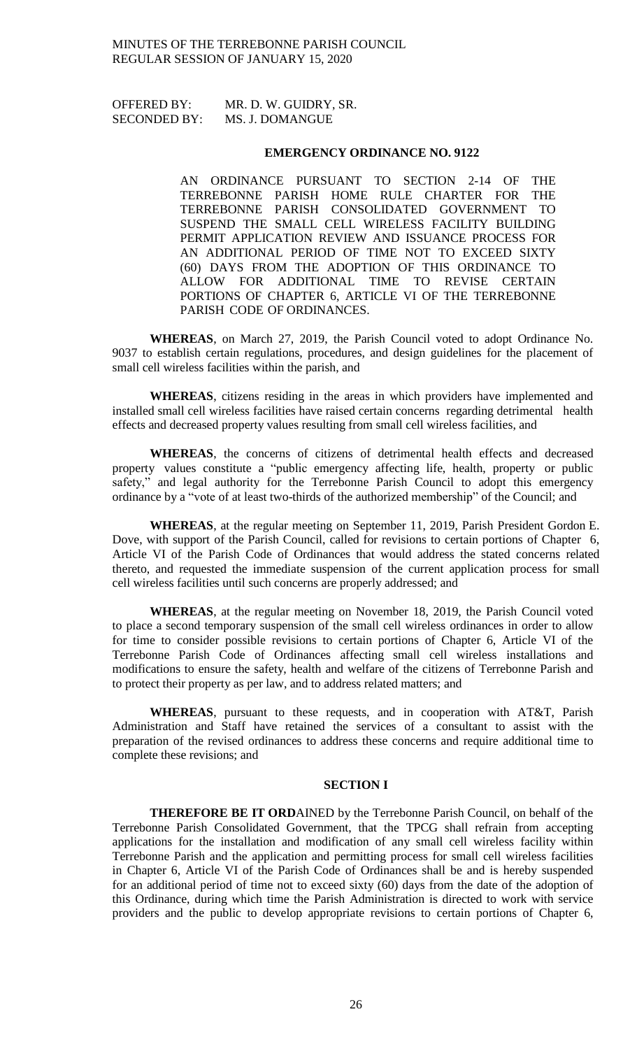OFFERED BY: MR. D. W. GUIDRY, SR.
SECONDED BY: MS. J. DOMANGUE

**EMERGENCY ORDINANCE NO. 9122**

AN ORDINANCE PURSUANT TO SECTION 2-14 OF THE TERREBONNE PARISH HOME RULE CHARTER FOR THE TERREBONNE PARISH CONSOLIDATED GOVERNMENT TO SUSPEND THE SMALL CELL WIRELESS FACILITY BUILDING PERMIT APPLICATION REVIEW AND ISSUANCE PROCESS FOR AN ADDITIONAL PERIOD OF TIME NOT TO EXCEED SIXTY (60) DAYS FROM THE ADOPTION OF THIS ORDINANCE TO ALLOW FOR ADDITIONAL TIME TO REVISE CERTAIN PORTIONS OF CHAPTER 6, ARTICLE VI OF THE TERREBONNE PARISH CODE OF ORDINANCES.

**WHEREAS**, on March 27, 2019, the Parish Council voted to adopt Ordinance No. 9037 to establish certain regulations, procedures, and design guidelines for the placement of small cell wireless facilities within the parish, and

**WHEREAS**, citizens residing in the areas in which providers have implemented and installed small cell wireless facilities have raised certain concerns regarding detrimental health effects and decreased property values resulting from small cell wireless facilities, and

**WHEREAS**, the concerns of citizens of detrimental health effects and decreased property values constitute a "public emergency affecting life, health, property or public safety," and legal authority for the Terrebonne Parish Council to adopt this emergency ordinance by a "vote of at least two-thirds of the authorized membership" of the Council; and

**WHEREAS**, at the regular meeting on September 11, 2019, Parish President Gordon E. Dove, with support of the Parish Council, called for revisions to certain portions of Chapter 6, Article VI of the Parish Code of Ordinances that would address the stated concerns related thereto, and requested the immediate suspension of the current application process for small cell wireless facilities until such concerns are properly addressed; and

**WHEREAS**, at the regular meeting on November 18, 2019, the Parish Council voted to place a second temporary suspension of the small cell wireless ordinances in order to allow for time to consider possible revisions to certain portions of Chapter 6, Article VI of the Terrebonne Parish Code of Ordinances affecting small cell wireless installations and modifications to ensure the safety, health and welfare of the citizens of Terrebonne Parish and to protect their property as per law, and to address related matters; and

**WHEREAS**, pursuant to these requests, and in cooperation with AT&T, Parish Administration and Staff have retained the services of a consultant to assist with the preparation of the revised ordinances to address these concerns and require additional time to complete these revisions; and

**SECTION I**

**THEREFORE BE IT ORD**AINED by the Terrebonne Parish Council, on behalf of the Terrebonne Parish Consolidated Government, that the TPCG shall refrain from accepting applications for the installation and modification of any small cell wireless facility within Terrebonne Parish and the application and permitting process for small cell wireless facilities in Chapter 6, Article VI of the Parish Code of Ordinances shall be and is hereby suspended for an additional period of time not to exceed sixty (60) days from the date of the adoption of this Ordinance, during which time the Parish Administration is directed to work with service providers and the public to develop appropriate revisions to certain portions of Chapter 6,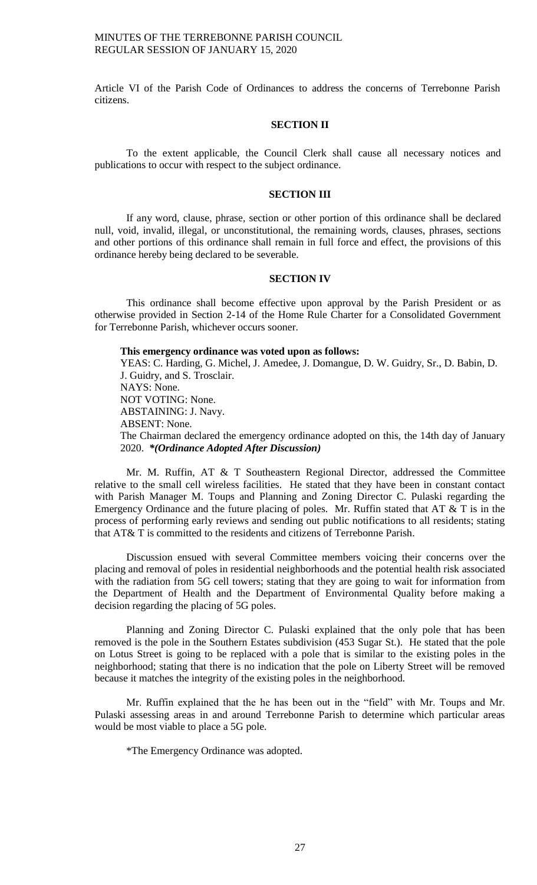Article VI of the Parish Code of Ordinances to address the concerns of Terrebonne Parish citizens.

**SECTION II**

To the extent applicable, the Council Clerk shall cause all necessary notices and publications to occur with respect to the subject ordinance.

**SECTION III**

If any word, clause, phrase, section or other portion of this ordinance shall be declared null, void, invalid, illegal, or unconstitutional, the remaining words, clauses, phrases, sections and other portions of this ordinance shall remain in full force and effect, the provisions of this ordinance hereby being declared to be severable.

**SECTION IV**

This ordinance shall become effective upon approval by the Parish President or as otherwise provided in Section 2-14 of the Home Rule Charter for a Consolidated Government for Terrebonne Parish, whichever occurs sooner.

**This emergency ordinance was voted upon as follows:**
YEAS: C. Harding, G. Michel, J. Amedee, J. Domangue, D. W. Guidry, Sr., D. Babin, D. J. Guidry, and S. Trosclair.
NAYS: None.
NOT VOTING: None.
ABSTAINING: J. Navy.
ABSENT: None.
The Chairman declared the emergency ordinance adopted on this, the 14th day of January 2020. ***(Ordinance Adopted After Discussion)***

Mr. M. Ruffin, AT & T Southeastern Regional Director, addressed the Committee relative to the small cell wireless facilities. He stated that they have been in constant contact with Parish Manager M. Toups and Planning and Zoning Director C. Pulaski regarding the Emergency Ordinance and the future placing of poles. Mr. Ruffin stated that AT & T is in the process of performing early reviews and sending out public notifications to all residents; stating that AT& T is committed to the residents and citizens of Terrebonne Parish.

Discussion ensued with several Committee members voicing their concerns over the placing and removal of poles in residential neighborhoods and the potential health risk associated with the radiation from 5G cell towers; stating that they are going to wait for information from the Department of Health and the Department of Environmental Quality before making a decision regarding the placing of 5G poles.

Planning and Zoning Director C. Pulaski explained that the only pole that has been removed is the pole in the Southern Estates subdivision (453 Sugar St.). He stated that the pole on Lotus Street is going to be replaced with a pole that is similar to the existing poles in the neighborhood; stating that there is no indication that the pole on Liberty Street will be removed because it matches the integrity of the existing poles in the neighborhood.

Mr. Ruffin explained that the he has been out in the "field" with Mr. Toups and Mr. Pulaski assessing areas in and around Terrebonne Parish to determine which particular areas would be most viable to place a 5G pole.

*The Emergency Ordinance was adopted.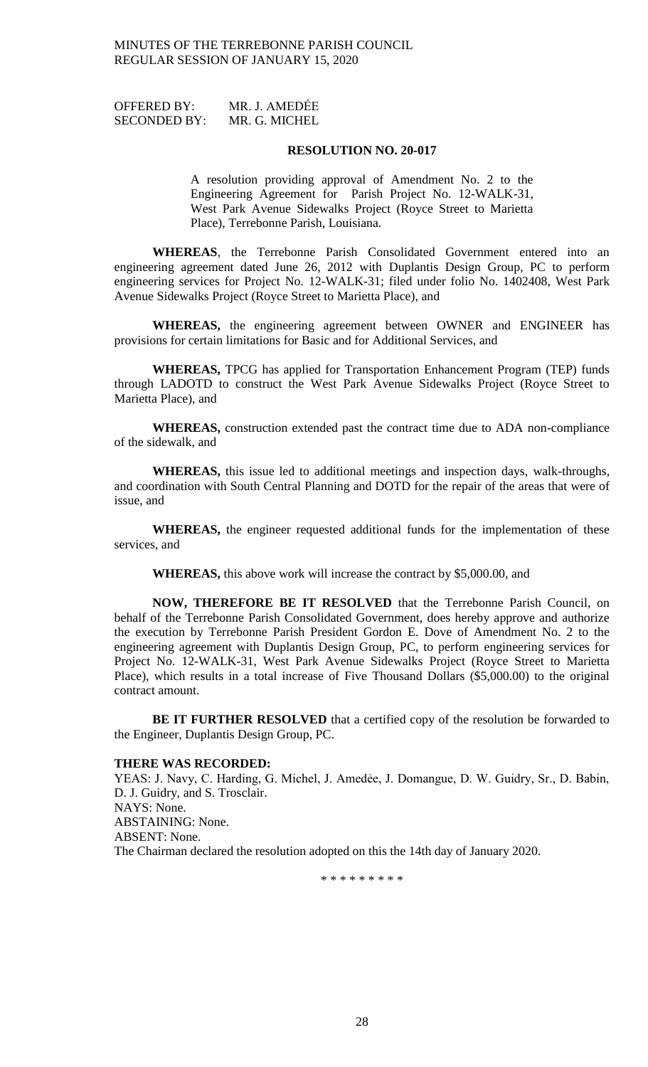OFFERED BY: MR. J. AMEDÉE
SECONDED BY: MR. G. MICHEL

**RESOLUTION NO. 20-017**

A resolution providing approval of Amendment No. 2 to the Engineering Agreement for Parish Project No. 12-WALK-31, West Park Avenue Sidewalks Project (Royce Street to Marietta Place), Terrebonne Parish, Louisiana.

**WHEREAS**, the Terrebonne Parish Consolidated Government entered into an engineering agreement dated June 26, 2012 with Duplantis Design Group, PC to perform engineering services for Project No. 12-WALK-31; filed under folio No. 1402408, West Park Avenue Sidewalks Project (Royce Street to Marietta Place), and

**WHEREAS,** the engineering agreement between OWNER and ENGINEER has provisions for certain limitations for Basic and for Additional Services, and

**WHEREAS,** TPCG has applied for Transportation Enhancement Program (TEP) funds through LADOTD to construct the West Park Avenue Sidewalks Project (Royce Street to Marietta Place), and

**WHEREAS,** construction extended past the contract time due to ADA non-compliance of the sidewalk, and

**WHEREAS,** this issue led to additional meetings and inspection days, walk-throughs, and coordination with South Central Planning and DOTD for the repair of the areas that were of issue, and

**WHEREAS,** the engineer requested additional funds for the implementation of these services, and

**WHEREAS,** this above work will increase the contract by $5,000.00, and

**NOW, THEREFORE BE IT RESOLVED** that the Terrebonne Parish Council, on behalf of the Terrebonne Parish Consolidated Government, does hereby approve and authorize the execution by Terrebonne Parish President Gordon E. Dove of Amendment No. 2 to the engineering agreement with Duplantis Design Group, PC, to perform engineering services for Project No. 12-WALK-31, West Park Avenue Sidewalks Project (Royce Street to Marietta Place), which results in a total increase of Five Thousand Dollars ($5,000.00) to the original contract amount.

**BE IT FURTHER RESOLVED** that a certified copy of the resolution be forwarded to the Engineer, Duplantis Design Group, PC.

**THERE WAS RECORDED:**
YEAS: J. Navy, C. Harding, G. Michel, J. Amedée, J. Domangue, D. W. Guidry, Sr., D. Babin, D. J. Guidry, and S. Trosclair.
NAYS: None.
ABSTAINING: None.
ABSENT: None.
The Chairman declared the resolution adopted on this the 14th day of January 2020.

\* \* \* \* \* \* \* \* \*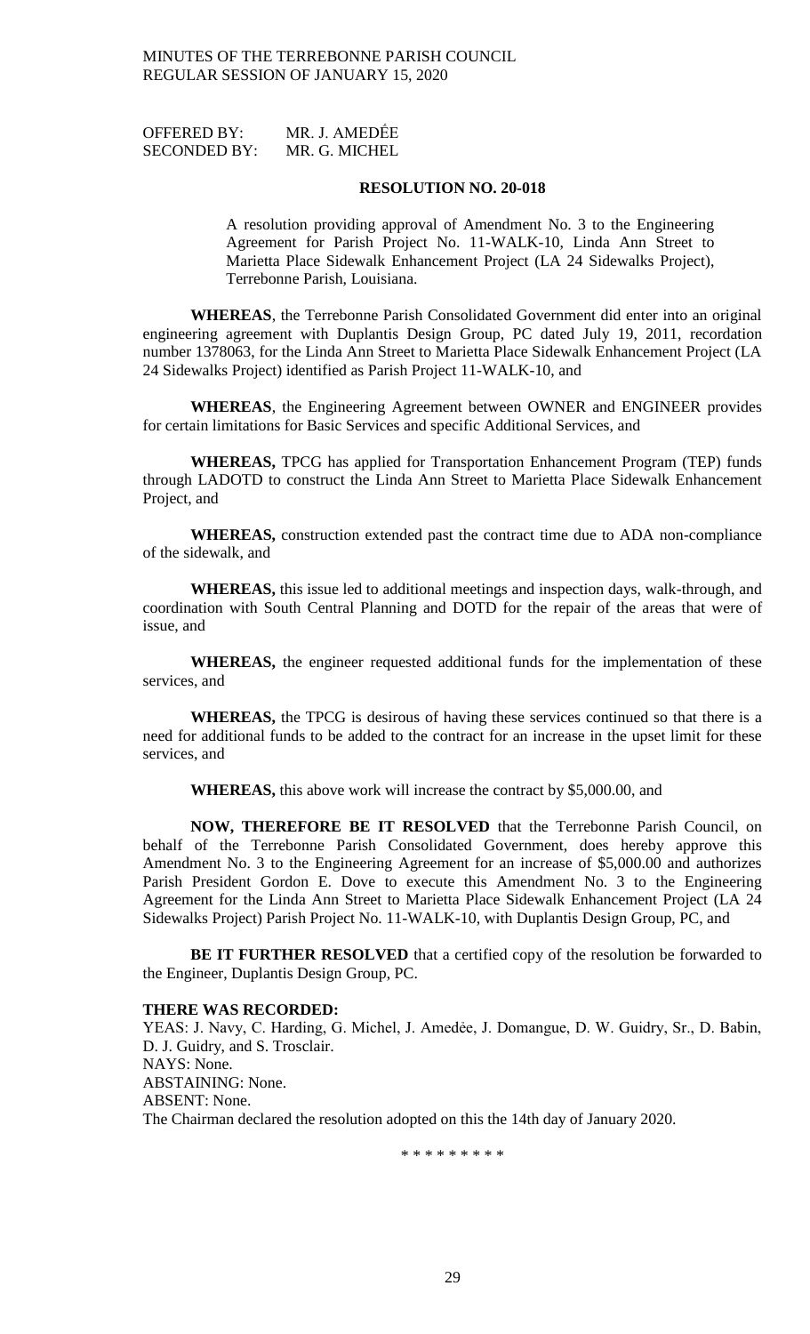OFFERED BY: MR. J. AMEDÉE
SECONDED BY: MR. G. MICHEL

**RESOLUTION NO. 20-018**

A resolution providing approval of Amendment No. 3 to the Engineering Agreement for Parish Project No. 11-WALK-10, Linda Ann Street to Marietta Place Sidewalk Enhancement Project (LA 24 Sidewalks Project), Terrebonne Parish, Louisiana.

**WHEREAS**, the Terrebonne Parish Consolidated Government did enter into an original engineering agreement with Duplantis Design Group, PC dated July 19, 2011, recordation number 1378063, for the Linda Ann Street to Marietta Place Sidewalk Enhancement Project (LA 24 Sidewalks Project) identified as Parish Project 11-WALK-10, and

**WHEREAS**, the Engineering Agreement between OWNER and ENGINEER provides for certain limitations for Basic Services and specific Additional Services, and

**WHEREAS,** TPCG has applied for Transportation Enhancement Program (TEP) funds through LADOTD to construct the Linda Ann Street to Marietta Place Sidewalk Enhancement Project, and

**WHEREAS,** construction extended past the contract time due to ADA non-compliance of the sidewalk, and

**WHEREAS,** this issue led to additional meetings and inspection days, walk-through, and coordination with South Central Planning and DOTD for the repair of the areas that were of issue, and

**WHEREAS,** the engineer requested additional funds for the implementation of these services, and

**WHEREAS,** the TPCG is desirous of having these services continued so that there is a need for additional funds to be added to the contract for an increase in the upset limit for these services, and

**WHEREAS,** this above work will increase the contract by $5,000.00, and

**NOW, THEREFORE BE IT RESOLVED** that the Terrebonne Parish Council, on behalf of the Terrebonne Parish Consolidated Government, does hereby approve this Amendment No. 3 to the Engineering Agreement for an increase of $5,000.00 and authorizes Parish President Gordon E. Dove to execute this Amendment No. 3 to the Engineering Agreement for the Linda Ann Street to Marietta Place Sidewalk Enhancement Project (LA 24 Sidewalks Project) Parish Project No. 11-WALK-10, with Duplantis Design Group, PC, and

**BE IT FURTHER RESOLVED** that a certified copy of the resolution be forwarded to the Engineer, Duplantis Design Group, PC.

**THERE WAS RECORDED:**
YEAS: J. Navy, C. Harding, G. Michel, J. Amedée, J. Domangue, D. W. Guidry, Sr., D. Babin, D. J. Guidry, and S. Trosclair.
NAYS: None.
ABSTAINING: None.
ABSENT: None.
The Chairman declared the resolution adopted on this the 14th day of January 2020.

\* \* \* \* \* \* \* \* \*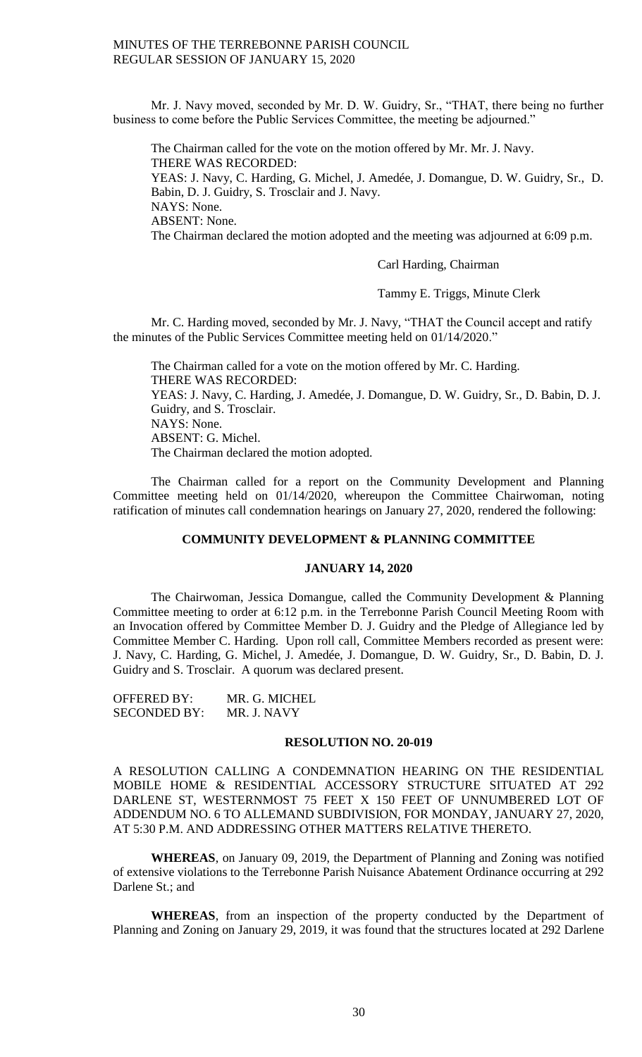Mr. J. Navy moved, seconded by Mr. D. W. Guidry, Sr., "THAT, there being no further business to come before the Public Services Committee, the meeting be adjourned."

The Chairman called for the vote on the motion offered by Mr. Mr. J. Navy.
THERE WAS RECORDED:
YEAS: J. Navy, C. Harding, G. Michel, J. Amedée, J. Domangue, D. W. Guidry, Sr., D. Babin, D. J. Guidry, S. Trosclair and J. Navy.
NAYS: None.
ABSENT: None.
The Chairman declared the motion adopted and the meeting was adjourned at 6:09 p.m.

Carl Harding, Chairman

Tammy E. Triggs, Minute Clerk

Mr. C. Harding moved, seconded by Mr. J. Navy, "THAT the Council accept and ratify the minutes of the Public Services Committee meeting held on 01/14/2020."

The Chairman called for a vote on the motion offered by Mr. C. Harding.
THERE WAS RECORDED:
YEAS: J. Navy, C. Harding, J. Amedée, J. Domangue, D. W. Guidry, Sr., D. Babin, D. J. Guidry, and S. Trosclair.
NAYS: None.
ABSENT: G. Michel.
The Chairman declared the motion adopted.

The Chairman called for a report on the Community Development and Planning Committee meeting held on 01/14/2020, whereupon the Committee Chairwoman, noting ratification of minutes call condemnation hearings on January 27, 2020, rendered the following:

## COMMUNITY DEVELOPMENT & PLANNING COMMITTEE

### JANUARY 14, 2020

The Chairwoman, Jessica Domangue, called the Community Development & Planning Committee meeting to order at 6:12 p.m. in the Terrebonne Parish Council Meeting Room with an Invocation offered by Committee Member D. J. Guidry and the Pledge of Allegiance led by Committee Member C. Harding. Upon roll call, Committee Members recorded as present were: J. Navy, C. Harding, G. Michel, J. Amedée, J. Domangue, D. W. Guidry, Sr., D. Babin, D. J. Guidry and S. Trosclair. A quorum was declared present.

OFFERED BY: MR. G. MICHEL
SECONDED BY: MR. J. NAVY

### RESOLUTION NO. 20-019

A RESOLUTION CALLING A CONDEMNATION HEARING ON THE RESIDENTIAL MOBILE HOME & RESIDENTIAL ACCESSORY STRUCTURE SITUATED AT 292 DARLENE ST, WESTERNMOST 75 FEET X 150 FEET OF UNNUMBERED LOT OF ADDENDUM NO. 6 TO ALLEMAND SUBDIVISION, FOR MONDAY, JANUARY 27, 2020, AT 5:30 P.M. AND ADDRESSING OTHER MATTERS RELATIVE THERETO.

**WHEREAS**, on January 09, 2019, the Department of Planning and Zoning was notified of extensive violations to the Terrebonne Parish Nuisance Abatement Ordinance occurring at 292 Darlene St.; and

**WHEREAS**, from an inspection of the property conducted by the Department of Planning and Zoning on January 29, 2019, it was found that the structures located at 292 Darlene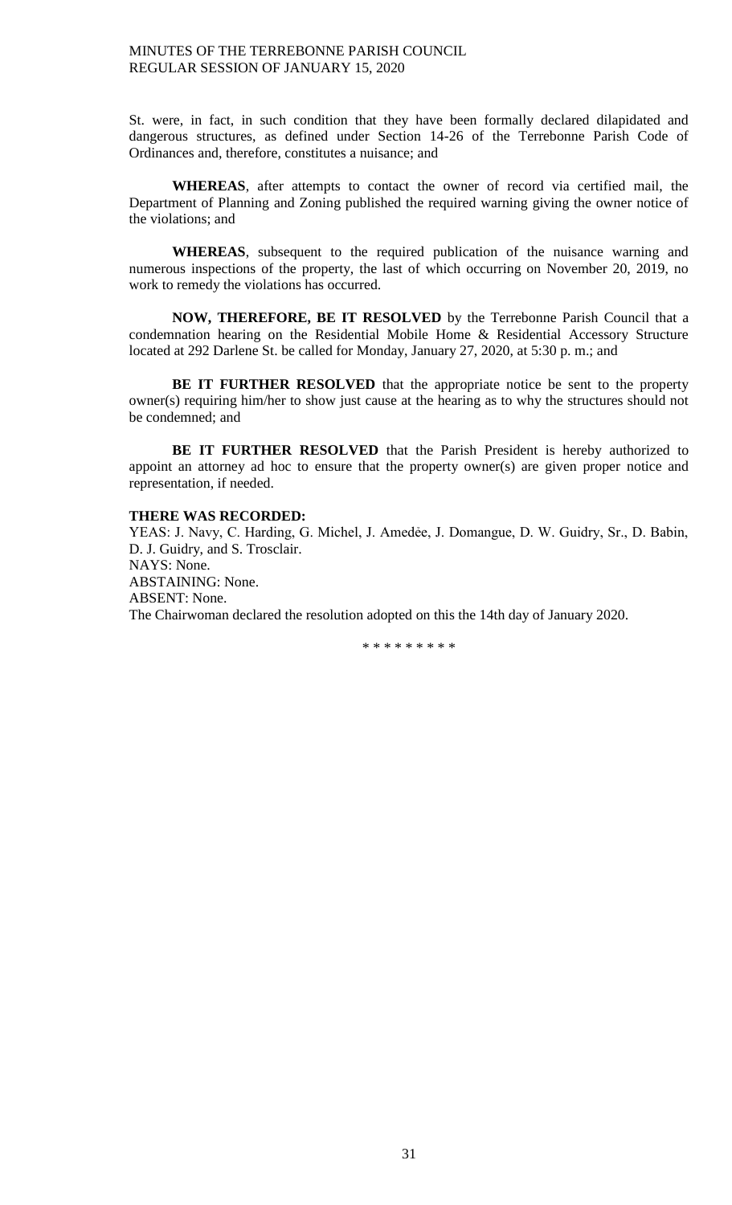St. were, in fact, in such condition that they have been formally declared dilapidated and dangerous structures, as defined under Section 14-26 of the Terrebonne Parish Code of Ordinances and, therefore, constitutes a nuisance; and

**WHEREAS**, after attempts to contact the owner of record via certified mail, the Department of Planning and Zoning published the required warning giving the owner notice of the violations; and

**WHEREAS**, subsequent to the required publication of the nuisance warning and numerous inspections of the property, the last of which occurring on November 20, 2019, no work to remedy the violations has occurred.

**NOW, THEREFORE, BE IT RESOLVED** by the Terrebonne Parish Council that a condemnation hearing on the Residential Mobile Home & Residential Accessory Structure located at 292 Darlene St. be called for Monday, January 27, 2020, at 5:30 p. m.; and

**BE IT FURTHER RESOLVED** that the appropriate notice be sent to the property owner(s) requiring him/her to show just cause at the hearing as to why the structures should not be condemned; and

**BE IT FURTHER RESOLVED** that the Parish President is hereby authorized to appoint an attorney ad hoc to ensure that the property owner(s) are given proper notice and representation, if needed.

**THERE WAS RECORDED:**
YEAS: J. Navy, C. Harding, G. Michel, J. Amedėe, J. Domangue, D. W. Guidry, Sr., D. Babin, D. J. Guidry, and S. Trosclair.
NAYS: None.
ABSTAINING: None.
ABSENT: None.
The Chairwoman declared the resolution adopted on this the 14th day of January 2020.

\* \* \* \* \* \* \* \* \*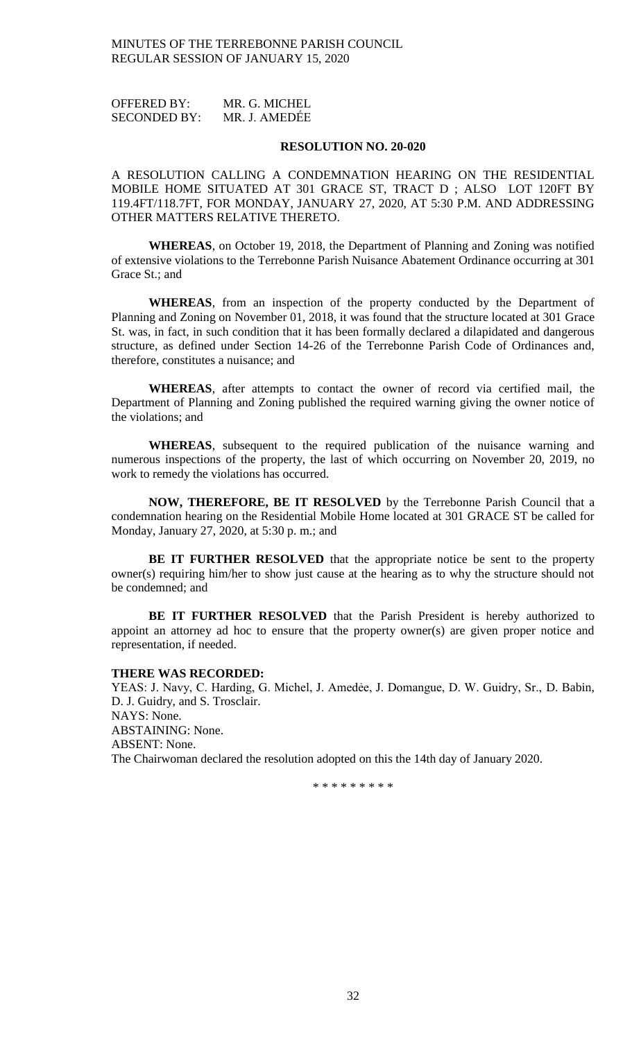OFFERED BY: MR. G. MICHEL
SECONDED BY: MR. J. AMEDĖE

**RESOLUTION NO. 20-020**

A RESOLUTION CALLING A CONDEMNATION HEARING ON THE RESIDENTIAL MOBILE HOME SITUATED AT 301 GRACE ST, TRACT D ; ALSO LOT 120FT BY 119.4FT/118.7FT, FOR MONDAY, JANUARY 27, 2020, AT 5:30 P.M. AND ADDRESSING OTHER MATTERS RELATIVE THERETO.

**WHEREAS**, on October 19, 2018, the Department of Planning and Zoning was notified of extensive violations to the Terrebonne Parish Nuisance Abatement Ordinance occurring at 301 Grace St.; and

**WHEREAS**, from an inspection of the property conducted by the Department of Planning and Zoning on November 01, 2018, it was found that the structure located at 301 Grace St. was, in fact, in such condition that it has been formally declared a dilapidated and dangerous structure, as defined under Section 14-26 of the Terrebonne Parish Code of Ordinances and, therefore, constitutes a nuisance; and

**WHEREAS**, after attempts to contact the owner of record via certified mail, the Department of Planning and Zoning published the required warning giving the owner notice of the violations; and

**WHEREAS**, subsequent to the required publication of the nuisance warning and numerous inspections of the property, the last of which occurring on November 20, 2019, no work to remedy the violations has occurred.

**NOW, THEREFORE, BE IT RESOLVED** by the Terrebonne Parish Council that a condemnation hearing on the Residential Mobile Home located at 301 GRACE ST be called for Monday, January 27, 2020, at 5:30 p. m.; and

**BE IT FURTHER RESOLVED** that the appropriate notice be sent to the property owner(s) requiring him/her to show just cause at the hearing as to why the structure should not be condemned; and

**BE IT FURTHER RESOLVED** that the Parish President is hereby authorized to appoint an attorney ad hoc to ensure that the property owner(s) are given proper notice and representation, if needed.

**THERE WAS RECORDED:**
YEAS: J. Navy, C. Harding, G. Michel, J. Amedée, J. Domangue, D. W. Guidry, Sr., D. Babin, D. J. Guidry, and S. Trosclair.
NAYS: None.
ABSTAINING: None.
ABSENT: None.
The Chairwoman declared the resolution adopted on this the 14th day of January 2020.

\* \* \* \* \* \* \* \* \*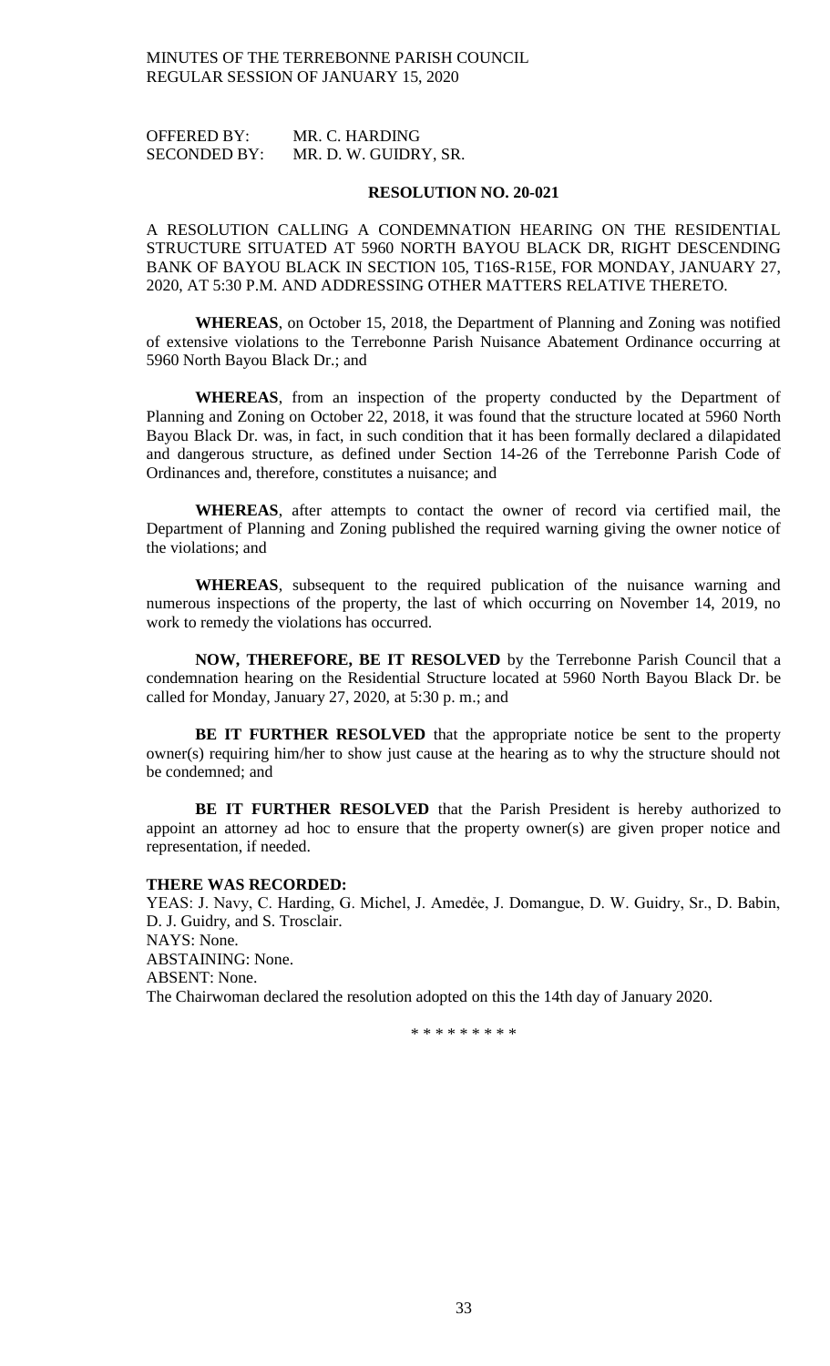OFFERED BY: MR. C. HARDING
SECONDED BY: MR. D. W. GUIDRY, SR.

**RESOLUTION NO. 20-021**

A RESOLUTION CALLING A CONDEMNATION HEARING ON THE RESIDENTIAL STRUCTURE SITUATED AT 5960 NORTH BAYOU BLACK DR, RIGHT DESCENDING BANK OF BAYOU BLACK IN SECTION 105, T16S-R15E, FOR MONDAY, JANUARY 27, 2020, AT 5:30 P.M. AND ADDRESSING OTHER MATTERS RELATIVE THERETO.

**WHEREAS**, on October 15, 2018, the Department of Planning and Zoning was notified of extensive violations to the Terrebonne Parish Nuisance Abatement Ordinance occurring at 5960 North Bayou Black Dr.; and

**WHEREAS**, from an inspection of the property conducted by the Department of Planning and Zoning on October 22, 2018, it was found that the structure located at 5960 North Bayou Black Dr. was, in fact, in such condition that it has been formally declared a dilapidated and dangerous structure, as defined under Section 14-26 of the Terrebonne Parish Code of Ordinances and, therefore, constitutes a nuisance; and

**WHEREAS**, after attempts to contact the owner of record via certified mail, the Department of Planning and Zoning published the required warning giving the owner notice of the violations; and

**WHEREAS**, subsequent to the required publication of the nuisance warning and numerous inspections of the property, the last of which occurring on November 14, 2019, no work to remedy the violations has occurred.

**NOW, THEREFORE, BE IT RESOLVED** by the Terrebonne Parish Council that a condemnation hearing on the Residential Structure located at 5960 North Bayou Black Dr. be called for Monday, January 27, 2020, at 5:30 p. m.; and

**BE IT FURTHER RESOLVED** that the appropriate notice be sent to the property owner(s) requiring him/her to show just cause at the hearing as to why the structure should not be condemned; and

**BE IT FURTHER RESOLVED** that the Parish President is hereby authorized to appoint an attorney ad hoc to ensure that the property owner(s) are given proper notice and representation, if needed.

**THERE WAS RECORDED:**
YEAS: J. Navy, C. Harding, G. Michel, J. Amedée, J. Domangue, D. W. Guidry, Sr., D. Babin, D. J. Guidry, and S. Trosclair.
NAYS: None.
ABSTAINING: None.
ABSENT: None.
The Chairwoman declared the resolution adopted on this the 14th day of January 2020.

\* \* \* \* \* \* \* \* \*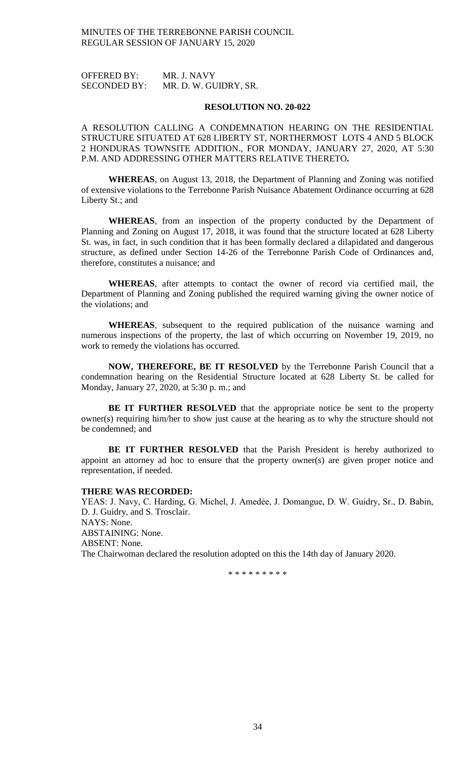OFFERED BY: MR. J. NAVY
SECONDED BY: MR. D. W. GUIDRY, SR.

**RESOLUTION NO. 20-022**

A RESOLUTION CALLING A CONDEMNATION HEARING ON THE RESIDENTIAL STRUCTURE SITUATED AT 628 LIBERTY ST, NORTHERMOST LOTS 4 AND 5 BLOCK 2 HONDURAS TOWNSITE ADDITION., FOR MONDAY, JANUARY 27, 2020, AT 5:30 P.M. AND ADDRESSING OTHER MATTERS RELATIVE THERETO**.**

**WHEREAS**, on August 13, 2018, the Department of Planning and Zoning was notified of extensive violations to the Terrebonne Parish Nuisance Abatement Ordinance occurring at 628 Liberty St.; and

**WHEREAS**, from an inspection of the property conducted by the Department of Planning and Zoning on August 17, 2018, it was found that the structure located at 628 Liberty St. was, in fact, in such condition that it has been formally declared a dilapidated and dangerous structure, as defined under Section 14-26 of the Terrebonne Parish Code of Ordinances and, therefore, constitutes a nuisance; and

**WHEREAS**, after attempts to contact the owner of record via certified mail, the Department of Planning and Zoning published the required warning giving the owner notice of the violations; and

**WHEREAS**, subsequent to the required publication of the nuisance warning and numerous inspections of the property, the last of which occurring on November 19, 2019, no work to remedy the violations has occurred.

**NOW, THEREFORE, BE IT RESOLVED** by the Terrebonne Parish Council that a condemnation hearing on the Residential Structure located at 628 Liberty St. be called for Monday, January 27, 2020, at 5:30 p. m.; and

**BE IT FURTHER RESOLVED** that the appropriate notice be sent to the property owner(s) requiring him/her to show just cause at the hearing as to why the structure should not be condemned; and

**BE IT FURTHER RESOLVED** that the Parish President is hereby authorized to appoint an attorney ad hoc to ensure that the property owner(s) are given proper notice and representation, if needed.

**THERE WAS RECORDED:**

YEAS: J. Navy, C. Harding, G. Michel, J. Amedée, J. Domangue, D. W. Guidry, Sr., D. Babin, D. J. Guidry, and S. Trosclair.
NAYS: None.
ABSTAINING: None.
ABSENT: None.
The Chairwoman declared the resolution adopted on this the 14th day of January 2020.

\* \* \* \* \* \* \* \* \*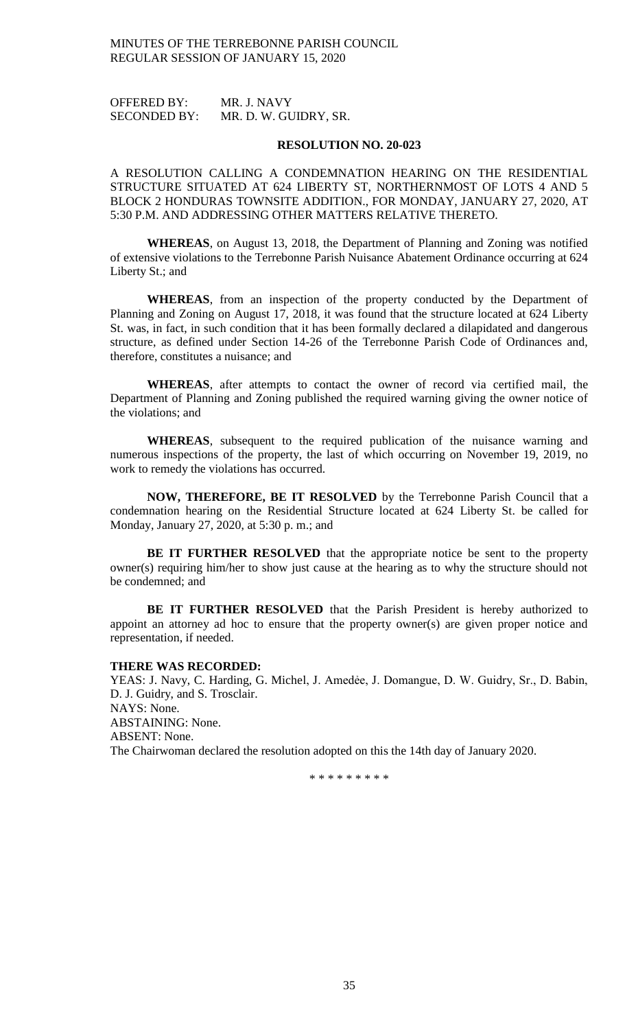OFFERED BY: MR. J. NAVY
SECONDED BY: MR. D. W. GUIDRY, SR.

**RESOLUTION NO. 20-023**

A RESOLUTION CALLING A CONDEMNATION HEARING ON THE RESIDENTIAL STRUCTURE SITUATED AT 624 LIBERTY ST, NORTHERNMOST OF LOTS 4 AND 5 BLOCK 2 HONDURAS TOWNSITE ADDITION., FOR MONDAY, JANUARY 27, 2020, AT 5:30 P.M. AND ADDRESSING OTHER MATTERS RELATIVE THERETO.

**WHEREAS**, on August 13, 2018, the Department of Planning and Zoning was notified of extensive violations to the Terrebonne Parish Nuisance Abatement Ordinance occurring at 624 Liberty St.; and

**WHEREAS**, from an inspection of the property conducted by the Department of Planning and Zoning on August 17, 2018, it was found that the structure located at 624 Liberty St. was, in fact, in such condition that it has been formally declared a dilapidated and dangerous structure, as defined under Section 14-26 of the Terrebonne Parish Code of Ordinances and, therefore, constitutes a nuisance; and

**WHEREAS**, after attempts to contact the owner of record via certified mail, the Department of Planning and Zoning published the required warning giving the owner notice of the violations; and

**WHEREAS**, subsequent to the required publication of the nuisance warning and numerous inspections of the property, the last of which occurring on November 19, 2019, no work to remedy the violations has occurred.

**NOW, THEREFORE, BE IT RESOLVED** by the Terrebonne Parish Council that a condemnation hearing on the Residential Structure located at 624 Liberty St. be called for Monday, January 27, 2020, at 5:30 p. m.; and

**BE IT FURTHER RESOLVED** that the appropriate notice be sent to the property owner(s) requiring him/her to show just cause at the hearing as to why the structure should not be condemned; and

**BE IT FURTHER RESOLVED** that the Parish President is hereby authorized to appoint an attorney ad hoc to ensure that the property owner(s) are given proper notice and representation, if needed.

**THERE WAS RECORDED:**

YEAS: J. Navy, C. Harding, G. Michel, J. Amedѐe, J. Domangue, D. W. Guidry, Sr., D. Babin, D. J. Guidry, and S. Trosclair.
NAYS: None.
ABSTAINING: None.
ABSENT: None.
The Chairwoman declared the resolution adopted on this the 14th day of January 2020.

\* \* \* \* \* \* \* \* \*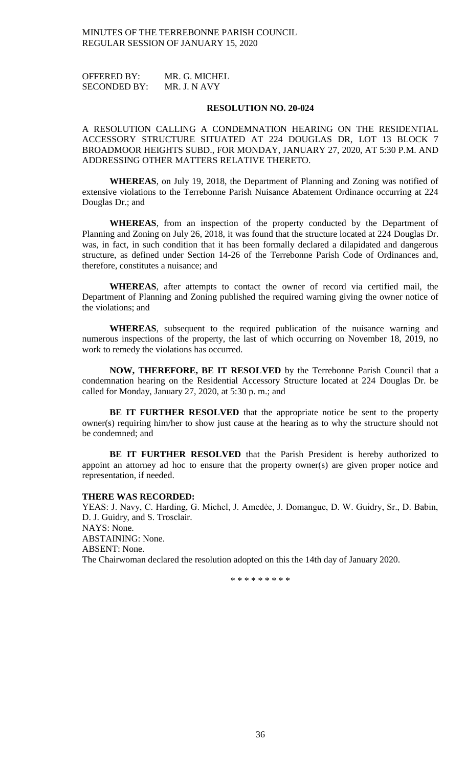OFFERED BY: MR. G. MICHEL
SECONDED BY: MR. J. N AVY

**RESOLUTION NO. 20-024**

A RESOLUTION CALLING A CONDEMNATION HEARING ON THE RESIDENTIAL ACCESSORY STRUCTURE SITUATED AT 224 DOUGLAS DR, LOT 13 BLOCK 7 BROADMOOR HEIGHTS SUBD., FOR MONDAY, JANUARY 27, 2020, AT 5:30 P.M. AND ADDRESSING OTHER MATTERS RELATIVE THERETO.

**WHEREAS**, on July 19, 2018, the Department of Planning and Zoning was notified of extensive violations to the Terrebonne Parish Nuisance Abatement Ordinance occurring at 224 Douglas Dr.; and

**WHEREAS**, from an inspection of the property conducted by the Department of Planning and Zoning on July 26, 2018, it was found that the structure located at 224 Douglas Dr. was, in fact, in such condition that it has been formally declared a dilapidated and dangerous structure, as defined under Section 14-26 of the Terrebonne Parish Code of Ordinances and, therefore, constitutes a nuisance; and

**WHEREAS**, after attempts to contact the owner of record via certified mail, the Department of Planning and Zoning published the required warning giving the owner notice of the violations; and

**WHEREAS**, subsequent to the required publication of the nuisance warning and numerous inspections of the property, the last of which occurring on November 18, 2019, no work to remedy the violations has occurred.

**NOW, THEREFORE, BE IT RESOLVED** by the Terrebonne Parish Council that a condemnation hearing on the Residential Accessory Structure located at 224 Douglas Dr. be called for Monday, January 27, 2020, at 5:30 p. m.; and

**BE IT FURTHER RESOLVED** that the appropriate notice be sent to the property owner(s) requiring him/her to show just cause at the hearing as to why the structure should not be condemned; and

**BE IT FURTHER RESOLVED** that the Parish President is hereby authorized to appoint an attorney ad hoc to ensure that the property owner(s) are given proper notice and representation, if needed.

**THERE WAS RECORDED:**
YEAS: J. Navy, C. Harding, G. Michel, J. Amedée, J. Domangue, D. W. Guidry, Sr., D. Babin, D. J. Guidry, and S. Trosclair.
NAYS: None.
ABSTAINING: None.
ABSENT: None.
The Chairwoman declared the resolution adopted on this the 14th day of January 2020.

\* \* \* \* \* \* \* \* \*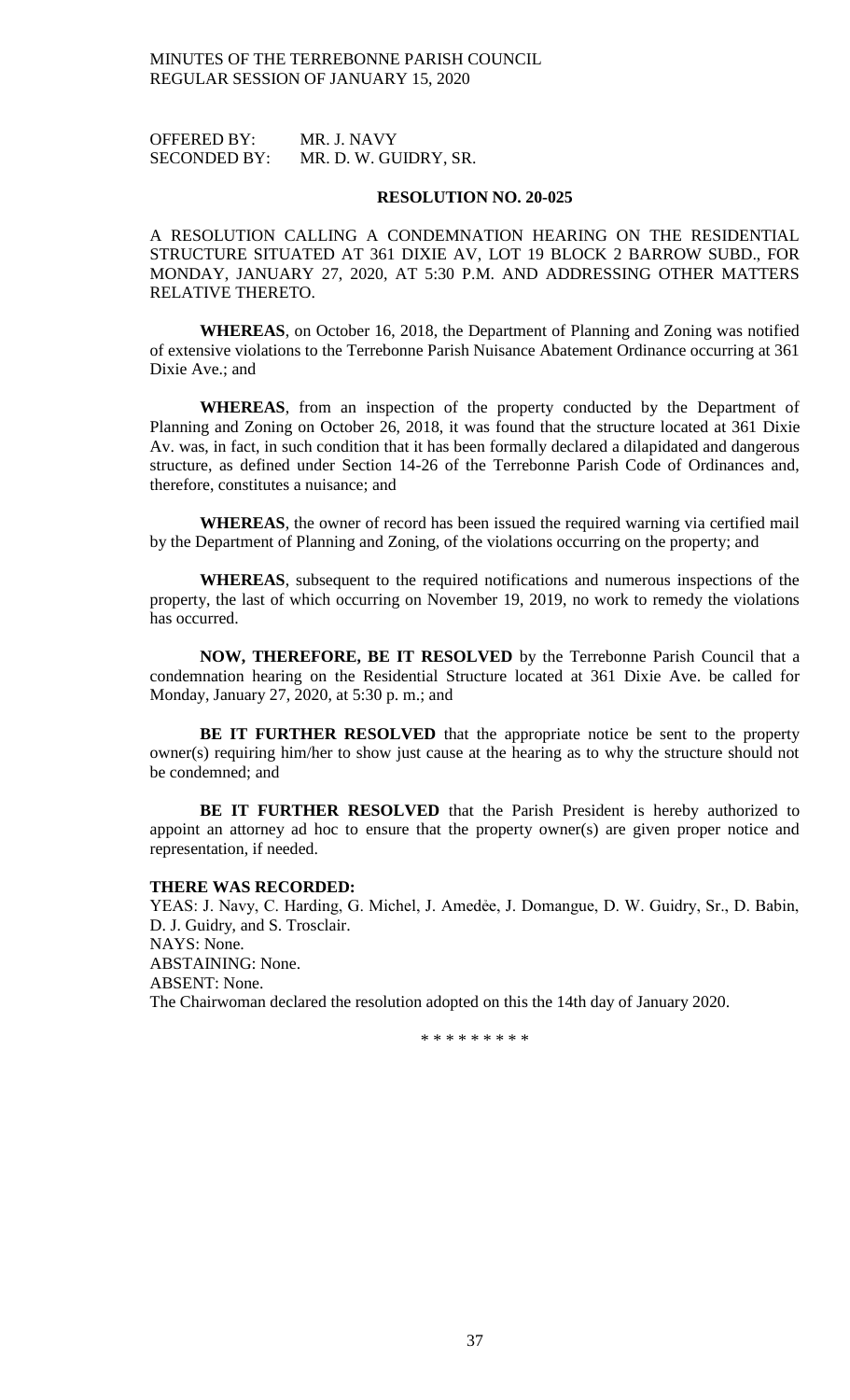OFFERED BY: MR. J. NAVY
SECONDED BY: MR. D. W. GUIDRY, SR.

**RESOLUTION NO. 20-025**

A RESOLUTION CALLING A CONDEMNATION HEARING ON THE RESIDENTIAL STRUCTURE SITUATED AT 361 DIXIE AV, LOT 19 BLOCK 2 BARROW SUBD., FOR MONDAY, JANUARY 27, 2020, AT 5:30 P.M. AND ADDRESSING OTHER MATTERS RELATIVE THERETO.

**WHEREAS**, on October 16, 2018, the Department of Planning and Zoning was notified of extensive violations to the Terrebonne Parish Nuisance Abatement Ordinance occurring at 361 Dixie Ave.; and

**WHEREAS**, from an inspection of the property conducted by the Department of Planning and Zoning on October 26, 2018, it was found that the structure located at 361 Dixie Av. was, in fact, in such condition that it has been formally declared a dilapidated and dangerous structure, as defined under Section 14-26 of the Terrebonne Parish Code of Ordinances and, therefore, constitutes a nuisance; and

**WHEREAS**, the owner of record has been issued the required warning via certified mail by the Department of Planning and Zoning, of the violations occurring on the property; and

**WHEREAS**, subsequent to the required notifications and numerous inspections of the property, the last of which occurring on November 19, 2019, no work to remedy the violations has occurred.

**NOW, THEREFORE, BE IT RESOLVED** by the Terrebonne Parish Council that a condemnation hearing on the Residential Structure located at 361 Dixie Ave. be called for Monday, January 27, 2020, at 5:30 p. m.; and

**BE IT FURTHER RESOLVED** that the appropriate notice be sent to the property owner(s) requiring him/her to show just cause at the hearing as to why the structure should not be condemned; and

**BE IT FURTHER RESOLVED** that the Parish President is hereby authorized to appoint an attorney ad hoc to ensure that the property owner(s) are given proper notice and representation, if needed.

**THERE WAS RECORDED:**
YEAS: J. Navy, C. Harding, G. Michel, J. Amedѐe, J. Domangue, D. W. Guidry, Sr., D. Babin, D. J. Guidry, and S. Trosclair.
NAYS: None.
ABSTAINING: None.
ABSENT: None.
The Chairwoman declared the resolution adopted on this the 14th day of January 2020.

\* \* \* \* \* \* \* \* \*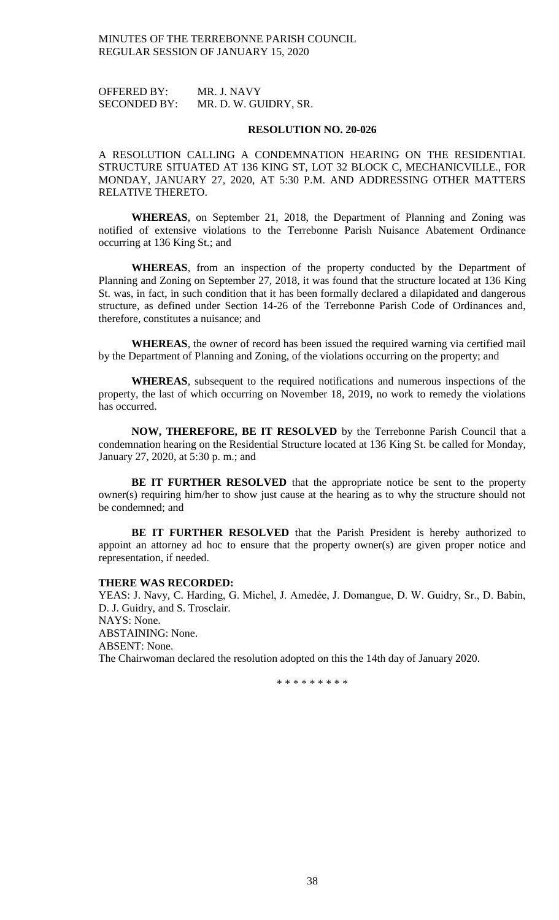OFFERED BY: MR. J. NAVY
SECONDED BY: MR. D. W. GUIDRY, SR.

**RESOLUTION NO. 20-026**

A RESOLUTION CALLING A CONDEMNATION HEARING ON THE RESIDENTIAL STRUCTURE SITUATED AT 136 KING ST, LOT 32 BLOCK C, MECHANICVILLE., FOR MONDAY, JANUARY 27, 2020, AT 5:30 P.M. AND ADDRESSING OTHER MATTERS RELATIVE THERETO.

**WHEREAS**, on September 21, 2018, the Department of Planning and Zoning was notified of extensive violations to the Terrebonne Parish Nuisance Abatement Ordinance occurring at 136 King St.; and

**WHEREAS**, from an inspection of the property conducted by the Department of Planning and Zoning on September 27, 2018, it was found that the structure located at 136 King St. was, in fact, in such condition that it has been formally declared a dilapidated and dangerous structure, as defined under Section 14-26 of the Terrebonne Parish Code of Ordinances and, therefore, constitutes a nuisance; and

**WHEREAS**, the owner of record has been issued the required warning via certified mail by the Department of Planning and Zoning, of the violations occurring on the property; and

**WHEREAS**, subsequent to the required notifications and numerous inspections of the property, the last of which occurring on November 18, 2019, no work to remedy the violations has occurred.

**NOW, THEREFORE, BE IT RESOLVED** by the Terrebonne Parish Council that a condemnation hearing on the Residential Structure located at 136 King St. be called for Monday, January 27, 2020, at 5:30 p. m.; and

**BE IT FURTHER RESOLVED** that the appropriate notice be sent to the property owner(s) requiring him/her to show just cause at the hearing as to why the structure should not be condemned; and

**BE IT FURTHER RESOLVED** that the Parish President is hereby authorized to appoint an attorney ad hoc to ensure that the property owner(s) are given proper notice and representation, if needed.

**THERE WAS RECORDED:**
YEAS: J. Navy, C. Harding, G. Michel, J. Amedėe, J. Domangue, D. W. Guidry, Sr., D. Babin, D. J. Guidry, and S. Trosclair.
NAYS: None.
ABSTAINING: None.
ABSENT: None.
The Chairwoman declared the resolution adopted on this the 14th day of January 2020.

\* \* \* \* \* \* \* \* \*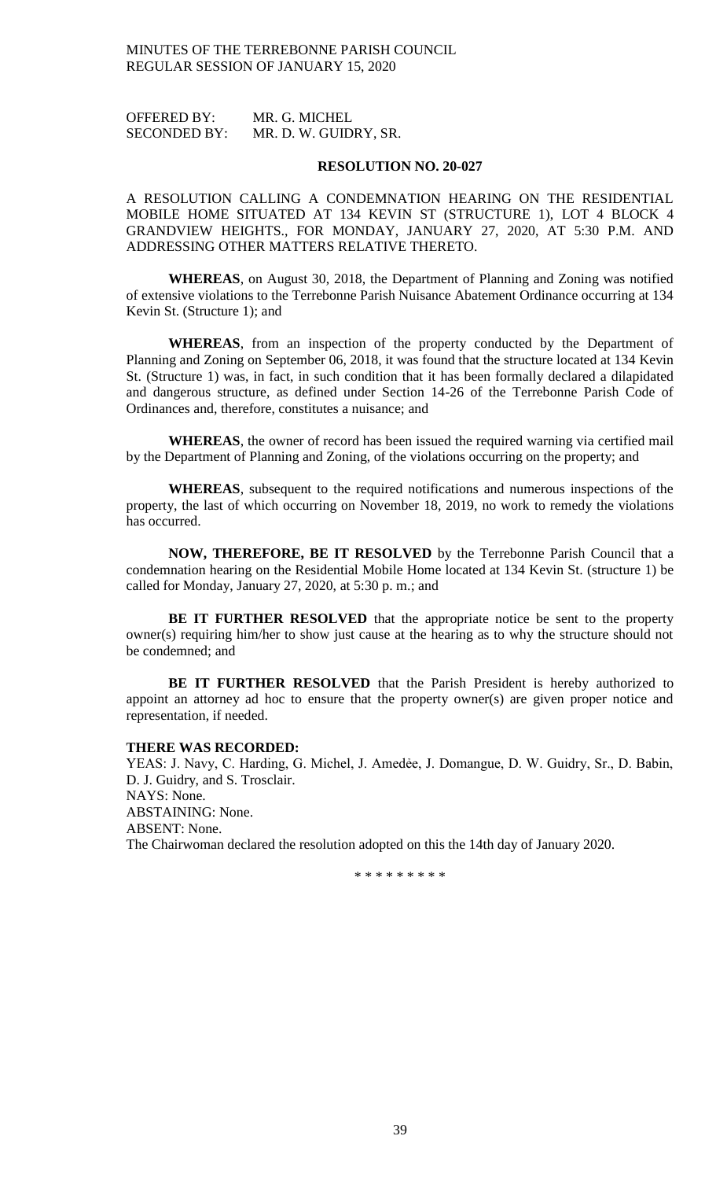OFFERED BY: MR. G. MICHEL
SECONDED BY: MR. D. W. GUIDRY, SR.

**RESOLUTION NO. 20-027**

A RESOLUTION CALLING A CONDEMNATION HEARING ON THE RESIDENTIAL MOBILE HOME SITUATED AT 134 KEVIN ST (STRUCTURE 1), LOT 4 BLOCK 4 GRANDVIEW HEIGHTS., FOR MONDAY, JANUARY 27, 2020, AT 5:30 P.M. AND ADDRESSING OTHER MATTERS RELATIVE THERETO.

**WHEREAS**, on August 30, 2018, the Department of Planning and Zoning was notified of extensive violations to the Terrebonne Parish Nuisance Abatement Ordinance occurring at 134 Kevin St. (Structure 1); and

**WHEREAS**, from an inspection of the property conducted by the Department of Planning and Zoning on September 06, 2018, it was found that the structure located at 134 Kevin St. (Structure 1) was, in fact, in such condition that it has been formally declared a dilapidated and dangerous structure, as defined under Section 14-26 of the Terrebonne Parish Code of Ordinances and, therefore, constitutes a nuisance; and

**WHEREAS**, the owner of record has been issued the required warning via certified mail by the Department of Planning and Zoning, of the violations occurring on the property; and

**WHEREAS**, subsequent to the required notifications and numerous inspections of the property, the last of which occurring on November 18, 2019, no work to remedy the violations has occurred.

**NOW, THEREFORE, BE IT RESOLVED** by the Terrebonne Parish Council that a condemnation hearing on the Residential Mobile Home located at 134 Kevin St. (structure 1) be called for Monday, January 27, 2020, at 5:30 p. m.; and

**BE IT FURTHER RESOLVED** that the appropriate notice be sent to the property owner(s) requiring him/her to show just cause at the hearing as to why the structure should not be condemned; and

**BE IT FURTHER RESOLVED** that the Parish President is hereby authorized to appoint an attorney ad hoc to ensure that the property owner(s) are given proper notice and representation, if needed.

**THERE WAS RECORDED:**
YEAS: J. Navy, C. Harding, G. Michel, J. Amedėe, J. Domangue, D. W. Guidry, Sr., D. Babin, D. J. Guidry, and S. Trosclair.
NAYS: None.
ABSTAINING: None.
ABSENT: None.
The Chairwoman declared the resolution adopted on this the 14th day of January 2020.

\* \* \* \* \* \* \* \* \*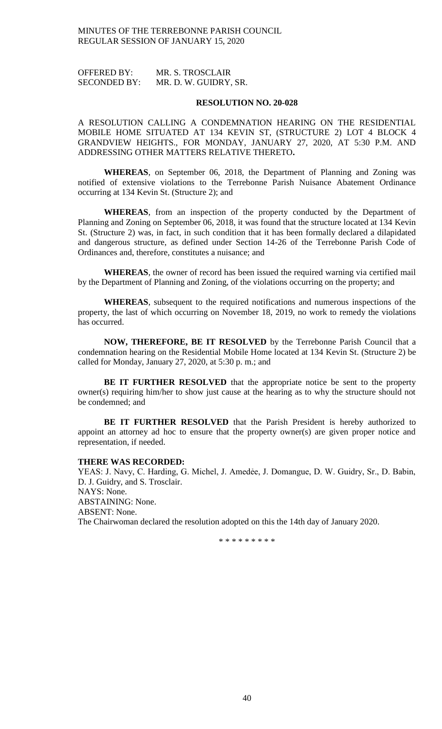OFFERED BY: MR. S. TROSCLAIR
SECONDED BY: MR. D. W. GUIDRY, SR.

**RESOLUTION NO. 20-028**

A RESOLUTION CALLING A CONDEMNATION HEARING ON THE RESIDENTIAL MOBILE HOME SITUATED AT 134 KEVIN ST, (STRUCTURE 2) LOT 4 BLOCK 4 GRANDVIEW HEIGHTS., FOR MONDAY, JANUARY 27, 2020, AT 5:30 P.M. AND ADDRESSING OTHER MATTERS RELATIVE THERETO**.**

**WHEREAS**, on September 06, 2018, the Department of Planning and Zoning was notified of extensive violations to the Terrebonne Parish Nuisance Abatement Ordinance occurring at 134 Kevin St. (Structure 2); and

**WHEREAS**, from an inspection of the property conducted by the Department of Planning and Zoning on September 06, 2018, it was found that the structure located at 134 Kevin St. (Structure 2) was, in fact, in such condition that it has been formally declared a dilapidated and dangerous structure, as defined under Section 14-26 of the Terrebonne Parish Code of Ordinances and, therefore, constitutes a nuisance; and

**WHEREAS**, the owner of record has been issued the required warning via certified mail by the Department of Planning and Zoning, of the violations occurring on the property; and

**WHEREAS**, subsequent to the required notifications and numerous inspections of the property, the last of which occurring on November 18, 2019, no work to remedy the violations has occurred.

**NOW, THEREFORE, BE IT RESOLVED** by the Terrebonne Parish Council that a condemnation hearing on the Residential Mobile Home located at 134 Kevin St. (Structure 2) be called for Monday, January 27, 2020, at 5:30 p. m.; and

**BE IT FURTHER RESOLVED** that the appropriate notice be sent to the property owner(s) requiring him/her to show just cause at the hearing as to why the structure should not be condemned; and

**BE IT FURTHER RESOLVED** that the Parish President is hereby authorized to appoint an attorney ad hoc to ensure that the property owner(s) are given proper notice and representation, if needed.

**THERE WAS RECORDED:**

YEAS: J. Navy, C. Harding, G. Michel, J. Amedée, J. Domangue, D. W. Guidry, Sr., D. Babin, D. J. Guidry, and S. Trosclair.
NAYS: None.
ABSTAINING: None.
ABSENT: None.
The Chairwoman declared the resolution adopted on this the 14th day of January 2020.

\* \* \* \* \* \* \* \* \*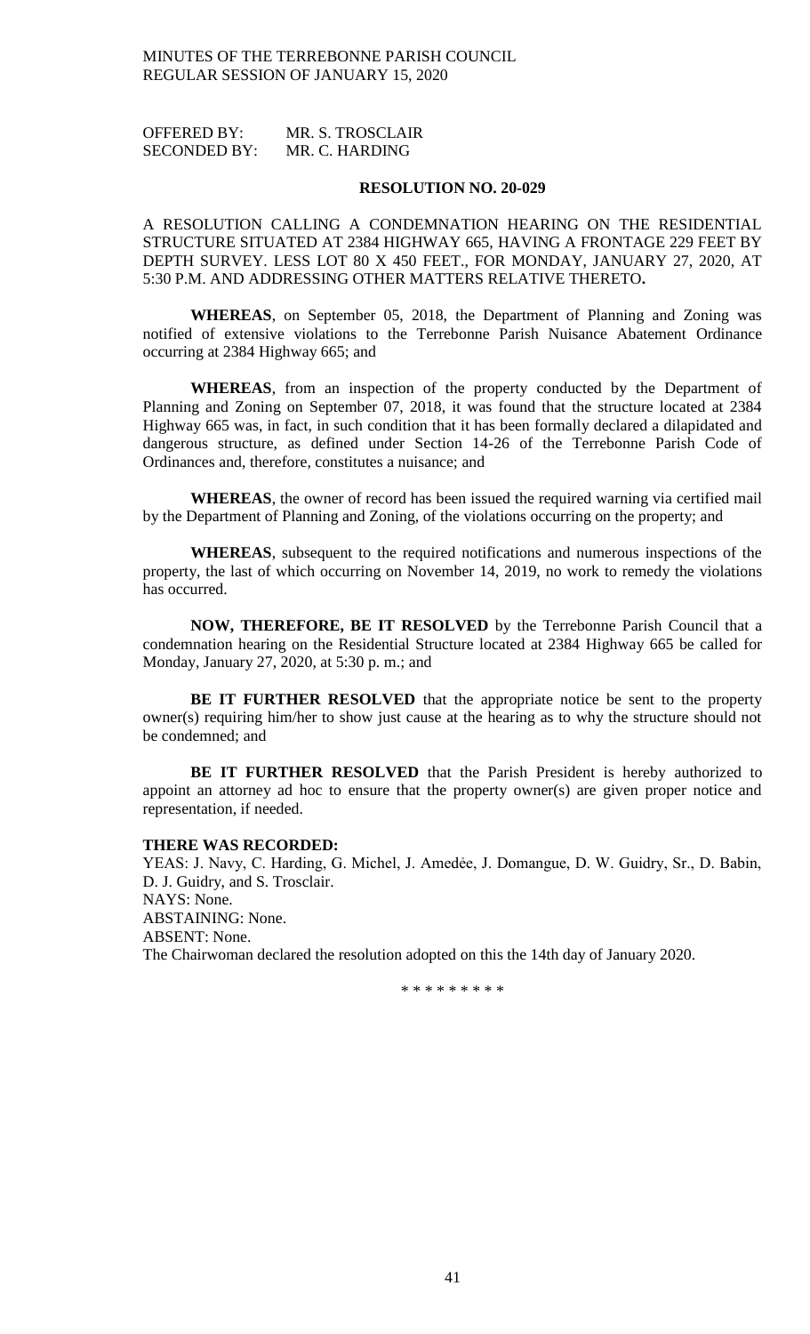OFFERED BY: MR. S. TROSCLAIR
SECONDED BY: MR. C. HARDING

**RESOLUTION NO. 20-029**

A RESOLUTION CALLING A CONDEMNATION HEARING ON THE RESIDENTIAL STRUCTURE SITUATED AT 2384 HIGHWAY 665, HAVING A FRONTAGE 229 FEET BY DEPTH SURVEY. LESS LOT 80 X 450 FEET., FOR MONDAY, JANUARY 27, 2020, AT 5:30 P.M. AND ADDRESSING OTHER MATTERS RELATIVE THERETO**.**

**WHEREAS**, on September 05, 2018, the Department of Planning and Zoning was notified of extensive violations to the Terrebonne Parish Nuisance Abatement Ordinance occurring at 2384 Highway 665; and

**WHEREAS**, from an inspection of the property conducted by the Department of Planning and Zoning on September 07, 2018, it was found that the structure located at 2384 Highway 665 was, in fact, in such condition that it has been formally declared a dilapidated and dangerous structure, as defined under Section 14-26 of the Terrebonne Parish Code of Ordinances and, therefore, constitutes a nuisance; and

**WHEREAS**, the owner of record has been issued the required warning via certified mail by the Department of Planning and Zoning, of the violations occurring on the property; and

**WHEREAS**, subsequent to the required notifications and numerous inspections of the property, the last of which occurring on November 14, 2019, no work to remedy the violations has occurred.

**NOW, THEREFORE, BE IT RESOLVED** by the Terrebonne Parish Council that a condemnation hearing on the Residential Structure located at 2384 Highway 665 be called for Monday, January 27, 2020, at 5:30 p. m.; and

**BE IT FURTHER RESOLVED** that the appropriate notice be sent to the property owner(s) requiring him/her to show just cause at the hearing as to why the structure should not be condemned; and

**BE IT FURTHER RESOLVED** that the Parish President is hereby authorized to appoint an attorney ad hoc to ensure that the property owner(s) are given proper notice and representation, if needed.

**THERE WAS RECORDED:**
YEAS: J. Navy, C. Harding, G. Michel, J. Amedėe, J. Domangue, D. W. Guidry, Sr., D. Babin, D. J. Guidry, and S. Trosclair.
NAYS: None.
ABSTAINING: None.
ABSENT: None.
The Chairwoman declared the resolution adopted on this the 14th day of January 2020.

\* \* \* \* \* \* \* \* \*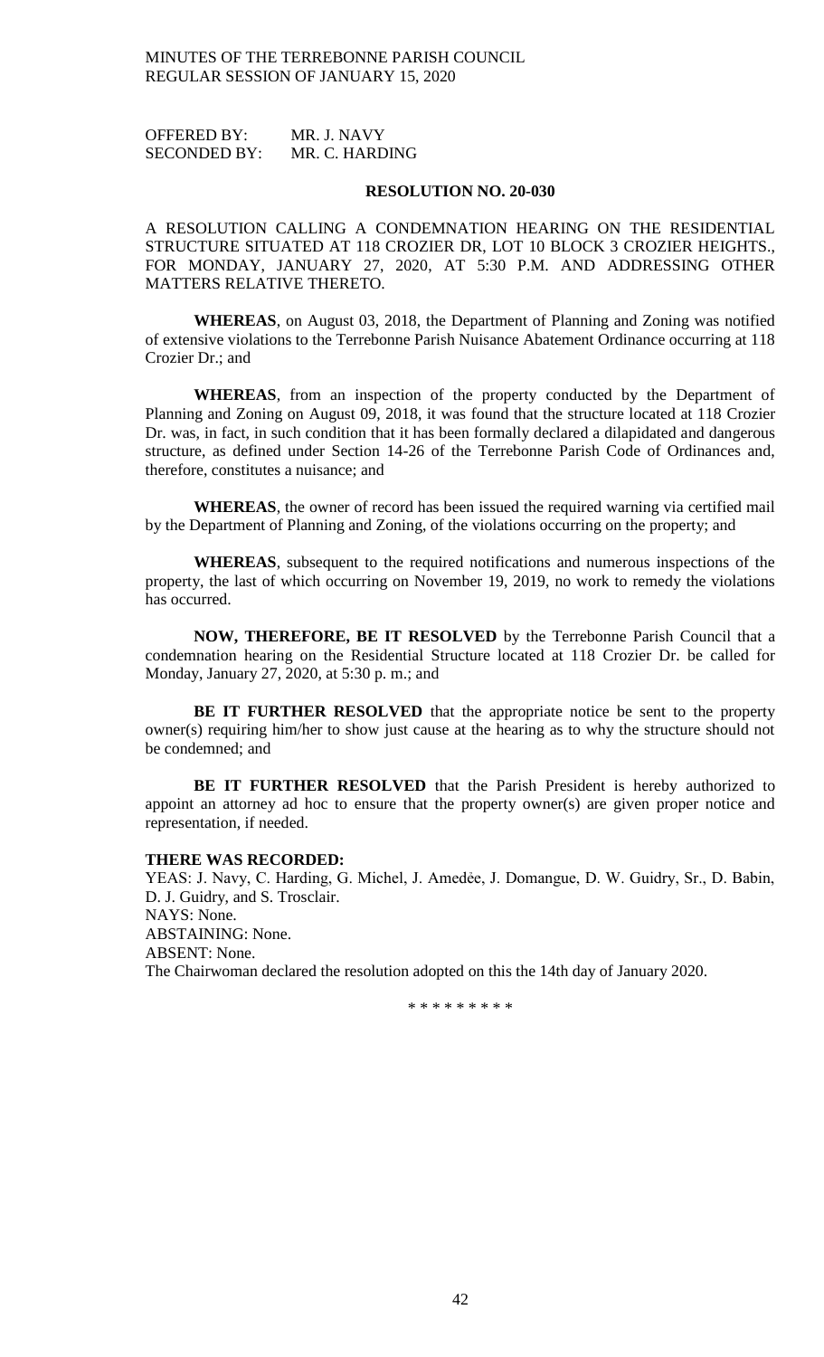OFFERED BY: MR. J. NAVY
SECONDED BY: MR. C. HARDING

**RESOLUTION NO. 20-030**

A RESOLUTION CALLING A CONDEMNATION HEARING ON THE RESIDENTIAL STRUCTURE SITUATED AT 118 CROZIER DR, LOT 10 BLOCK 3 CROZIER HEIGHTS., FOR MONDAY, JANUARY 27, 2020, AT 5:30 P.M. AND ADDRESSING OTHER MATTERS RELATIVE THERETO.

**WHEREAS**, on August 03, 2018, the Department of Planning and Zoning was notified of extensive violations to the Terrebonne Parish Nuisance Abatement Ordinance occurring at 118 Crozier Dr.; and

**WHEREAS**, from an inspection of the property conducted by the Department of Planning and Zoning on August 09, 2018, it was found that the structure located at 118 Crozier Dr. was, in fact, in such condition that it has been formally declared a dilapidated and dangerous structure, as defined under Section 14-26 of the Terrebonne Parish Code of Ordinances and, therefore, constitutes a nuisance; and

**WHEREAS**, the owner of record has been issued the required warning via certified mail by the Department of Planning and Zoning, of the violations occurring on the property; and

**WHEREAS**, subsequent to the required notifications and numerous inspections of the property, the last of which occurring on November 19, 2019, no work to remedy the violations has occurred.

**NOW, THEREFORE, BE IT RESOLVED** by the Terrebonne Parish Council that a condemnation hearing on the Residential Structure located at 118 Crozier Dr. be called for Monday, January 27, 2020, at 5:30 p. m.; and

**BE IT FURTHER RESOLVED** that the appropriate notice be sent to the property owner(s) requiring him/her to show just cause at the hearing as to why the structure should not be condemned; and

**BE IT FURTHER RESOLVED** that the Parish President is hereby authorized to appoint an attorney ad hoc to ensure that the property owner(s) are given proper notice and representation, if needed.

**THERE WAS RECORDED:**
YEAS: J. Navy, C. Harding, G. Michel, J. Amedẻe, J. Domangue, D. W. Guidry, Sr., D. Babin, D. J. Guidry, and S. Trosclair.
NAYS: None.
ABSTAINING: None.
ABSENT: None.
The Chairwoman declared the resolution adopted on this the 14th day of January 2020.

\* \* \* \* \* \* \* \* \*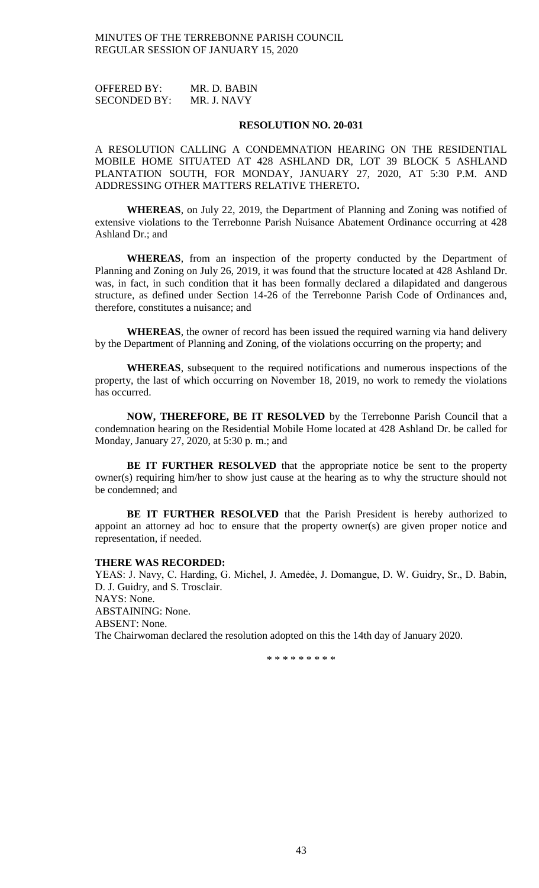OFFERED BY: MR. D. BABIN
SECONDED BY: MR. J. NAVY

**RESOLUTION NO. 20-031**

A RESOLUTION CALLING A CONDEMNATION HEARING ON THE RESIDENTIAL MOBILE HOME SITUATED AT 428 ASHLAND DR, LOT 39 BLOCK 5 ASHLAND PLANTATION SOUTH, FOR MONDAY, JANUARY 27, 2020, AT 5:30 P.M. AND ADDRESSING OTHER MATTERS RELATIVE THERETO**.**

**WHEREAS**, on July 22, 2019, the Department of Planning and Zoning was notified of extensive violations to the Terrebonne Parish Nuisance Abatement Ordinance occurring at 428 Ashland Dr.; and

**WHEREAS**, from an inspection of the property conducted by the Department of Planning and Zoning on July 26, 2019, it was found that the structure located at 428 Ashland Dr. was, in fact, in such condition that it has been formally declared a dilapidated and dangerous structure, as defined under Section 14-26 of the Terrebonne Parish Code of Ordinances and, therefore, constitutes a nuisance; and

**WHEREAS**, the owner of record has been issued the required warning via hand delivery by the Department of Planning and Zoning, of the violations occurring on the property; and

**WHEREAS**, subsequent to the required notifications and numerous inspections of the property, the last of which occurring on November 18, 2019, no work to remedy the violations has occurred.

**NOW, THEREFORE, BE IT RESOLVED** by the Terrebonne Parish Council that a condemnation hearing on the Residential Mobile Home located at 428 Ashland Dr. be called for Monday, January 27, 2020, at 5:30 p. m.; and

**BE IT FURTHER RESOLVED** that the appropriate notice be sent to the property owner(s) requiring him/her to show just cause at the hearing as to why the structure should not be condemned; and

**BE IT FURTHER RESOLVED** that the Parish President is hereby authorized to appoint an attorney ad hoc to ensure that the property owner(s) are given proper notice and representation, if needed.

**THERE WAS RECORDED:**
YEAS: J. Navy, C. Harding, G. Michel, J. Amedẻe, J. Domangue, D. W. Guidry, Sr., D. Babin, D. J. Guidry, and S. Trosclair.
NAYS: None.
ABSTAINING: None.
ABSENT: None.
The Chairwoman declared the resolution adopted on this the 14th day of January 2020.

\* \* \* \* \* \* \* \* \*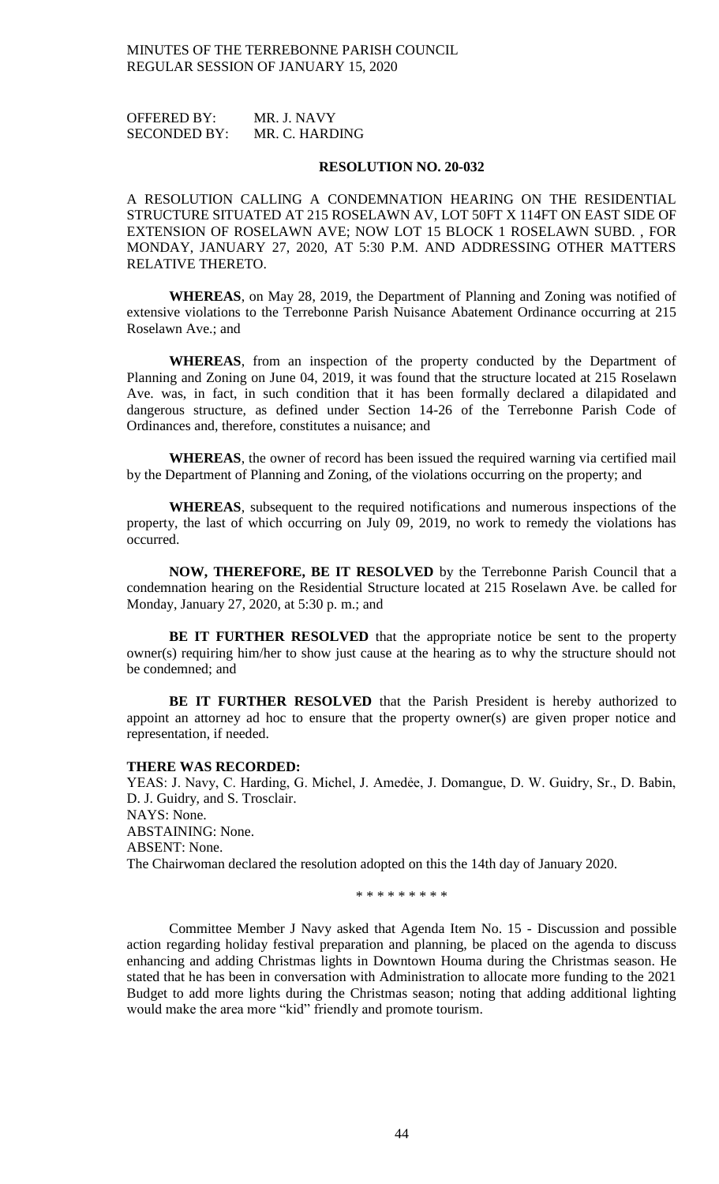OFFERED BY: MR. J. NAVY
SECONDED BY: MR. C. HARDING

**RESOLUTION NO. 20-032**

A RESOLUTION CALLING A CONDEMNATION HEARING ON THE RESIDENTIAL STRUCTURE SITUATED AT 215 ROSELAWN AV, LOT 50FT X 114FT ON EAST SIDE OF EXTENSION OF ROSELAWN AVE; NOW LOT 15 BLOCK 1 ROSELAWN SUBD. , FOR MONDAY, JANUARY 27, 2020, AT 5:30 P.M. AND ADDRESSING OTHER MATTERS RELATIVE THERETO.

**WHEREAS**, on May 28, 2019, the Department of Planning and Zoning was notified of extensive violations to the Terrebonne Parish Nuisance Abatement Ordinance occurring at 215 Roselawn Ave.; and

**WHEREAS**, from an inspection of the property conducted by the Department of Planning and Zoning on June 04, 2019, it was found that the structure located at 215 Roselawn Ave. was, in fact, in such condition that it has been formally declared a dilapidated and dangerous structure, as defined under Section 14-26 of the Terrebonne Parish Code of Ordinances and, therefore, constitutes a nuisance; and

**WHEREAS**, the owner of record has been issued the required warning via certified mail by the Department of Planning and Zoning, of the violations occurring on the property; and

**WHEREAS**, subsequent to the required notifications and numerous inspections of the property, the last of which occurring on July 09, 2019, no work to remedy the violations has occurred.

**NOW, THEREFORE, BE IT RESOLVED** by the Terrebonne Parish Council that a condemnation hearing on the Residential Structure located at 215 Roselawn Ave. be called for Monday, January 27, 2020, at 5:30 p. m.; and

**BE IT FURTHER RESOLVED** that the appropriate notice be sent to the property owner(s) requiring him/her to show just cause at the hearing as to why the structure should not be condemned; and

**BE IT FURTHER RESOLVED** that the Parish President is hereby authorized to appoint an attorney ad hoc to ensure that the property owner(s) are given proper notice and representation, if needed.

**THERE WAS RECORDED:**
YEAS: J. Navy, C. Harding, G. Michel, J. Amedée, J. Domangue, D. W. Guidry, Sr., D. Babin, D. J. Guidry, and S. Trosclair.
NAYS: None.
ABSTAINING: None.
ABSENT: None.
The Chairwoman declared the resolution adopted on this the 14th day of January 2020.

\* \* \* \* \* \* \* \* \*

Committee Member J Navy asked that Agenda Item No. 15 - Discussion and possible action regarding holiday festival preparation and planning, be placed on the agenda to discuss enhancing and adding Christmas lights in Downtown Houma during the Christmas season. He stated that he has been in conversation with Administration to allocate more funding to the 2021 Budget to add more lights during the Christmas season; noting that adding additional lighting would make the area more "kid" friendly and promote tourism.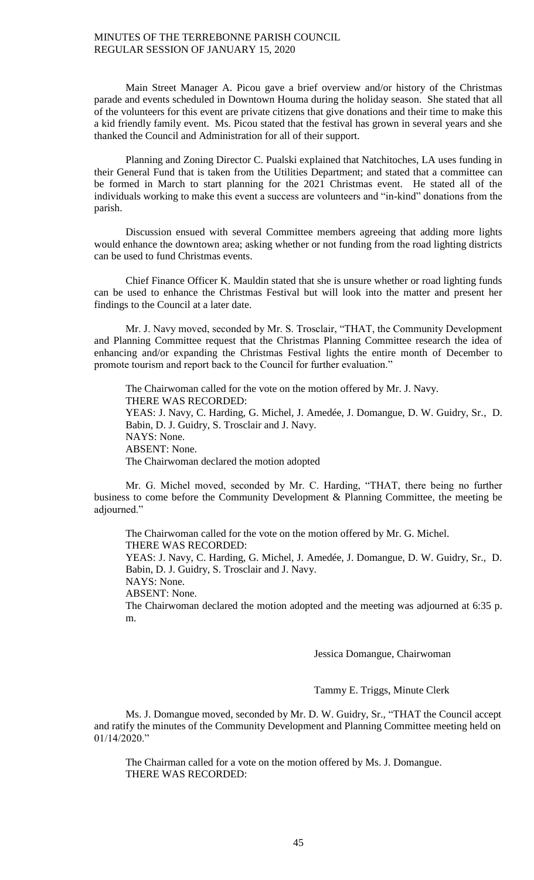Main Street Manager A. Picou gave a brief overview and/or history of the Christmas parade and events scheduled in Downtown Houma during the holiday season. She stated that all of the volunteers for this event are private citizens that give donations and their time to make this a kid friendly family event. Ms. Picou stated that the festival has grown in several years and she thanked the Council and Administration for all of their support.

Planning and Zoning Director C. Pualski explained that Natchitoches, LA uses funding in their General Fund that is taken from the Utilities Department; and stated that a committee can be formed in March to start planning for the 2021 Christmas event. He stated all of the individuals working to make this event a success are volunteers and "in-kind" donations from the parish.

Discussion ensued with several Committee members agreeing that adding more lights would enhance the downtown area; asking whether or not funding from the road lighting districts can be used to fund Christmas events.

Chief Finance Officer K. Mauldin stated that she is unsure whether or road lighting funds can be used to enhance the Christmas Festival but will look into the matter and present her findings to the Council at a later date.

Mr. J. Navy moved, seconded by Mr. S. Trosclair, "THAT, the Community Development and Planning Committee request that the Christmas Planning Committee research the idea of enhancing and/or expanding the Christmas Festival lights the entire month of December to promote tourism and report back to the Council for further evaluation."

The Chairwoman called for the vote on the motion offered by Mr. J. Navy.
THERE WAS RECORDED:
YEAS: J. Navy, C. Harding, G. Michel, J. Amedée, J. Domangue, D. W. Guidry, Sr., D. Babin, D. J. Guidry, S. Trosclair and J. Navy.
NAYS: None.
ABSENT: None.
The Chairwoman declared the motion adopted

Mr. G. Michel moved, seconded by Mr. C. Harding, "THAT, there being no further business to come before the Community Development & Planning Committee, the meeting be adjourned."

The Chairwoman called for the vote on the motion offered by Mr. G. Michel.
THERE WAS RECORDED:
YEAS: J. Navy, C. Harding, G. Michel, J. Amedée, J. Domangue, D. W. Guidry, Sr., D. Babin, D. J. Guidry, S. Trosclair and J. Navy.
NAYS: None.
ABSENT: None.
The Chairwoman declared the motion adopted and the meeting was adjourned at 6:35 p. m.

Jessica Domangue, Chairwoman

Tammy E. Triggs, Minute Clerk

Ms. J. Domangue moved, seconded by Mr. D. W. Guidry, Sr., "THAT the Council accept and ratify the minutes of the Community Development and Planning Committee meeting held on 01/14/2020."

The Chairman called for a vote on the motion offered by Ms. J. Domangue.
THERE WAS RECORDED: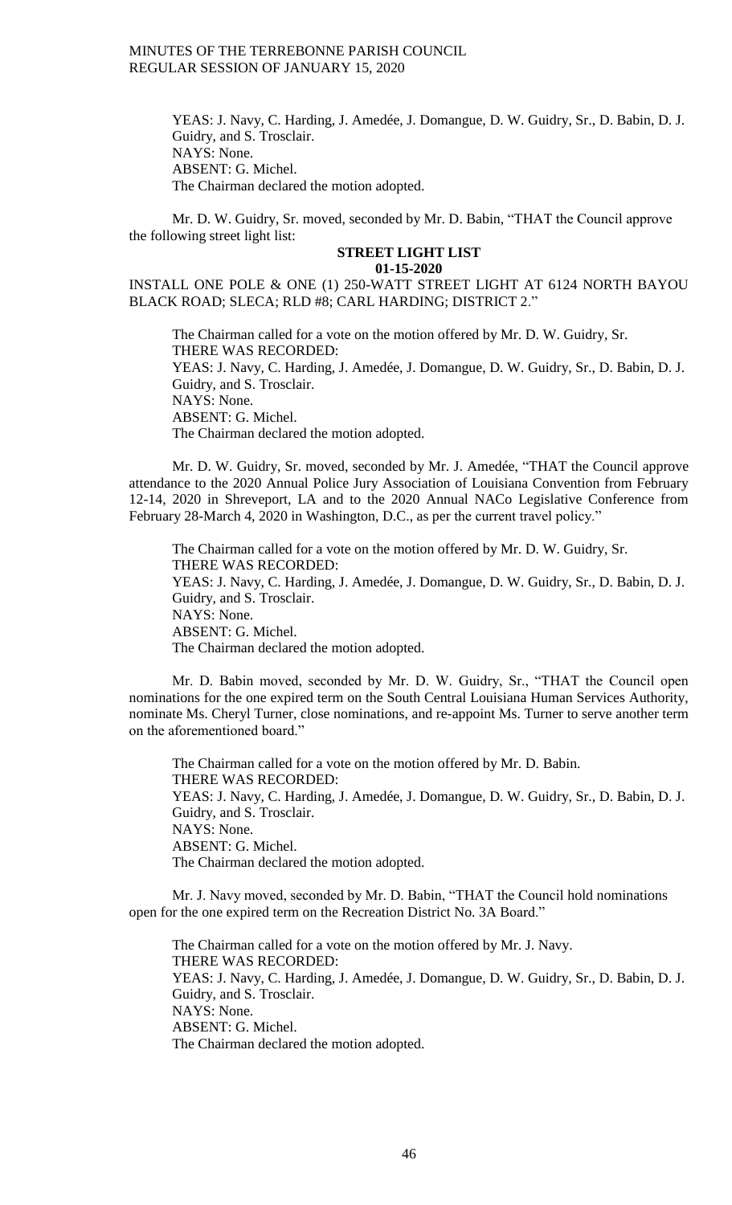YEAS: J. Navy, C. Harding, J. Amedée, J. Domangue, D. W. Guidry, Sr., D. Babin, D. J. Guidry, and S. Trosclair.
NAYS: None.
ABSENT: G. Michel.
The Chairman declared the motion adopted.

Mr. D. W. Guidry, Sr. moved, seconded by Mr. D. Babin, "THAT the Council approve the following street light list:

**STREET LIGHT LIST**
**01-15-2020**

INSTALL ONE POLE & ONE (1) 250-WATT STREET LIGHT AT 6124 NORTH BAYOU BLACK ROAD; SLECA; RLD #8; CARL HARDING; DISTRICT 2."

The Chairman called for a vote on the motion offered by Mr. D. W. Guidry, Sr.
THERE WAS RECORDED:
YEAS: J. Navy, C. Harding, J. Amedée, J. Domangue, D. W. Guidry, Sr., D. Babin, D. J. Guidry, and S. Trosclair.
NAYS: None.
ABSENT: G. Michel.
The Chairman declared the motion adopted.

Mr. D. W. Guidry, Sr. moved, seconded by Mr. J. Amedée, "THAT the Council approve attendance to the 2020 Annual Police Jury Association of Louisiana Convention from February 12-14, 2020 in Shreveport, LA and to the 2020 Annual NACo Legislative Conference from February 28-March 4, 2020 in Washington, D.C., as per the current travel policy."

The Chairman called for a vote on the motion offered by Mr. D. W. Guidry, Sr.
THERE WAS RECORDED:
YEAS: J. Navy, C. Harding, J. Amedée, J. Domangue, D. W. Guidry, Sr., D. Babin, D. J. Guidry, and S. Trosclair.
NAYS: None.
ABSENT: G. Michel.
The Chairman declared the motion adopted.

Mr. D. Babin moved, seconded by Mr. D. W. Guidry, Sr., "THAT the Council open nominations for the one expired term on the South Central Louisiana Human Services Authority, nominate Ms. Cheryl Turner, close nominations, and re-appoint Ms. Turner to serve another term on the aforementioned board."

The Chairman called for a vote on the motion offered by Mr. D. Babin.
THERE WAS RECORDED:
YEAS: J. Navy, C. Harding, J. Amedée, J. Domangue, D. W. Guidry, Sr., D. Babin, D. J. Guidry, and S. Trosclair.
NAYS: None.
ABSENT: G. Michel.
The Chairman declared the motion adopted.

Mr. J. Navy moved, seconded by Mr. D. Babin, "THAT the Council hold nominations open for the one expired term on the Recreation District No. 3A Board."

The Chairman called for a vote on the motion offered by Mr. J. Navy.
THERE WAS RECORDED:
YEAS: J. Navy, C. Harding, J. Amedée, J. Domangue, D. W. Guidry, Sr., D. Babin, D. J. Guidry, and S. Trosclair.
NAYS: None.
ABSENT: G. Michel.
The Chairman declared the motion adopted.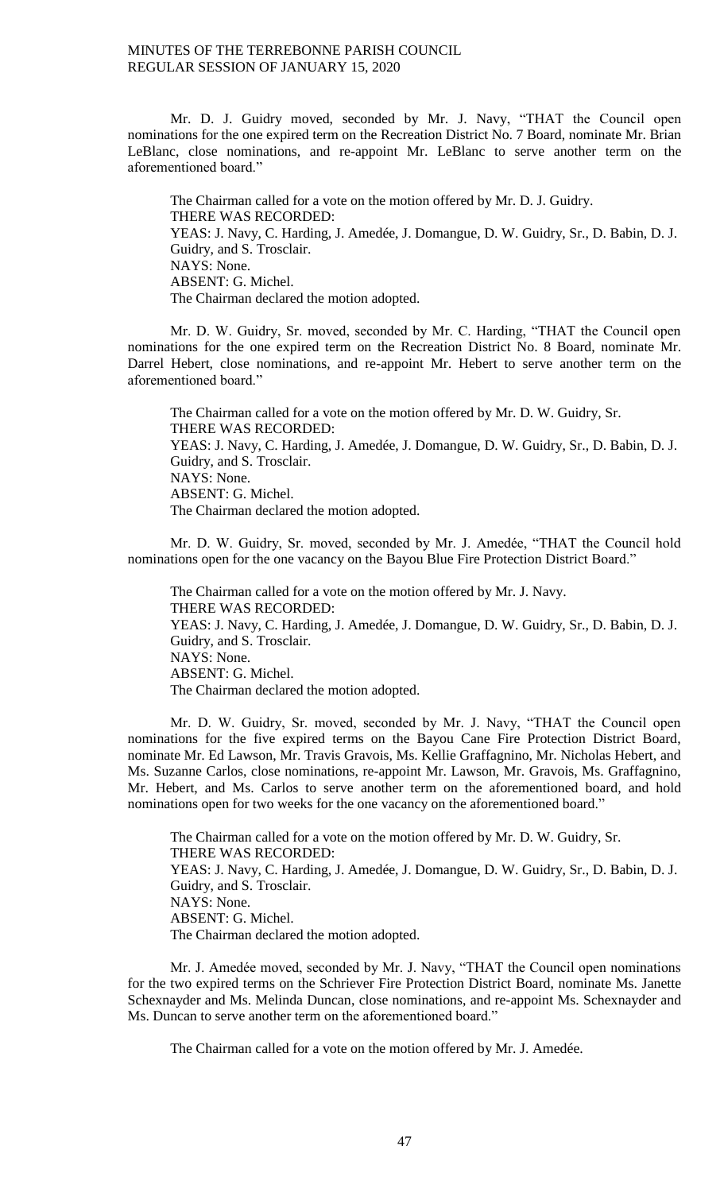Mr. D. J. Guidry moved, seconded by Mr. J. Navy, "THAT the Council open nominations for the one expired term on the Recreation District No. 7 Board, nominate Mr. Brian LeBlanc, close nominations, and re-appoint Mr. LeBlanc to serve another term on the aforementioned board."

The Chairman called for a vote on the motion offered by Mr. D. J. Guidry.
THERE WAS RECORDED:
YEAS: J. Navy, C. Harding, J. Amedée, J. Domangue, D. W. Guidry, Sr., D. Babin, D. J. Guidry, and S. Trosclair.
NAYS: None.
ABSENT: G. Michel.
The Chairman declared the motion adopted.

Mr. D. W. Guidry, Sr. moved, seconded by Mr. C. Harding, "THAT the Council open nominations for the one expired term on the Recreation District No. 8 Board, nominate Mr. Darrel Hebert, close nominations, and re-appoint Mr. Hebert to serve another term on the aforementioned board."

The Chairman called for a vote on the motion offered by Mr. D. W. Guidry, Sr.
THERE WAS RECORDED:
YEAS: J. Navy, C. Harding, J. Amedée, J. Domangue, D. W. Guidry, Sr., D. Babin, D. J. Guidry, and S. Trosclair.
NAYS: None.
ABSENT: G. Michel.
The Chairman declared the motion adopted.

Mr. D. W. Guidry, Sr. moved, seconded by Mr. J. Amedée, "THAT the Council hold nominations open for the one vacancy on the Bayou Blue Fire Protection District Board."

The Chairman called for a vote on the motion offered by Mr. J. Navy.
THERE WAS RECORDED:
YEAS: J. Navy, C. Harding, J. Amedée, J. Domangue, D. W. Guidry, Sr., D. Babin, D. J. Guidry, and S. Trosclair.
NAYS: None.
ABSENT: G. Michel.
The Chairman declared the motion adopted.

Mr. D. W. Guidry, Sr. moved, seconded by Mr. J. Navy, "THAT the Council open nominations for the five expired terms on the Bayou Cane Fire Protection District Board, nominate Mr. Ed Lawson, Mr. Travis Gravois, Ms. Kellie Graffagnino, Mr. Nicholas Hebert, and Ms. Suzanne Carlos, close nominations, re-appoint Mr. Lawson, Mr. Gravois, Ms. Graffagnino, Mr. Hebert, and Ms. Carlos to serve another term on the aforementioned board, and hold nominations open for two weeks for the one vacancy on the aforementioned board."

The Chairman called for a vote on the motion offered by Mr. D. W. Guidry, Sr.
THERE WAS RECORDED:
YEAS: J. Navy, C. Harding, J. Amedée, J. Domangue, D. W. Guidry, Sr., D. Babin, D. J. Guidry, and S. Trosclair.
NAYS: None.
ABSENT: G. Michel.
The Chairman declared the motion adopted.

Mr. J. Amedée moved, seconded by Mr. J. Navy, "THAT the Council open nominations for the two expired terms on the Schriever Fire Protection District Board, nominate Ms. Janette Schexnayder and Ms. Melinda Duncan, close nominations, and re-appoint Ms. Schexnayder and Ms. Duncan to serve another term on the aforementioned board."

The Chairman called for a vote on the motion offered by Mr. J. Amedée.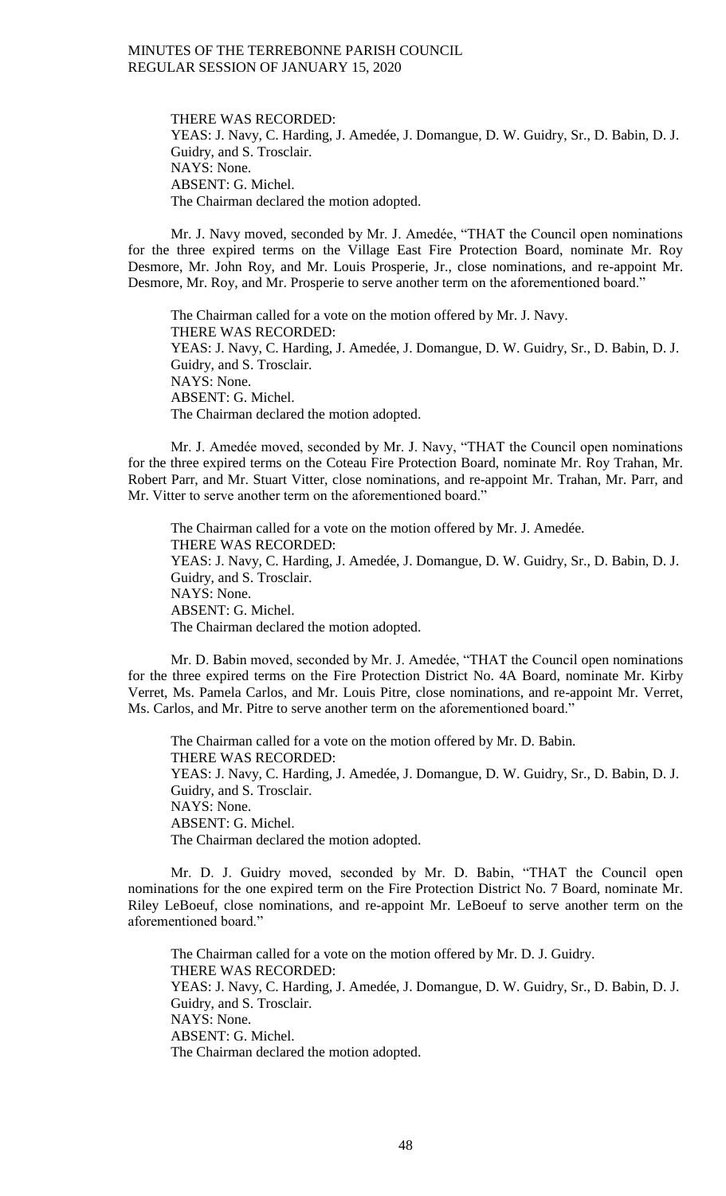THERE WAS RECORDED:
YEAS: J. Navy, C. Harding, J. Amedée, J. Domangue, D. W. Guidry, Sr., D. Babin, D. J. Guidry, and S. Trosclair.
NAYS: None.
ABSENT: G. Michel.
The Chairman declared the motion adopted.

Mr. J. Navy moved, seconded by Mr. J. Amedée, "THAT the Council open nominations for the three expired terms on the Village East Fire Protection Board, nominate Mr. Roy Desmore, Mr. John Roy, and Mr. Louis Prosperie, Jr., close nominations, and re-appoint Mr. Desmore, Mr. Roy, and Mr. Prosperie to serve another term on the aforementioned board."

The Chairman called for a vote on the motion offered by Mr. J. Navy.
THERE WAS RECORDED:
YEAS: J. Navy, C. Harding, J. Amedée, J. Domangue, D. W. Guidry, Sr., D. Babin, D. J. Guidry, and S. Trosclair.
NAYS: None.
ABSENT: G. Michel.
The Chairman declared the motion adopted.

Mr. J. Amedée moved, seconded by Mr. J. Navy, "THAT the Council open nominations for the three expired terms on the Coteau Fire Protection Board, nominate Mr. Roy Trahan, Mr. Robert Parr, and Mr. Stuart Vitter, close nominations, and re-appoint Mr. Trahan, Mr. Parr, and Mr. Vitter to serve another term on the aforementioned board."

The Chairman called for a vote on the motion offered by Mr. J. Amedée.
THERE WAS RECORDED:
YEAS: J. Navy, C. Harding, J. Amedée, J. Domangue, D. W. Guidry, Sr., D. Babin, D. J. Guidry, and S. Trosclair.
NAYS: None.
ABSENT: G. Michel.
The Chairman declared the motion adopted.

Mr. D. Babin moved, seconded by Mr. J. Amedée, "THAT the Council open nominations for the three expired terms on the Fire Protection District No. 4A Board, nominate Mr. Kirby Verret, Ms. Pamela Carlos, and Mr. Louis Pitre, close nominations, and re-appoint Mr. Verret, Ms. Carlos, and Mr. Pitre to serve another term on the aforementioned board."

The Chairman called for a vote on the motion offered by Mr. D. Babin.
THERE WAS RECORDED:
YEAS: J. Navy, C. Harding, J. Amedée, J. Domangue, D. W. Guidry, Sr., D. Babin, D. J. Guidry, and S. Trosclair.
NAYS: None.
ABSENT: G. Michel.
The Chairman declared the motion adopted.

Mr. D. J. Guidry moved, seconded by Mr. D. Babin, "THAT the Council open nominations for the one expired term on the Fire Protection District No. 7 Board, nominate Mr. Riley LeBoeuf, close nominations, and re-appoint Mr. LeBoeuf to serve another term on the aforementioned board."

The Chairman called for a vote on the motion offered by Mr. D. J. Guidry.
THERE WAS RECORDED:
YEAS: J. Navy, C. Harding, J. Amedée, J. Domangue, D. W. Guidry, Sr., D. Babin, D. J. Guidry, and S. Trosclair.
NAYS: None.
ABSENT: G. Michel.
The Chairman declared the motion adopted.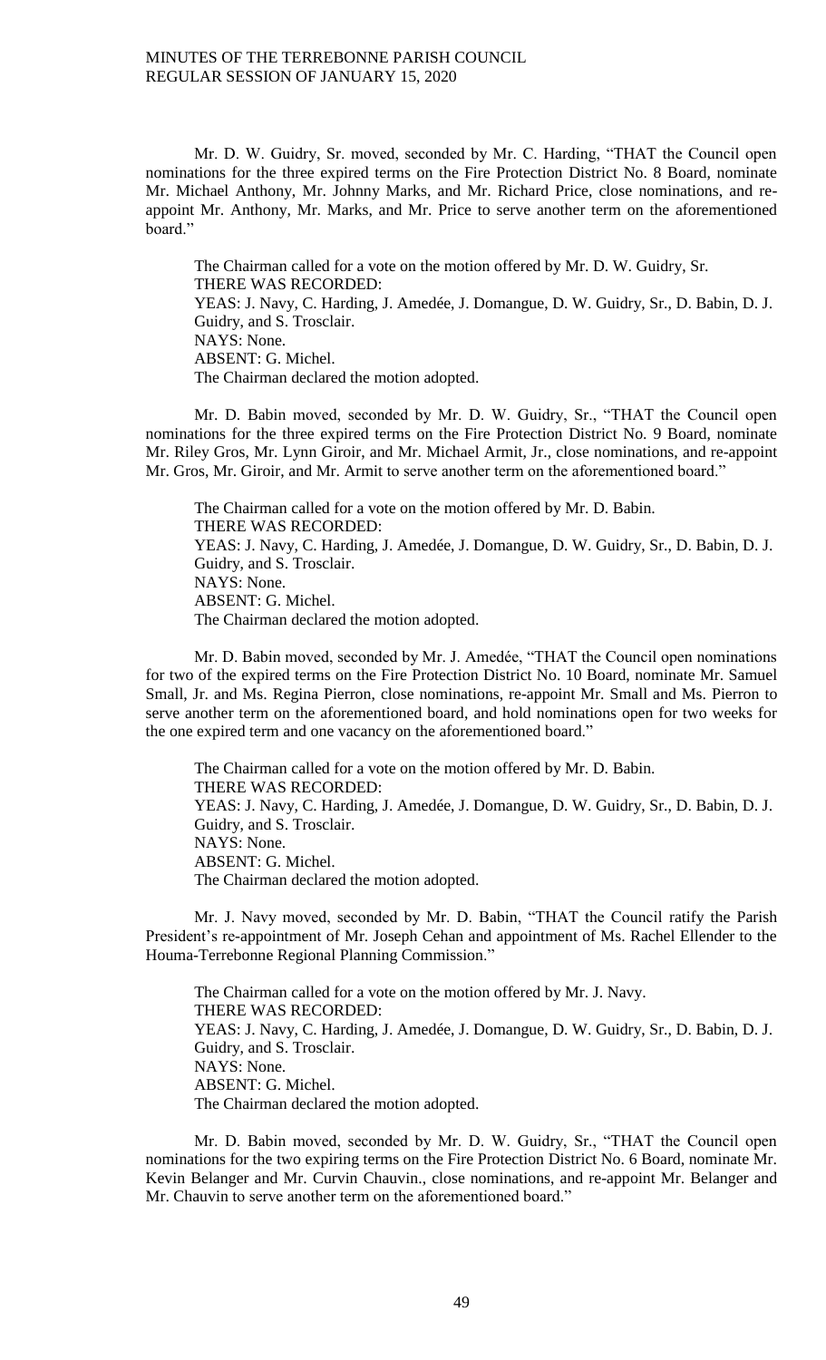Mr. D. W. Guidry, Sr. moved, seconded by Mr. C. Harding, "THAT the Council open nominations for the three expired terms on the Fire Protection District No. 8 Board, nominate Mr. Michael Anthony, Mr. Johnny Marks, and Mr. Richard Price, close nominations, and re-appoint Mr. Anthony, Mr. Marks, and Mr. Price to serve another term on the aforementioned board."

The Chairman called for a vote on the motion offered by Mr. D. W. Guidry, Sr.
THERE WAS RECORDED:
YEAS: J. Navy, C. Harding, J. Amedée, J. Domangue, D. W. Guidry, Sr., D. Babin, D. J. Guidry, and S. Trosclair.
NAYS: None.
ABSENT: G. Michel.
The Chairman declared the motion adopted.

Mr. D. Babin moved, seconded by Mr. D. W. Guidry, Sr., "THAT the Council open nominations for the three expired terms on the Fire Protection District No. 9 Board, nominate Mr. Riley Gros, Mr. Lynn Giroir, and Mr. Michael Armit, Jr., close nominations, and re-appoint Mr. Gros, Mr. Giroir, and Mr. Armit to serve another term on the aforementioned board."

The Chairman called for a vote on the motion offered by Mr. D. Babin.
THERE WAS RECORDED:
YEAS: J. Navy, C. Harding, J. Amedée, J. Domangue, D. W. Guidry, Sr., D. Babin, D. J. Guidry, and S. Trosclair.
NAYS: None.
ABSENT: G. Michel.
The Chairman declared the motion adopted.

Mr. D. Babin moved, seconded by Mr. J. Amedée, "THAT the Council open nominations for two of the expired terms on the Fire Protection District No. 10 Board, nominate Mr. Samuel Small, Jr. and Ms. Regina Pierron, close nominations, re-appoint Mr. Small and Ms. Pierron to serve another term on the aforementioned board, and hold nominations open for two weeks for the one expired term and one vacancy on the aforementioned board."

The Chairman called for a vote on the motion offered by Mr. D. Babin.
THERE WAS RECORDED:
YEAS: J. Navy, C. Harding, J. Amedée, J. Domangue, D. W. Guidry, Sr., D. Babin, D. J. Guidry, and S. Trosclair.
NAYS: None.
ABSENT: G. Michel.
The Chairman declared the motion adopted.

Mr. J. Navy moved, seconded by Mr. D. Babin, "THAT the Council ratify the Parish President's re-appointment of Mr. Joseph Cehan and appointment of Ms. Rachel Ellender to the Houma-Terrebonne Regional Planning Commission."

The Chairman called for a vote on the motion offered by Mr. J. Navy.
THERE WAS RECORDED:
YEAS: J. Navy, C. Harding, J. Amedée, J. Domangue, D. W. Guidry, Sr., D. Babin, D. J. Guidry, and S. Trosclair.
NAYS: None.
ABSENT: G. Michel.
The Chairman declared the motion adopted.

Mr. D. Babin moved, seconded by Mr. D. W. Guidry, Sr., "THAT the Council open nominations for the two expiring terms on the Fire Protection District No. 6 Board, nominate Mr. Kevin Belanger and Mr. Curvin Chauvin., close nominations, and re-appoint Mr. Belanger and Mr. Chauvin to serve another term on the aforementioned board."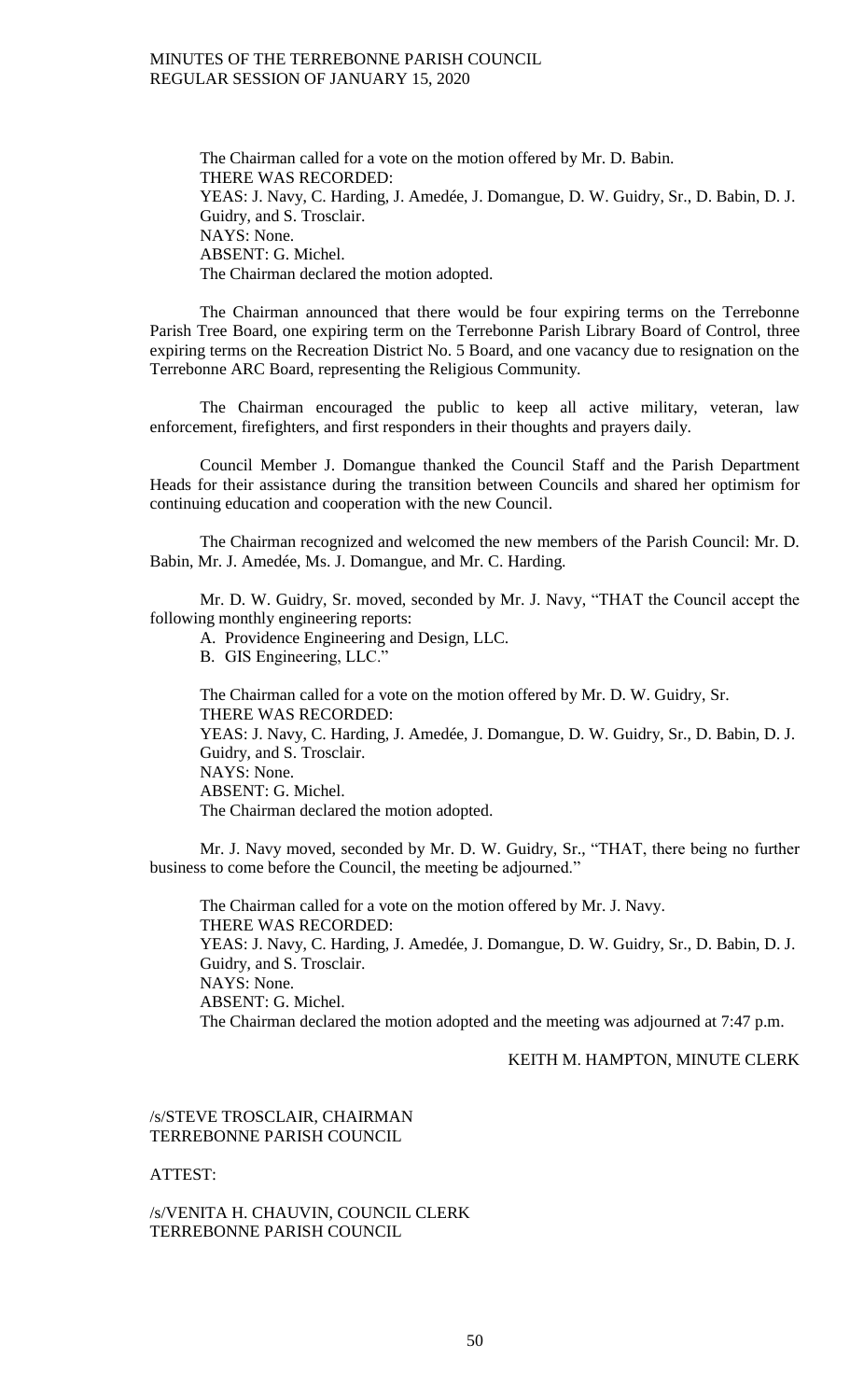The Chairman called for a vote on the motion offered by Mr. D. Babin.
THERE WAS RECORDED:
YEAS: J. Navy, C. Harding, J. Amedée, J. Domangue, D. W. Guidry, Sr., D. Babin, D. J. Guidry, and S. Trosclair.
NAYS: None.
ABSENT: G. Michel.
The Chairman declared the motion adopted.

The Chairman announced that there would be four expiring terms on the Terrebonne Parish Tree Board, one expiring term on the Terrebonne Parish Library Board of Control, three expiring terms on the Recreation District No. 5 Board, and one vacancy due to resignation on the Terrebonne ARC Board, representing the Religious Community.

The Chairman encouraged the public to keep all active military, veteran, law enforcement, firefighters, and first responders in their thoughts and prayers daily.

Council Member J. Domangue thanked the Council Staff and the Parish Department Heads for their assistance during the transition between Councils and shared her optimism for continuing education and cooperation with the new Council.

The Chairman recognized and welcomed the new members of the Parish Council: Mr. D. Babin, Mr. J. Amedée, Ms. J. Domangue, and Mr. C. Harding.

Mr. D. W. Guidry, Sr. moved, seconded by Mr. J. Navy, "THAT the Council accept the following monthly engineering reports:

A. Providence Engineering and Design, LLC.
B. GIS Engineering, LLC."

The Chairman called for a vote on the motion offered by Mr. D. W. Guidry, Sr.
THERE WAS RECORDED:
YEAS: J. Navy, C. Harding, J. Amedée, J. Domangue, D. W. Guidry, Sr., D. Babin, D. J. Guidry, and S. Trosclair.
NAYS: None.
ABSENT: G. Michel.
The Chairman declared the motion adopted.

Mr. J. Navy moved, seconded by Mr. D. W. Guidry, Sr., "THAT, there being no further business to come before the Council, the meeting be adjourned."

The Chairman called for a vote on the motion offered by Mr. J. Navy.
THERE WAS RECORDED:
YEAS: J. Navy, C. Harding, J. Amedée, J. Domangue, D. W. Guidry, Sr., D. Babin, D. J. Guidry, and S. Trosclair.
NAYS: None.
ABSENT: G. Michel.
The Chairman declared the motion adopted and the meeting was adjourned at 7:47 p.m.

KEITH M. HAMPTON, MINUTE CLERK

/s/STEVE TROSCLAIR, CHAIRMAN
TERREBONNE PARISH COUNCIL

ATTEST:

/s/VENITA H. CHAUVIN, COUNCIL CLERK
TERREBONNE PARISH COUNCIL